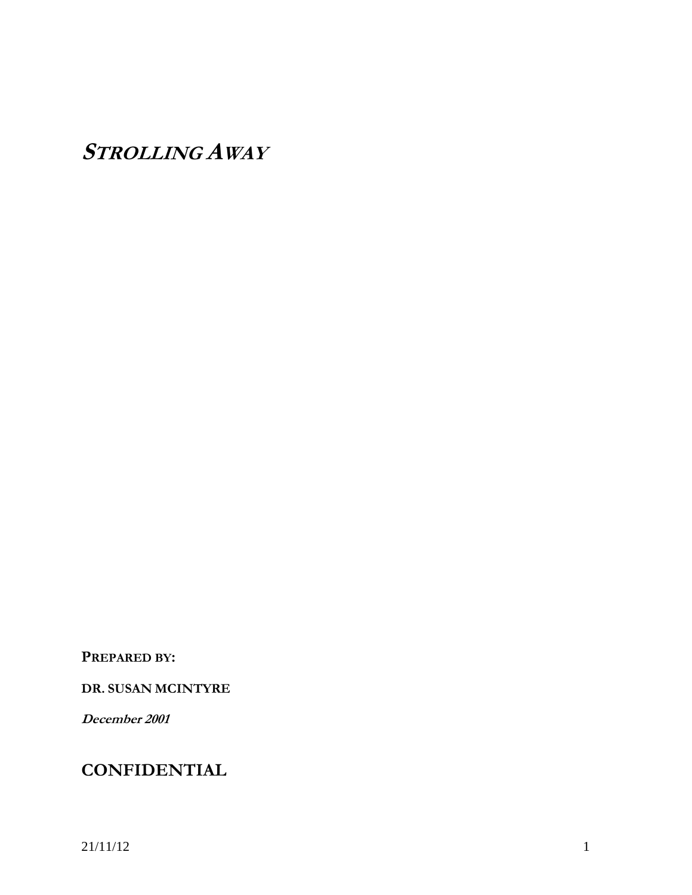# *STROLLING AWAY*

**PREPARED BY:**

**DR. SUSAN MCINTYRE**

***December 2001***

## CONFIDENTIAL

21/11/12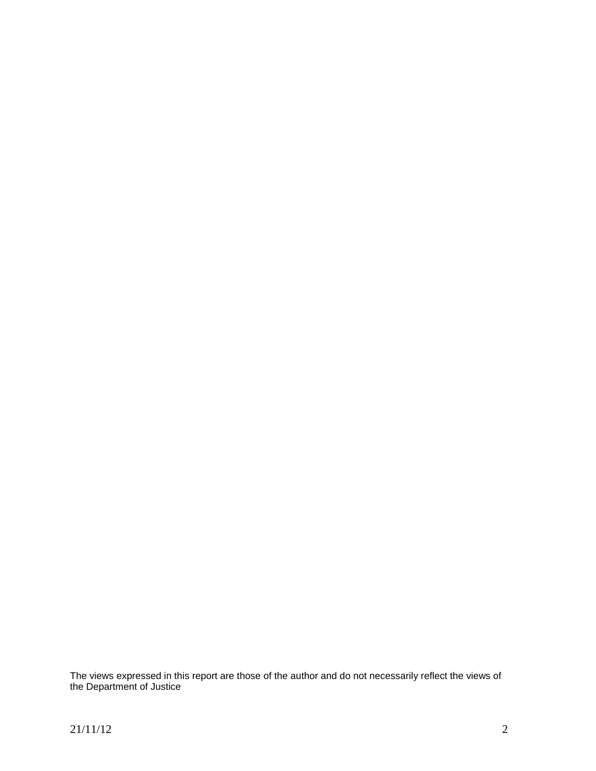The views expressed in this report are those of the author and do not necessarily reflect the views of the Department of Justice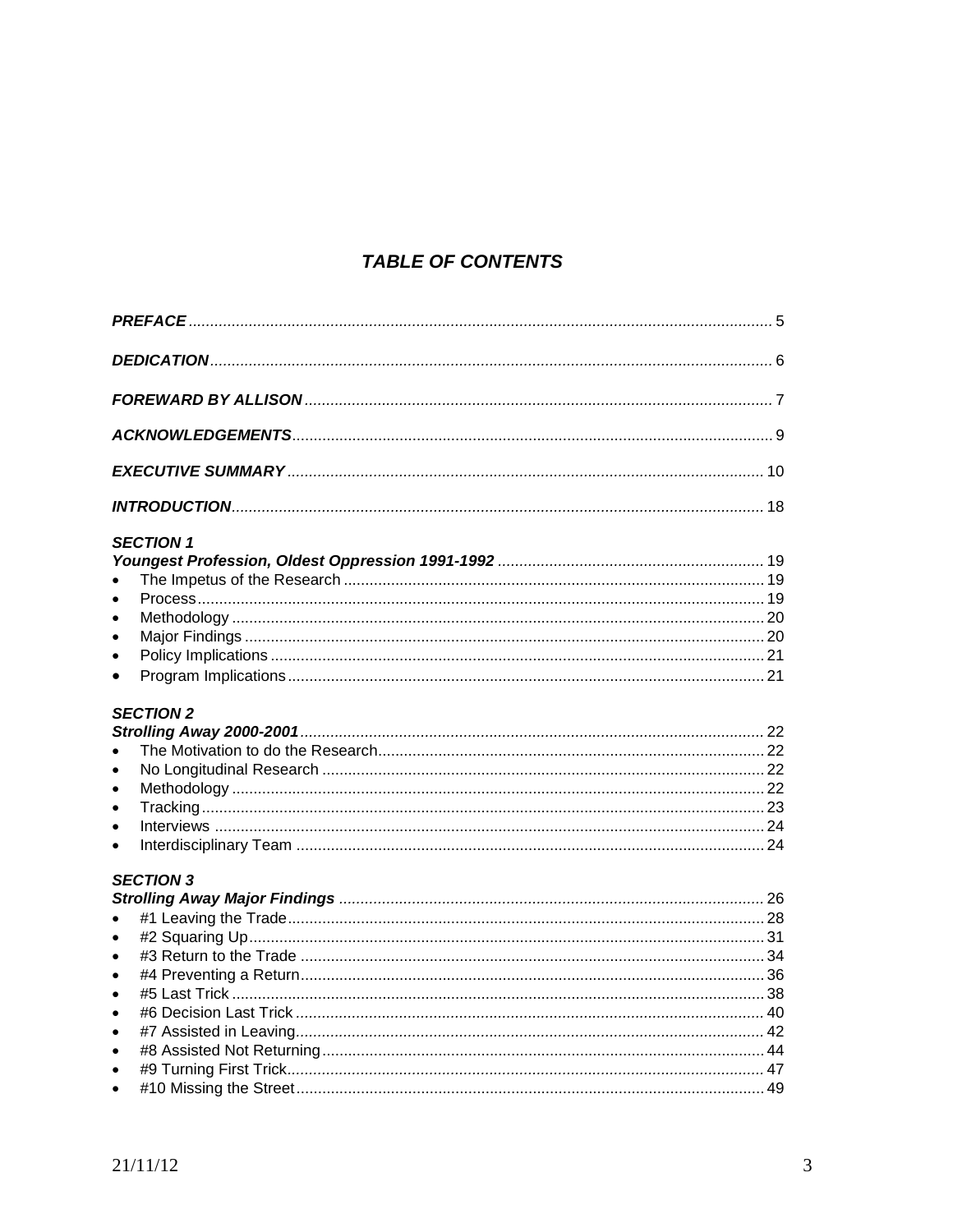## *TABLE OF CONTENTS*

***PREFACE*** ...... 5

***DEDICATION*** ...... 6

***FOREWARD BY ALLISON*** ...... 7

***ACKNOWLEDGEMENTS*** ...... 9

***EXECUTIVE SUMMARY*** ...... 10

***INTRODUCTION*** ...... 18

***SECTION 1***
***Youngest Profession, Oldest Oppression 1991-1992*** ...... 19

- The Impetus of the Research ...... 19
- Process ...... 19
- Methodology ...... 20
- Major Findings ...... 20
- Policy Implications ...... 21
- Program Implications ...... 21

***SECTION 2***
***Strolling Away 2000-2001*** ...... 22

- The Motivation to do the Research ...... 22
- No Longitudinal Research ...... 22
- Methodology ...... 22
- Tracking ...... 23
- Interviews ...... 24
- Interdisciplinary Team ...... 24

***SECTION 3***
***Strolling Away Major Findings*** ...... 26

- #1 Leaving the Trade ...... 28
- #2 Squaring Up ...... 31
- #3 Return to the Trade ...... 34
- #4 Preventing a Return ...... 36
- #5 Last Trick ...... 38
- #6 Decision Last Trick ...... 40
- #7 Assisted in Leaving ...... 42
- #8 Assisted Not Returning ...... 44
- #9 Turning First Trick ...... 47
- #10 Missing the Street ...... 49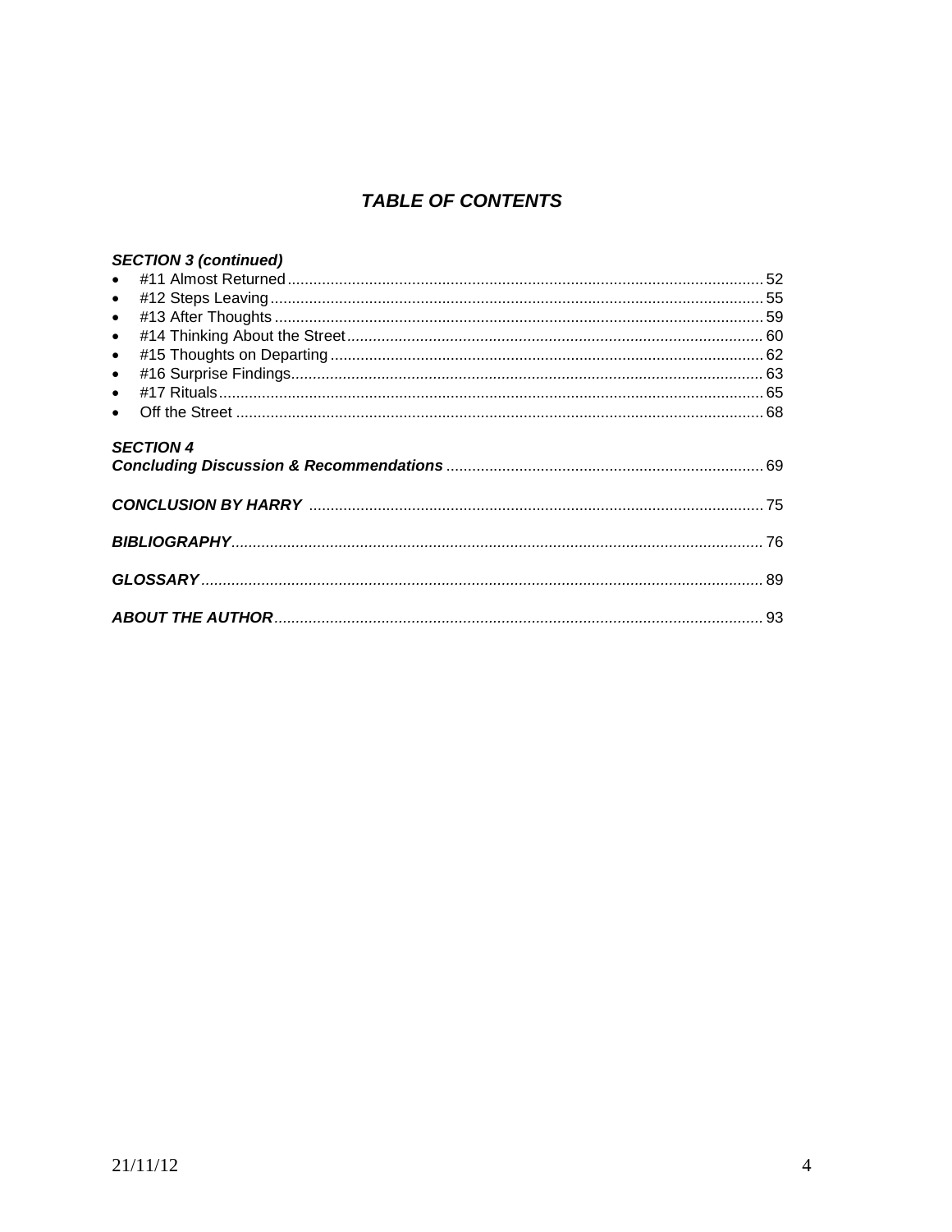## *TABLE OF CONTENTS*

***SECTION 3 (continued)***

- #11 Almost Returned .......... 52
- #12 Steps Leaving .......... 55
- #13 After Thoughts .......... 59
- #14 Thinking About the Street .......... 60
- #15 Thoughts on Departing .......... 62
- #16 Surprise Findings .......... 63
- #17 Rituals .......... 65
- Off the Street .......... 68

***SECTION 4***
***Concluding Discussion & Recommendations*** .......... 69

***CONCLUSION BY HARRY*** .......... 75

***BIBLIOGRAPHY*** .......... 76

***GLOSSARY*** .......... 89

***ABOUT THE AUTHOR*** .......... 93

21/11/12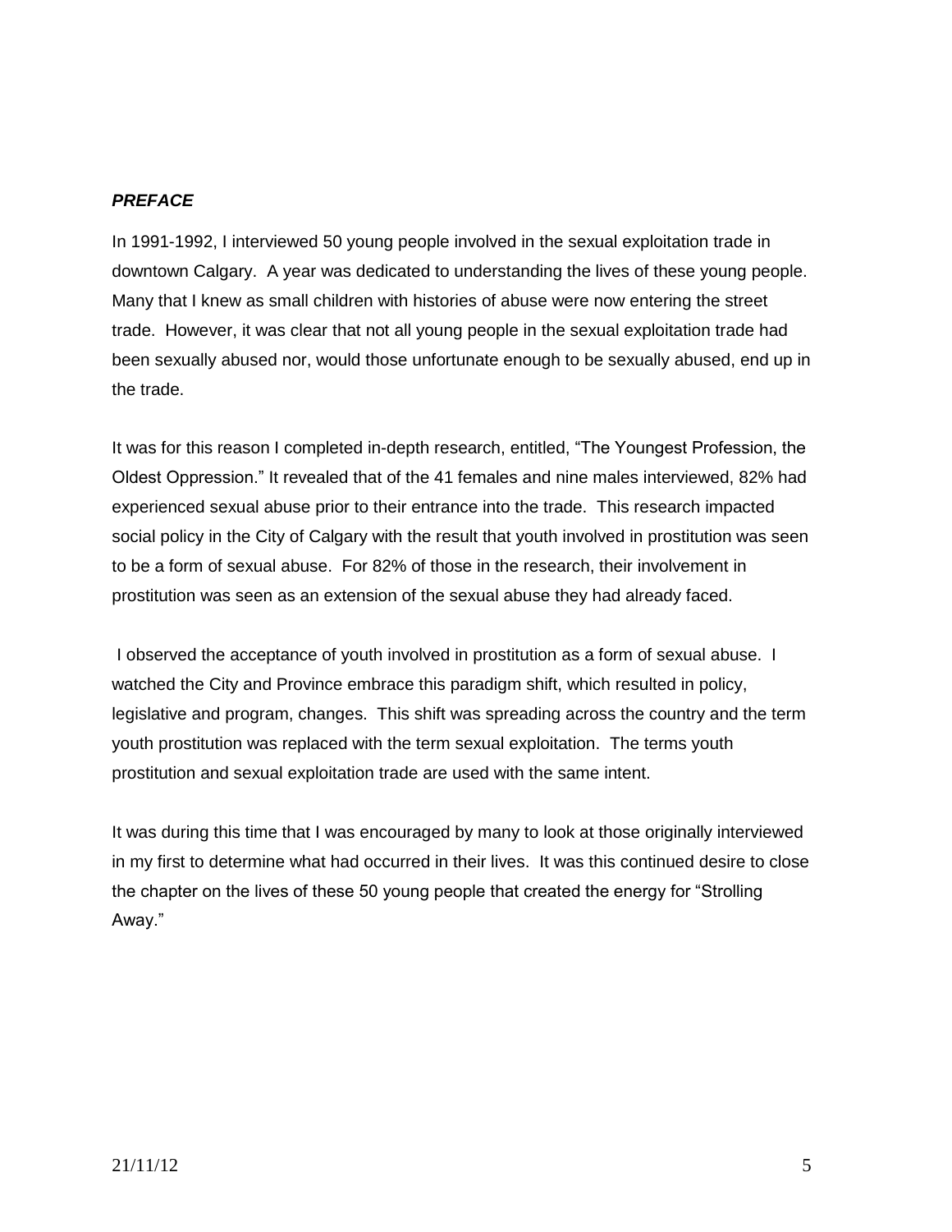***PREFACE***

In 1991-1992, I interviewed 50 young people involved in the sexual exploitation trade in downtown Calgary. A year was dedicated to understanding the lives of these young people. Many that I knew as small children with histories of abuse were now entering the street trade. However, it was clear that not all young people in the sexual exploitation trade had been sexually abused nor, would those unfortunate enough to be sexually abused, end up in the trade.

It was for this reason I completed in-depth research, entitled, "The Youngest Profession, the Oldest Oppression." It revealed that of the 41 females and nine males interviewed, 82% had experienced sexual abuse prior to their entrance into the trade. This research impacted social policy in the City of Calgary with the result that youth involved in prostitution was seen to be a form of sexual abuse. For 82% of those in the research, their involvement in prostitution was seen as an extension of the sexual abuse they had already faced.

I observed the acceptance of youth involved in prostitution as a form of sexual abuse. I watched the City and Province embrace this paradigm shift, which resulted in policy, legislative and program, changes. This shift was spreading across the country and the term youth prostitution was replaced with the term sexual exploitation. The terms youth prostitution and sexual exploitation trade are used with the same intent.

It was during this time that I was encouraged by many to look at those originally interviewed in my first to determine what had occurred in their lives. It was this continued desire to close the chapter on the lives of these 50 young people that created the energy for "Strolling Away."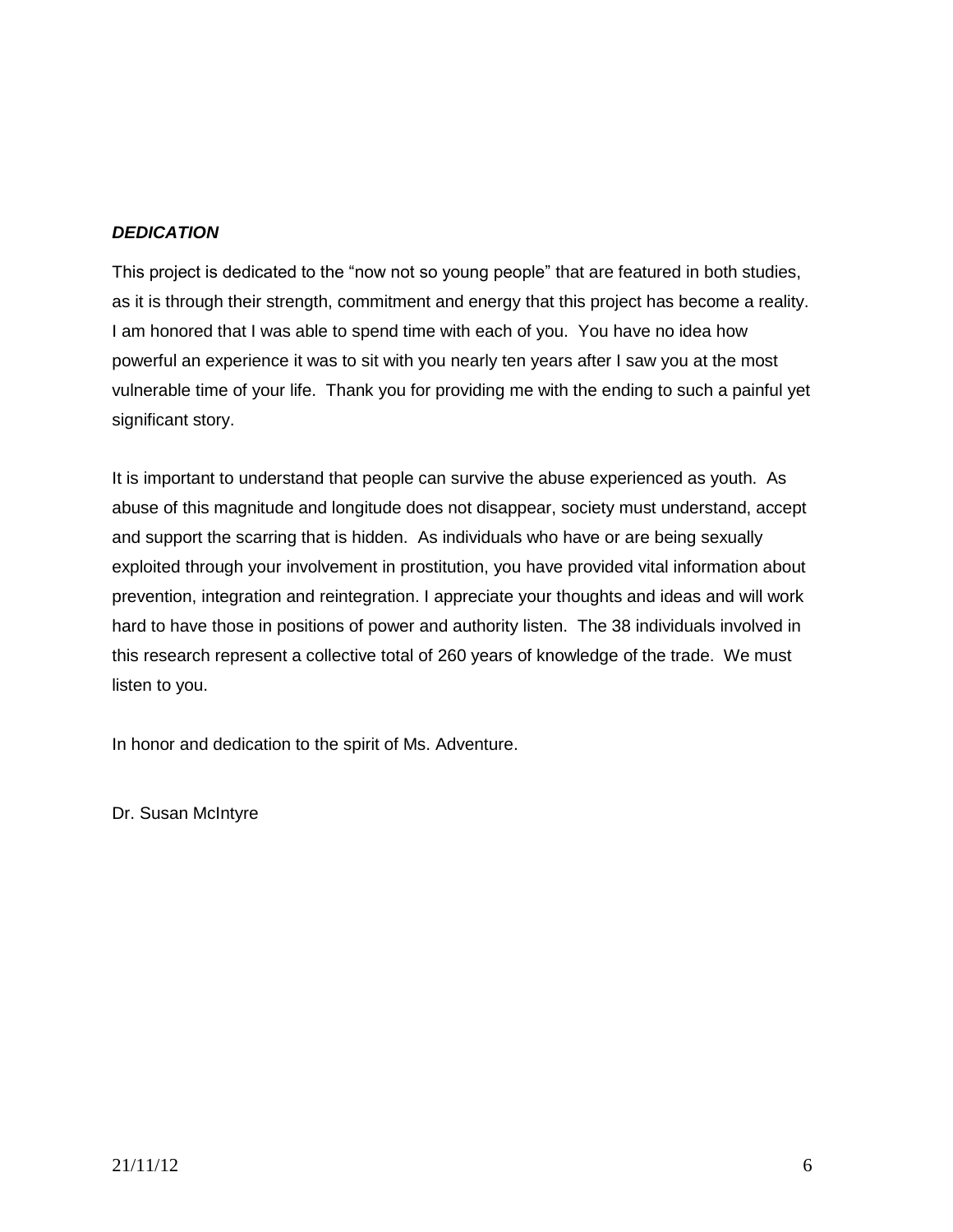***DEDICATION***

This project is dedicated to the "now not so young people" that are featured in both studies, as it is through their strength, commitment and energy that this project has become a reality. I am honored that I was able to spend time with each of you. You have no idea how powerful an experience it was to sit with you nearly ten years after I saw you at the most vulnerable time of your life. Thank you for providing me with the ending to such a painful yet significant story.

It is important to understand that people can survive the abuse experienced as youth. As abuse of this magnitude and longitude does not disappear, society must understand, accept and support the scarring that is hidden. As individuals who have or are being sexually exploited through your involvement in prostitution, you have provided vital information about prevention, integration and reintegration. I appreciate your thoughts and ideas and will work hard to have those in positions of power and authority listen. The 38 individuals involved in this research represent a collective total of 260 years of knowledge of the trade. We must listen to you.

In honor and dedication to the spirit of Ms. Adventure.

Dr. Susan McIntyre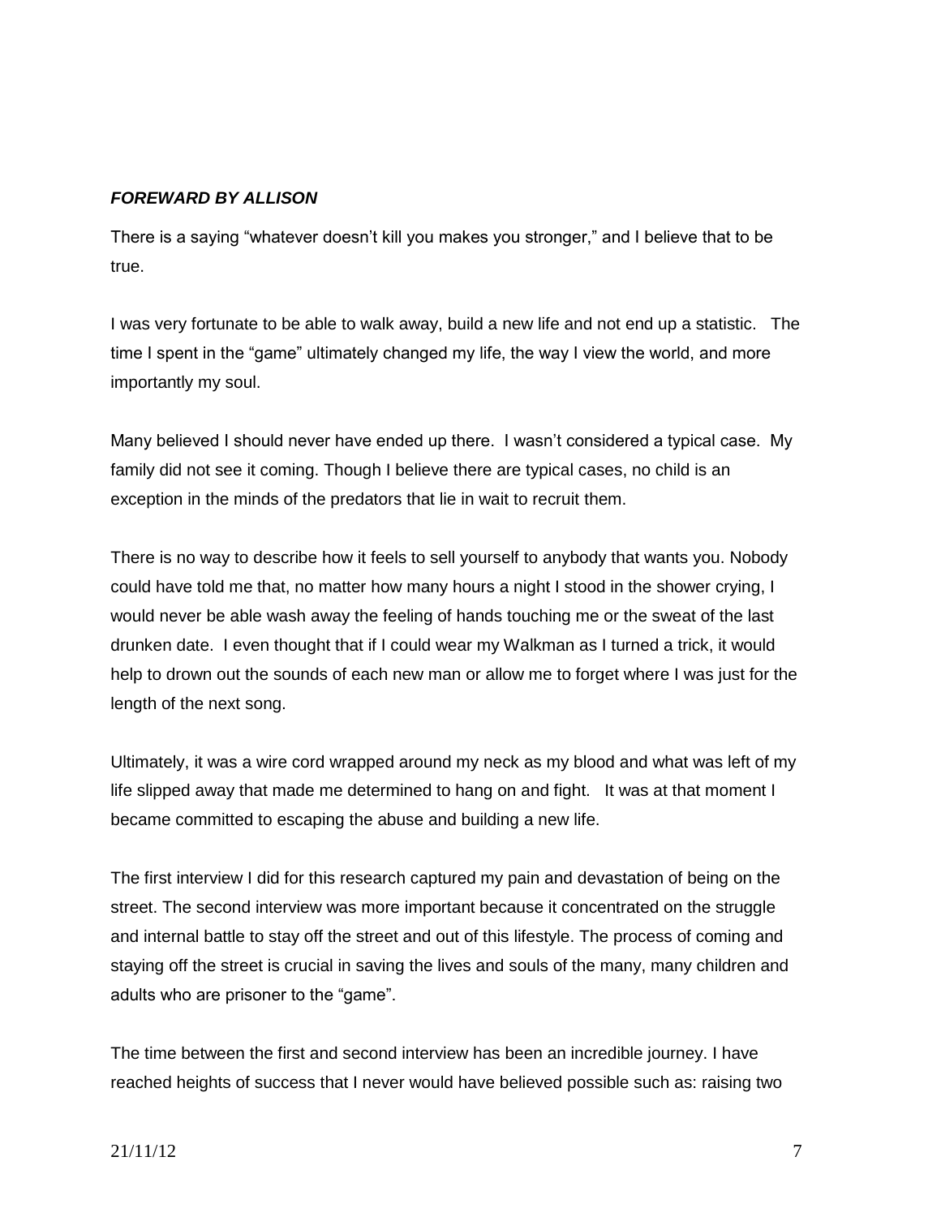## ***FOREWARD BY ALLISON***

There is a saying "whatever doesn't kill you makes you stronger," and I believe that to be true.

I was very fortunate to be able to walk away, build a new life and not end up a statistic. The time I spent in the "game" ultimately changed my life, the way I view the world, and more importantly my soul.

Many believed I should never have ended up there. I wasn't considered a typical case. My family did not see it coming. Though I believe there are typical cases, no child is an exception in the minds of the predators that lie in wait to recruit them.

There is no way to describe how it feels to sell yourself to anybody that wants you. Nobody could have told me that, no matter how many hours a night I stood in the shower crying, I would never be able wash away the feeling of hands touching me or the sweat of the last drunken date. I even thought that if I could wear my Walkman as I turned a trick, it would help to drown out the sounds of each new man or allow me to forget where I was just for the length of the next song.

Ultimately, it was a wire cord wrapped around my neck as my blood and what was left of my life slipped away that made me determined to hang on and fight. It was at that moment I became committed to escaping the abuse and building a new life.

The first interview I did for this research captured my pain and devastation of being on the street. The second interview was more important because it concentrated on the struggle and internal battle to stay off the street and out of this lifestyle. The process of coming and staying off the street is crucial in saving the lives and souls of the many, many children and adults who are prisoner to the "game".

The time between the first and second interview has been an incredible journey. I have reached heights of success that I never would have believed possible such as: raising two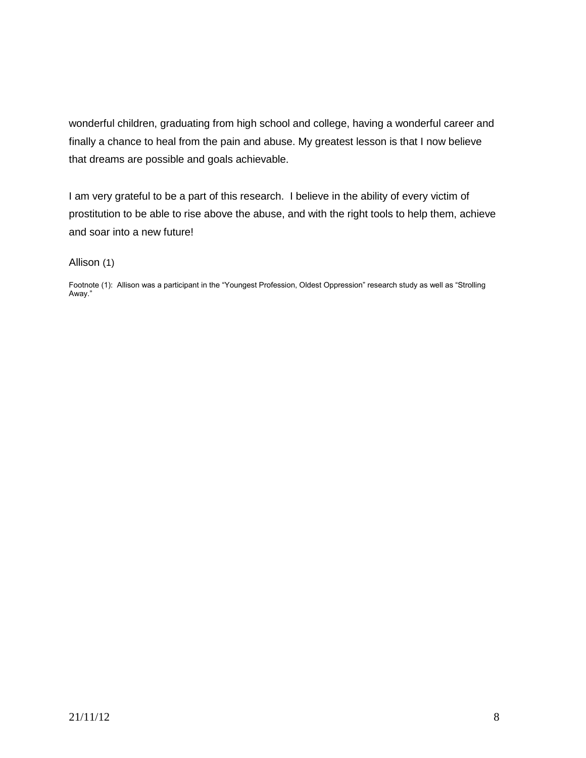wonderful children, graduating from high school and college, having a wonderful career and finally a chance to heal from the pain and abuse. My greatest lesson is that I now believe that dreams are possible and goals achievable.

I am very grateful to be a part of this research. I believe in the ability of every victim of prostitution to be able to rise above the abuse, and with the right tools to help them, achieve and soar into a new future!

Allison (1)

Footnote (1): Allison was a participant in the "Youngest Profession, Oldest Oppression" research study as well as "Strolling Away."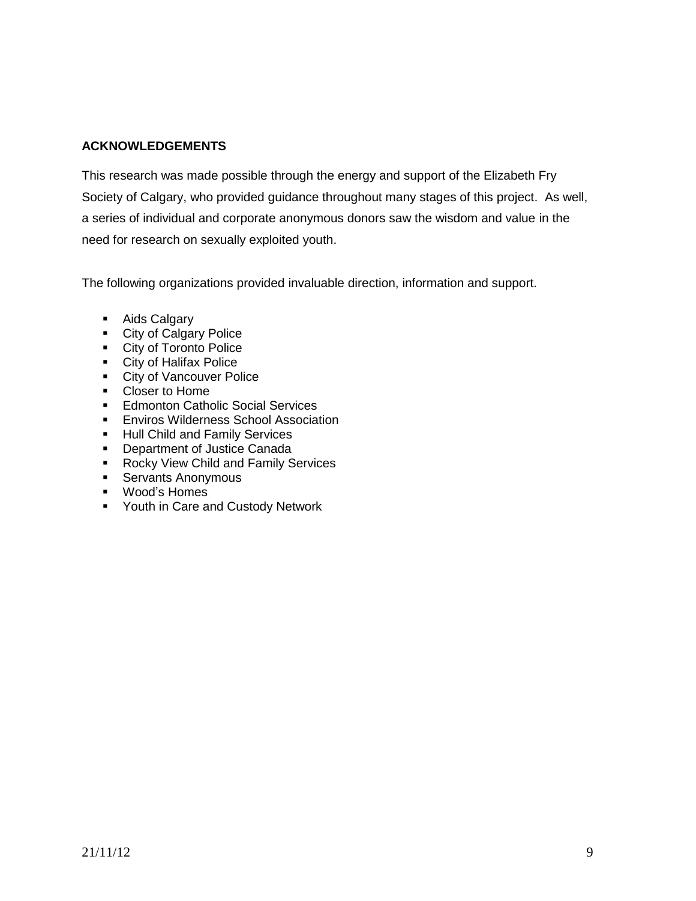## ACKNOWLEDGEMENTS

This research was made possible through the energy and support of the Elizabeth Fry Society of Calgary, who provided guidance throughout many stages of this project. As well, a series of individual and corporate anonymous donors saw the wisdom and value in the need for research on sexually exploited youth.

The following organizations provided invaluable direction, information and support.

- Aids Calgary
- City of Calgary Police
- City of Toronto Police
- City of Halifax Police
- City of Vancouver Police
- Closer to Home
- Edmonton Catholic Social Services
- Enviros Wilderness School Association
- Hull Child and Family Services
- Department of Justice Canada
- Rocky View Child and Family Services
- Servants Anonymous
- Wood's Homes
- Youth in Care and Custody Network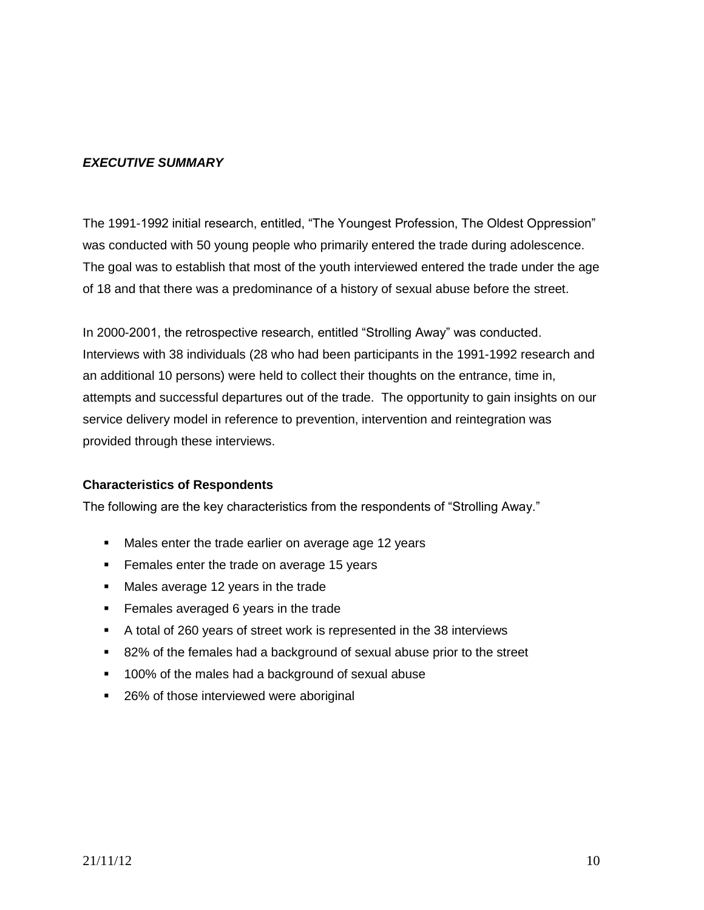***EXECUTIVE SUMMARY***

The 1991-1992 initial research, entitled, “The Youngest Profession, The Oldest Oppression” was conducted with 50 young people who primarily entered the trade during adolescence. The goal was to establish that most of the youth interviewed entered the trade under the age of 18 and that there was a predominance of a history of sexual abuse before the street.

In 2000-2001, the retrospective research, entitled “Strolling Away” was conducted. Interviews with 38 individuals (28 who had been participants in the 1991-1992 research and an additional 10 persons) were held to collect their thoughts on the entrance, time in, attempts and successful departures out of the trade. The opportunity to gain insights on our service delivery model in reference to prevention, intervention and reintegration was provided through these interviews.

**Characteristics of Respondents**

The following are the key characteristics from the respondents of “Strolling Away.”

- Males enter the trade earlier on average age 12 years
- Females enter the trade on average 15 years
- Males average 12 years in the trade
- Females averaged 6 years in the trade
- A total of 260 years of street work is represented in the 38 interviews
- 82% of the females had a background of sexual abuse prior to the street
- 100% of the males had a background of sexual abuse
- 26% of those interviewed were aboriginal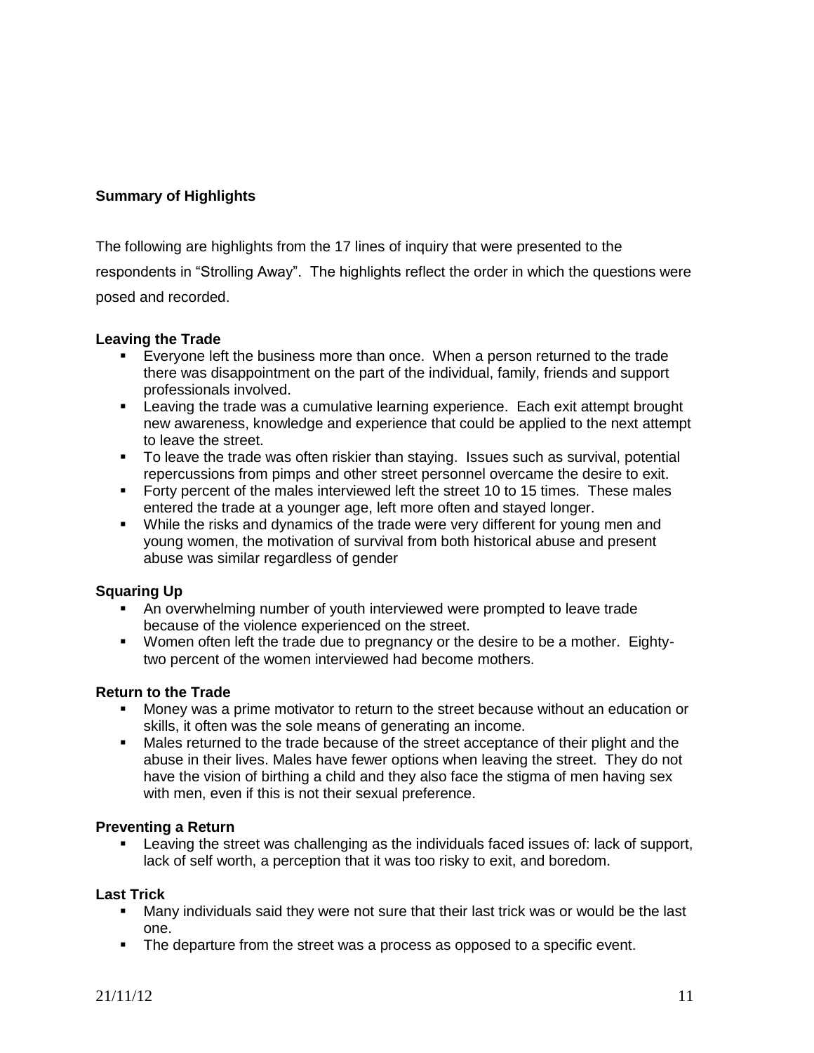## Summary of Highlights

The following are highlights from the 17 lines of inquiry that were presented to the respondents in "Strolling Away". The highlights reflect the order in which the questions were posed and recorded.

### Leaving the Trade

- Everyone left the business more than once. When a person returned to the trade there was disappointment on the part of the individual, family, friends and support professionals involved.
- Leaving the trade was a cumulative learning experience. Each exit attempt brought new awareness, knowledge and experience that could be applied to the next attempt to leave the street.
- To leave the trade was often riskier than staying. Issues such as survival, potential repercussions from pimps and other street personnel overcame the desire to exit.
- Forty percent of the males interviewed left the street 10 to 15 times. These males entered the trade at a younger age, left more often and stayed longer.
- While the risks and dynamics of the trade were very different for young men and young women, the motivation of survival from both historical abuse and present abuse was similar regardless of gender

### Squaring Up

- An overwhelming number of youth interviewed were prompted to leave trade because of the violence experienced on the street.
- Women often left the trade due to pregnancy or the desire to be a mother. Eighty-two percent of the women interviewed had become mothers.

### Return to the Trade

- Money was a prime motivator to return to the street because without an education or skills, it often was the sole means of generating an income.
- Males returned to the trade because of the street acceptance of their plight and the abuse in their lives. Males have fewer options when leaving the street. They do not have the vision of birthing a child and they also face the stigma of men having sex with men, even if this is not their sexual preference.

### Preventing a Return

- Leaving the street was challenging as the individuals faced issues of: lack of support, lack of self worth, a perception that it was too risky to exit, and boredom.

### Last Trick

- Many individuals said they were not sure that their last trick was or would be the last one.
- The departure from the street was a process as opposed to a specific event.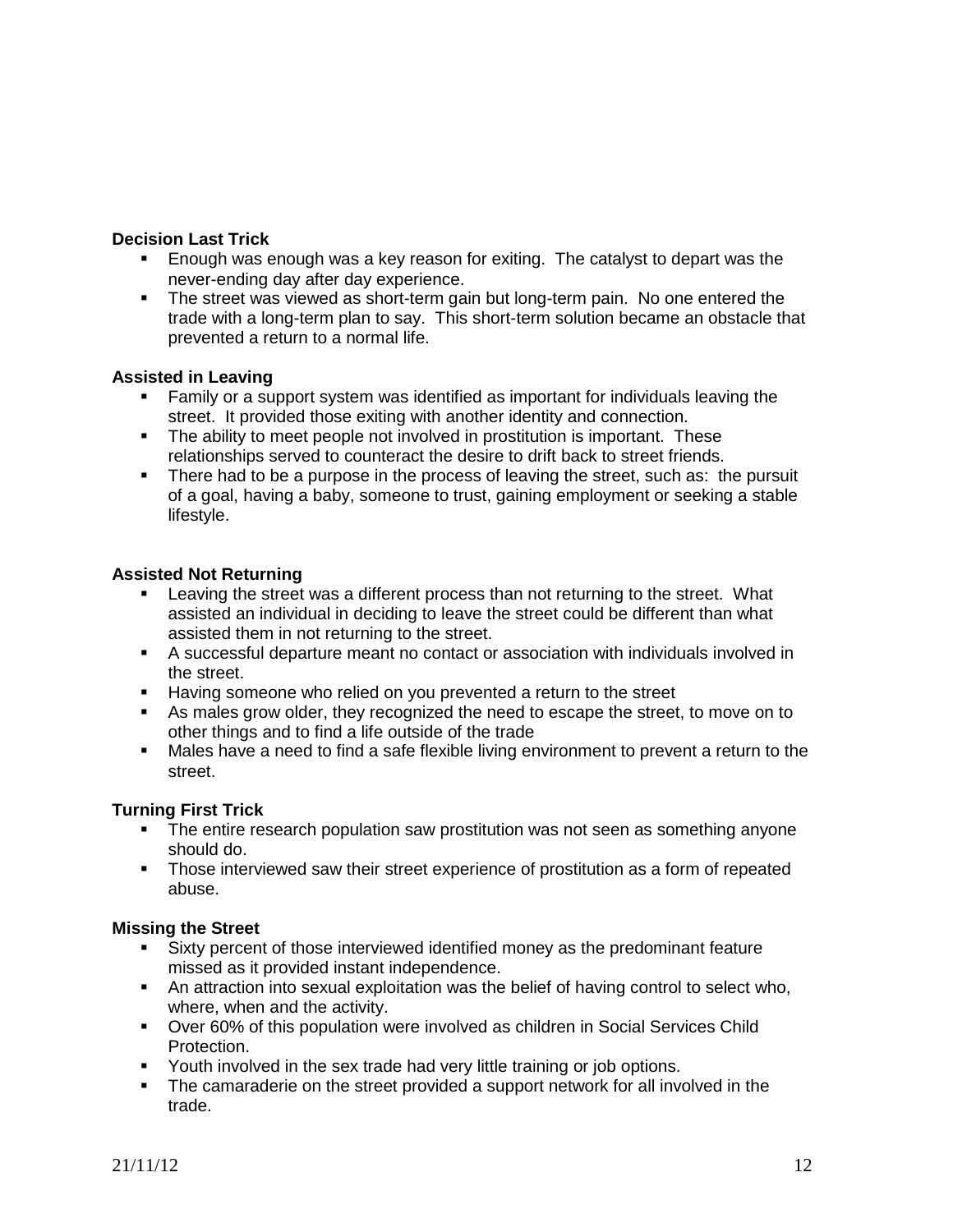**Decision Last Trick**

- Enough was enough was a key reason for exiting. The catalyst to depart was the never-ending day after day experience.
- The street was viewed as short-term gain but long-term pain. No one entered the trade with a long-term plan to say. This short-term solution became an obstacle that prevented a return to a normal life.

**Assisted in Leaving**

- Family or a support system was identified as important for individuals leaving the street. It provided those exiting with another identity and connection.
- The ability to meet people not involved in prostitution is important. These relationships served to counteract the desire to drift back to street friends.
- There had to be a purpose in the process of leaving the street, such as: the pursuit of a goal, having a baby, someone to trust, gaining employment or seeking a stable lifestyle.

**Assisted Not Returning**

- Leaving the street was a different process than not returning to the street. What assisted an individual in deciding to leave the street could be different than what assisted them in not returning to the street.
- A successful departure meant no contact or association with individuals involved in the street.
- Having someone who relied on you prevented a return to the street
- As males grow older, they recognized the need to escape the street, to move on to other things and to find a life outside of the trade
- Males have a need to find a safe flexible living environment to prevent a return to the street.

**Turning First Trick**

- The entire research population saw prostitution was not seen as something anyone should do.
- Those interviewed saw their street experience of prostitution as a form of repeated abuse.

**Missing the Street**

- Sixty percent of those interviewed identified money as the predominant feature missed as it provided instant independence.
- An attraction into sexual exploitation was the belief of having control to select who, where, when and the activity.
- Over 60% of this population were involved as children in Social Services Child Protection.
- Youth involved in the sex trade had very little training or job options.
- The camaraderie on the street provided a support network for all involved in the trade.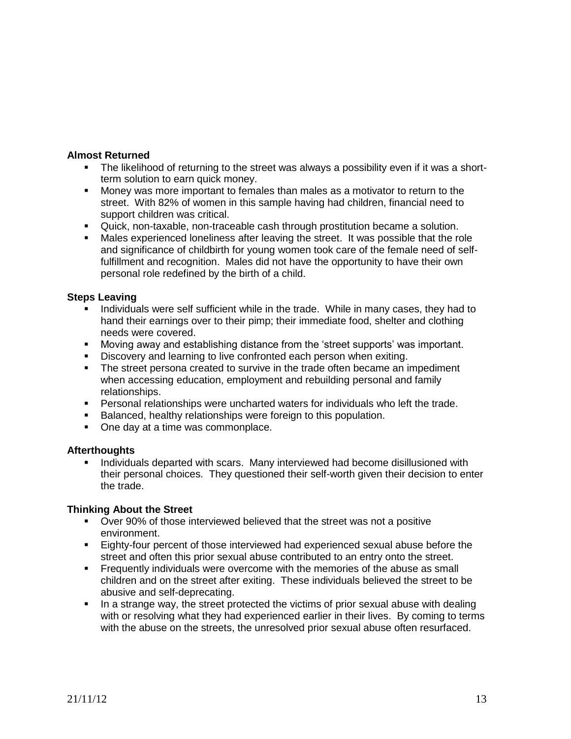**Almost Returned**

- The likelihood of returning to the street was always a possibility even if it was a short-term solution to earn quick money.
- Money was more important to females than males as a motivator to return to the street. With 82% of women in this sample having had children, financial need to support children was critical.
- Quick, non-taxable, non-traceable cash through prostitution became a solution.
- Males experienced loneliness after leaving the street. It was possible that the role and significance of childbirth for young women took care of the female need of self-fulfillment and recognition. Males did not have the opportunity to have their own personal role redefined by the birth of a child.

**Steps Leaving**

- Individuals were self sufficient while in the trade. While in many cases, they had to hand their earnings over to their pimp; their immediate food, shelter and clothing needs were covered.
- Moving away and establishing distance from the 'street supports' was important.
- Discovery and learning to live confronted each person when exiting.
- The street persona created to survive in the trade often became an impediment when accessing education, employment and rebuilding personal and family relationships.
- Personal relationships were uncharted waters for individuals who left the trade.
- Balanced, healthy relationships were foreign to this population.
- One day at a time was commonplace.

**Afterthoughts**

- Individuals departed with scars. Many interviewed had become disillusioned with their personal choices. They questioned their self-worth given their decision to enter the trade.

**Thinking About the Street**

- Over 90% of those interviewed believed that the street was not a positive environment.
- Eighty-four percent of those interviewed had experienced sexual abuse before the street and often this prior sexual abuse contributed to an entry onto the street.
- Frequently individuals were overcome with the memories of the abuse as small children and on the street after exiting. These individuals believed the street to be abusive and self-deprecating.
- In a strange way, the street protected the victims of prior sexual abuse with dealing with or resolving what they had experienced earlier in their lives. By coming to terms with the abuse on the streets, the unresolved prior sexual abuse often resurfaced.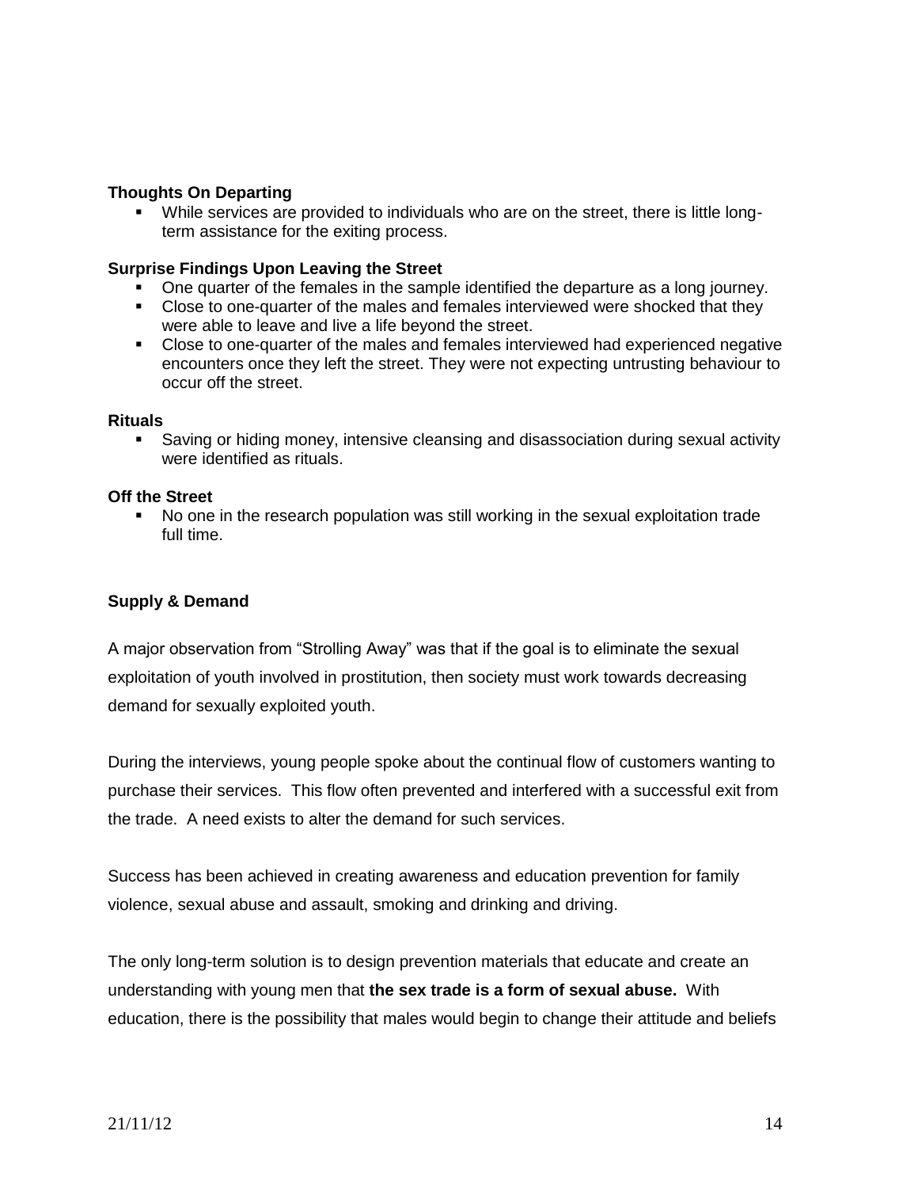**Thoughts On Departing**

- While services are provided to individuals who are on the street, there is little long-term assistance for the exiting process.

**Surprise Findings Upon Leaving the Street**

- One quarter of the females in the sample identified the departure as a long journey.
- Close to one-quarter of the males and females interviewed were shocked that they were able to leave and live a life beyond the street.
- Close to one-quarter of the males and females interviewed had experienced negative encounters once they left the street. They were not expecting untrusting behaviour to occur off the street.

**Rituals**

- Saving or hiding money, intensive cleansing and disassociation during sexual activity were identified as rituals.

**Off the Street**

- No one in the research population was still working in the sexual exploitation trade full time.

**Supply & Demand**

A major observation from "Strolling Away" was that if the goal is to eliminate the sexual exploitation of youth involved in prostitution, then society must work towards decreasing demand for sexually exploited youth.

During the interviews, young people spoke about the continual flow of customers wanting to purchase their services. This flow often prevented and interfered with a successful exit from the trade. A need exists to alter the demand for such services.

Success has been achieved in creating awareness and education prevention for family violence, sexual abuse and assault, smoking and drinking and driving.

The only long-term solution is to design prevention materials that educate and create an understanding with young men that **the sex trade is a form of sexual abuse.** With education, there is the possibility that males would begin to change their attitude and beliefs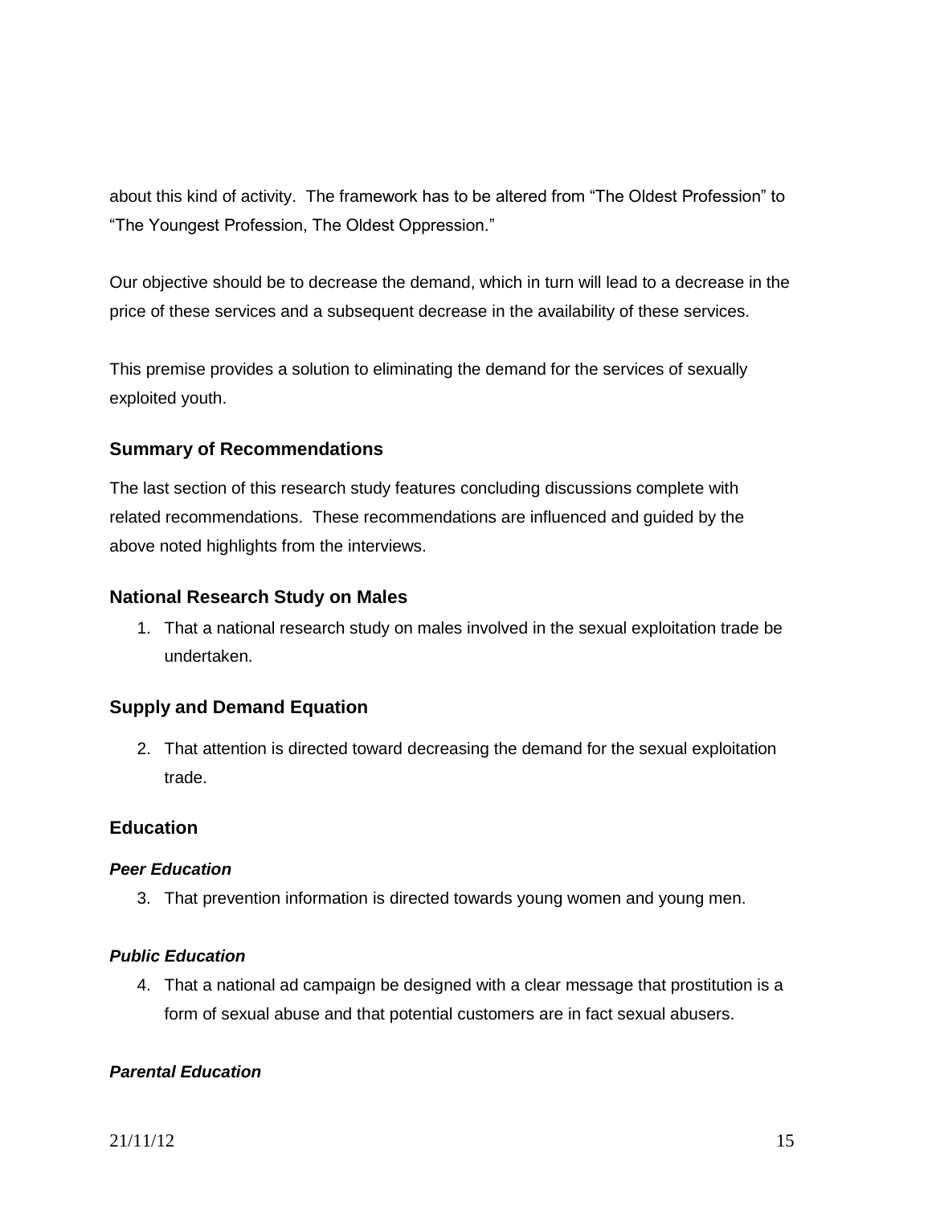about this kind of activity. The framework has to be altered from "The Oldest Profession" to "The Youngest Profession, The Oldest Oppression."

Our objective should be to decrease the demand, which in turn will lead to a decrease in the price of these services and a subsequent decrease in the availability of these services.

This premise provides a solution to eliminating the demand for the services of sexually exploited youth.

## Summary of Recommendations

The last section of this research study features concluding discussions complete with related recommendations. These recommendations are influenced and guided by the above noted highlights from the interviews.

## National Research Study on Males

1. That a national research study on males involved in the sexual exploitation trade be undertaken.

## Supply and Demand Equation

2. That attention is directed toward decreasing the demand for the sexual exploitation trade.

## Education

### *Peer Education*

3. That prevention information is directed towards young women and young men.

### *Public Education*

4. That a national ad campaign be designed with a clear message that prostitution is a form of sexual abuse and that potential customers are in fact sexual abusers.

### *Parental Education*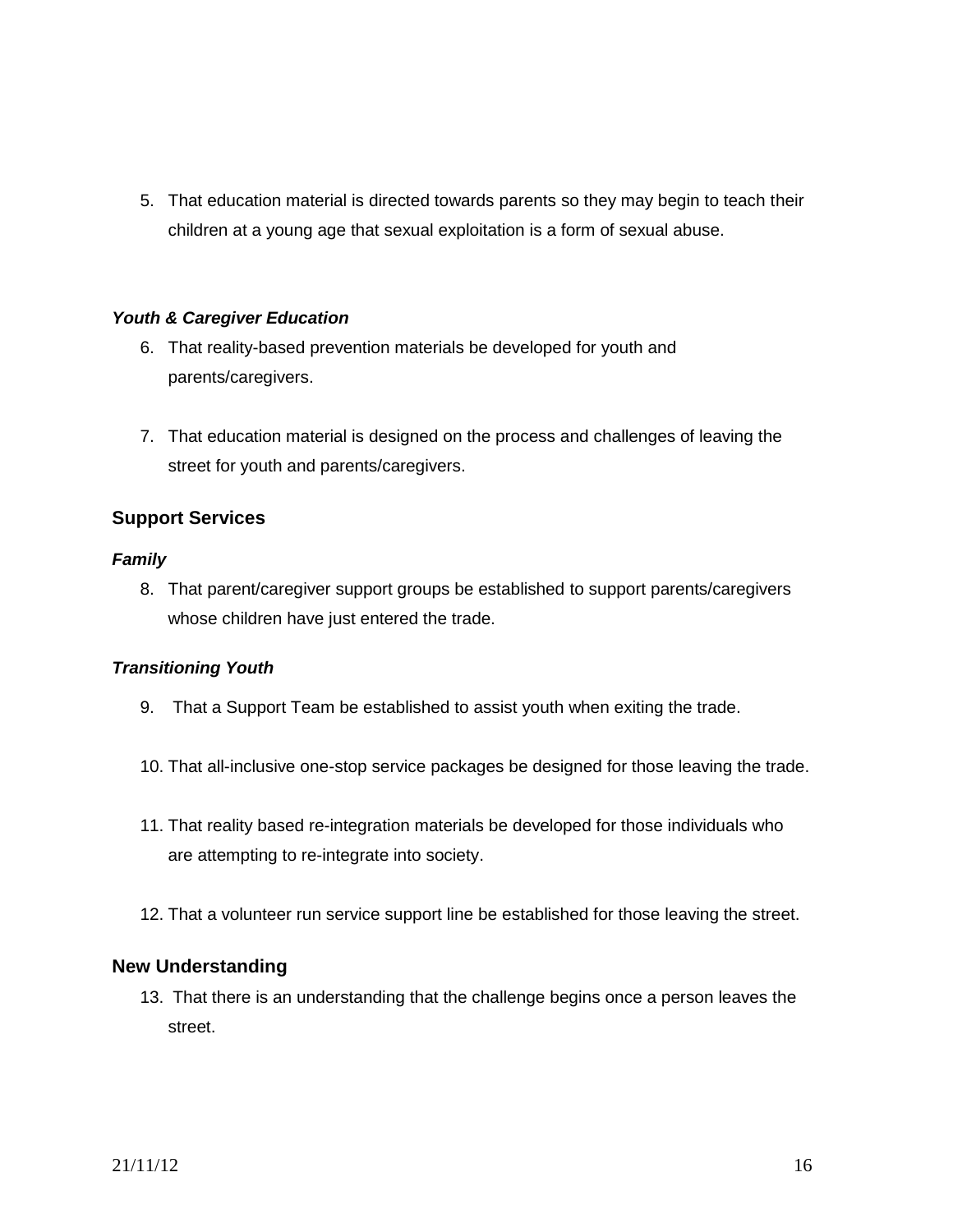5. That education material is directed towards parents so they may begin to teach their children at a young age that sexual exploitation is a form of sexual abuse.

***Youth & Caregiver Education***

6. That reality-based prevention materials be developed for youth and parents/caregivers.

7. That education material is designed on the process and challenges of leaving the street for youth and parents/caregivers.

## Support Services

***Family***

8. That parent/caregiver support groups be established to support parents/caregivers whose children have just entered the trade.

***Transitioning Youth***

9. That a Support Team be established to assist youth when exiting the trade.

10. That all-inclusive one-stop service packages be designed for those leaving the trade.

11. That reality based re-integration materials be developed for those individuals who are attempting to re-integrate into society.

12. That a volunteer run service support line be established for those leaving the street.

## New Understanding

13. That there is an understanding that the challenge begins once a person leaves the street.

21/11/12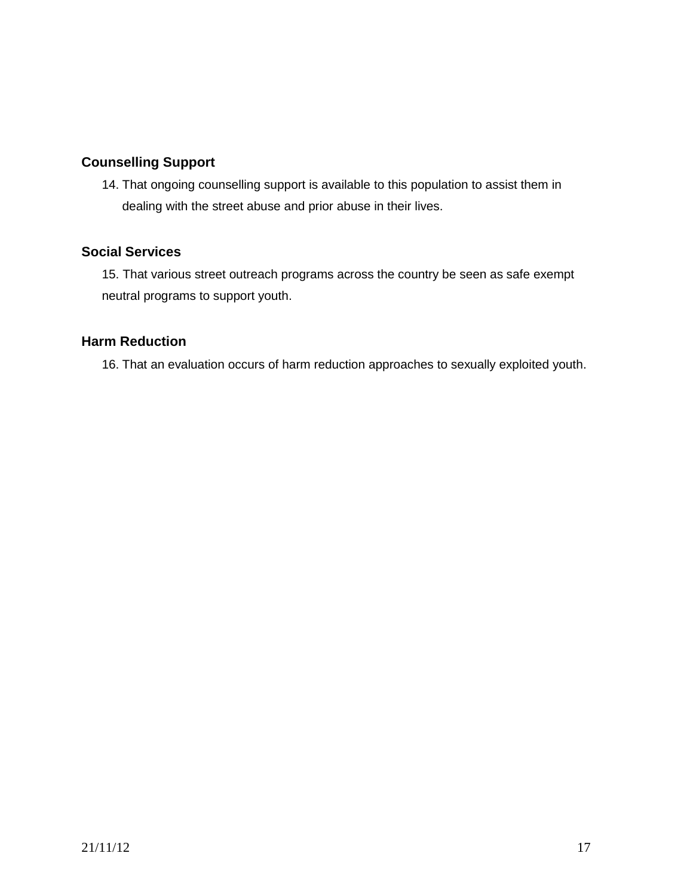**Counselling Support**

14. That ongoing counselling support is available to this population to assist them in dealing with the street abuse and prior abuse in their lives.

**Social Services**

15. That various street outreach programs across the country be seen as safe exempt neutral programs to support youth.

**Harm Reduction**

16. That an evaluation occurs of harm reduction approaches to sexually exploited youth.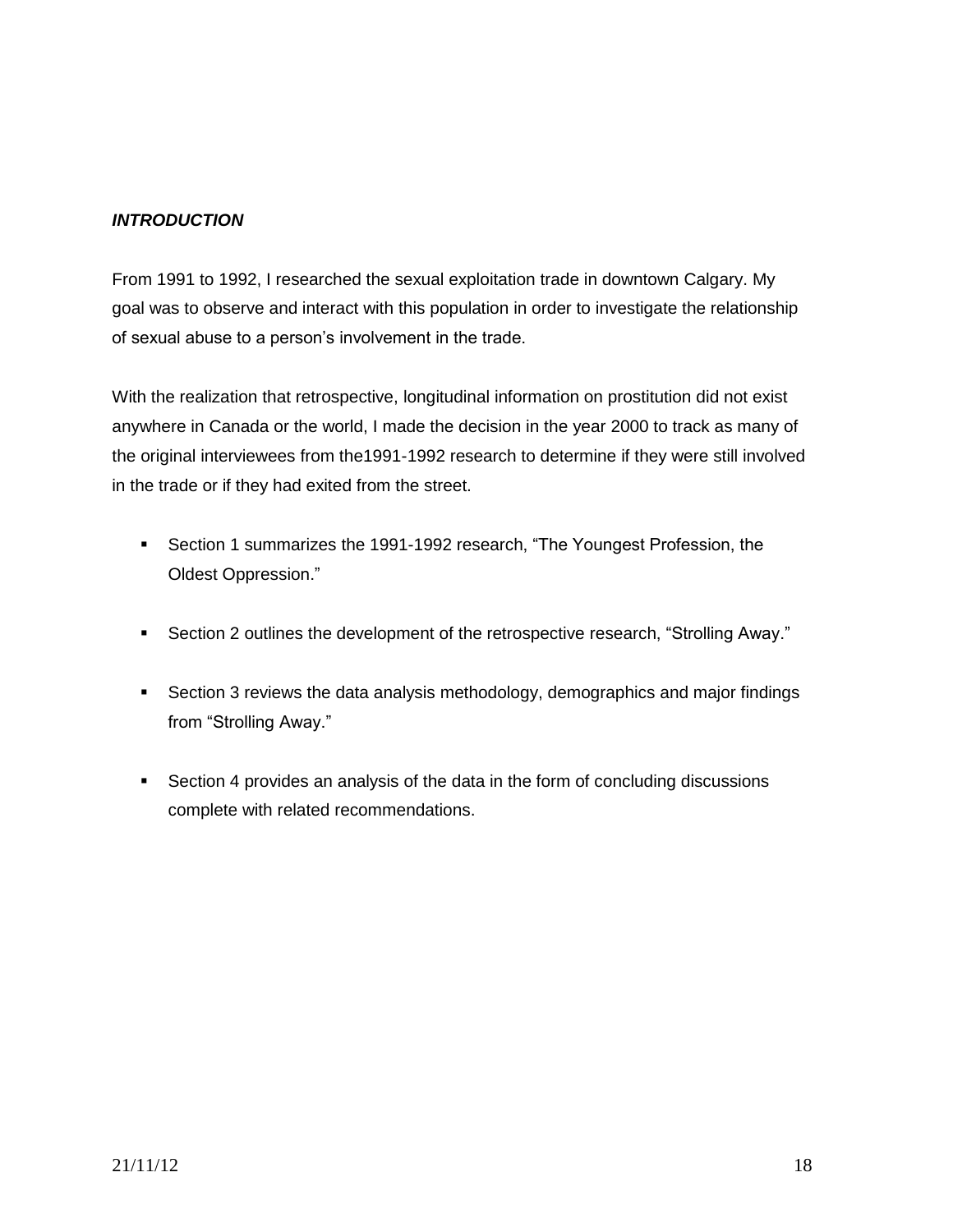### ***INTRODUCTION***

From 1991 to 1992, I researched the sexual exploitation trade in downtown Calgary. My goal was to observe and interact with this population in order to investigate the relationship of sexual abuse to a person's involvement in the trade.

With the realization that retrospective, longitudinal information on prostitution did not exist anywhere in Canada or the world, I made the decision in the year 2000 to track as many of the original interviewees from the1991-1992 research to determine if they were still involved in the trade or if they had exited from the street.

- Section 1 summarizes the 1991-1992 research, "The Youngest Profession, the Oldest Oppression."
- Section 2 outlines the development of the retrospective research, "Strolling Away."
- Section 3 reviews the data analysis methodology, demographics and major findings from "Strolling Away."
- Section 4 provides an analysis of the data in the form of concluding discussions complete with related recommendations.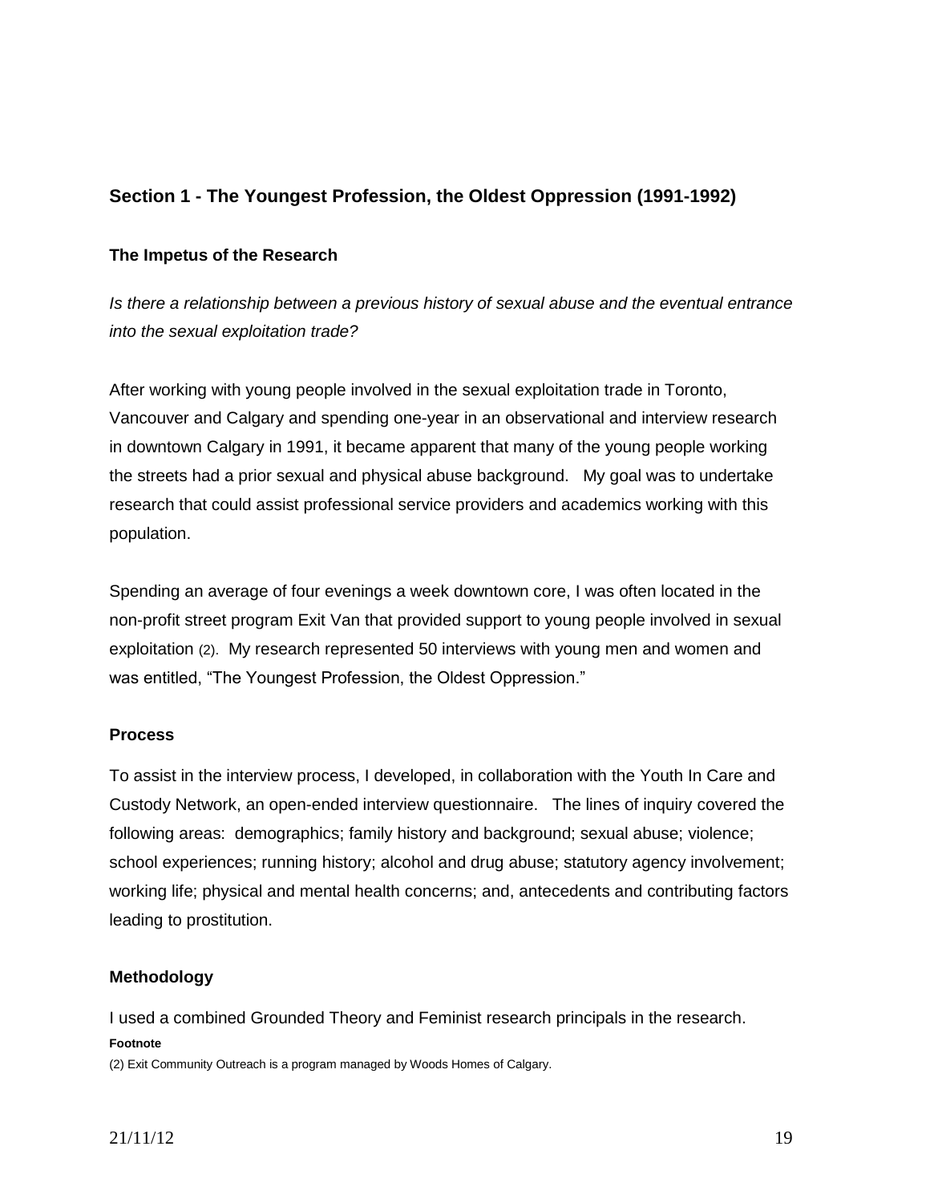## Section 1 - The Youngest Profession, the Oldest Oppression (1991-1992)

### The Impetus of the Research

*Is there a relationship between a previous history of sexual abuse and the eventual entrance into the sexual exploitation trade?*

After working with young people involved in the sexual exploitation trade in Toronto, Vancouver and Calgary and spending one-year in an observational and interview research in downtown Calgary in 1991, it became apparent that many of the young people working the streets had a prior sexual and physical abuse background. My goal was to undertake research that could assist professional service providers and academics working with this population.

Spending an average of four evenings a week downtown core, I was often located in the non-profit street program Exit Van that provided support to young people involved in sexual exploitation (2). My research represented 50 interviews with young men and women and was entitled, "The Youngest Profession, the Oldest Oppression."

### Process

To assist in the interview process, I developed, in collaboration with the Youth In Care and Custody Network, an open-ended interview questionnaire. The lines of inquiry covered the following areas: demographics; family history and background; sexual abuse; violence; school experiences; running history; alcohol and drug abuse; statutory agency involvement; working life; physical and mental health concerns; and, antecedents and contributing factors leading to prostitution.

### Methodology

I used a combined Grounded Theory and Feminist research principals in the research.

**Footnote**

(2) Exit Community Outreach is a program managed by Woods Homes of Calgary.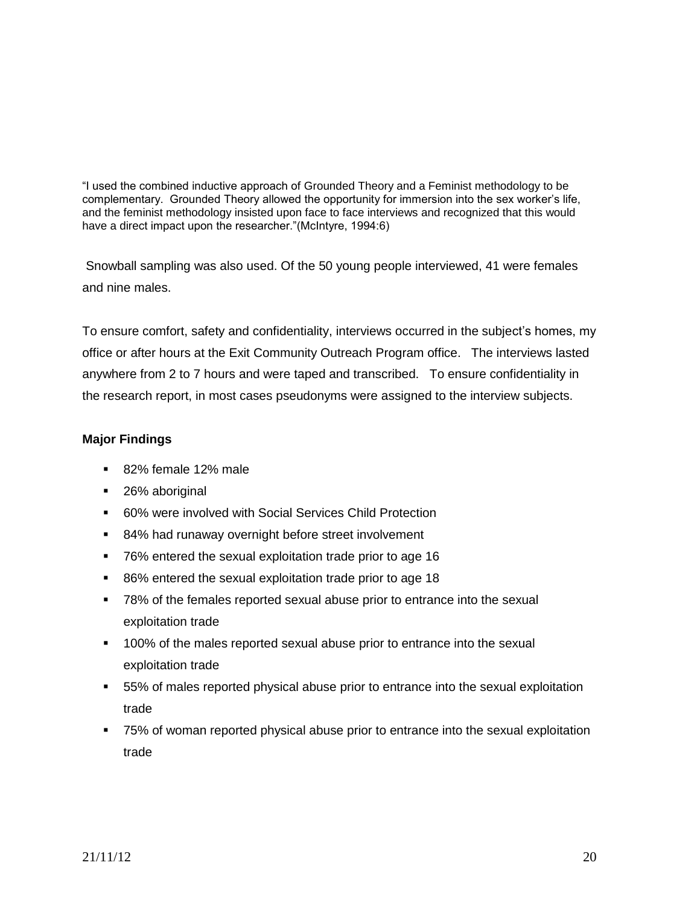"I used the combined inductive approach of Grounded Theory and a Feminist methodology to be complementary. Grounded Theory allowed the opportunity for immersion into the sex worker's life, and the feminist methodology insisted upon face to face interviews and recognized that this would have a direct impact upon the researcher."(McIntyre, 1994:6)

Snowball sampling was also used. Of the 50 young people interviewed, 41 were females and nine males.

To ensure comfort, safety and confidentiality, interviews occurred in the subject's homes, my office or after hours at the Exit Community Outreach Program office. The interviews lasted anywhere from 2 to 7 hours and were taped and transcribed. To ensure confidentiality in the research report, in most cases pseudonyms were assigned to the interview subjects.

**Major Findings**

- 82% female 12% male
- 26% aboriginal
- 60% were involved with Social Services Child Protection
- 84% had runaway overnight before street involvement
- 76% entered the sexual exploitation trade prior to age 16
- 86% entered the sexual exploitation trade prior to age 18
- 78% of the females reported sexual abuse prior to entrance into the sexual exploitation trade
- 100% of the males reported sexual abuse prior to entrance into the sexual exploitation trade
- 55% of males reported physical abuse prior to entrance into the sexual exploitation trade
- 75% of woman reported physical abuse prior to entrance into the sexual exploitation trade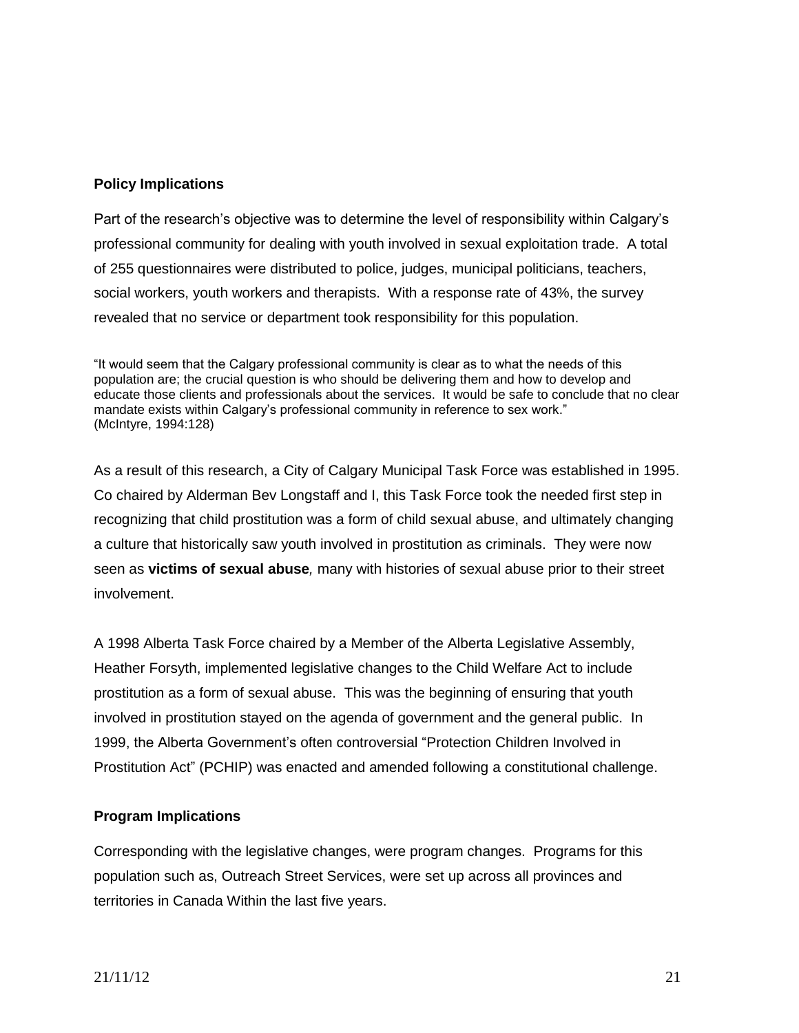**Policy Implications**

Part of the research's objective was to determine the level of responsibility within Calgary's professional community for dealing with youth involved in sexual exploitation trade. A total of 255 questionnaires were distributed to police, judges, municipal politicians, teachers, social workers, youth workers and therapists. With a response rate of 43%, the survey revealed that no service or department took responsibility for this population.

> "It would seem that the Calgary professional community is clear as to what the needs of this population are; the crucial question is who should be delivering them and how to develop and educate those clients and professionals about the services. It would be safe to conclude that no clear mandate exists within Calgary's professional community in reference to sex work."
> (McIntyre, 1994:128)

As a result of this research, a City of Calgary Municipal Task Force was established in 1995. Co chaired by Alderman Bev Longstaff and I, this Task Force took the needed first step in recognizing that child prostitution was a form of child sexual abuse, and ultimately changing a culture that historically saw youth involved in prostitution as criminals. They were now seen as **victims of sexual abuse***,* many with histories of sexual abuse prior to their street involvement.

A 1998 Alberta Task Force chaired by a Member of the Alberta Legislative Assembly, Heather Forsyth, implemented legislative changes to the Child Welfare Act to include prostitution as a form of sexual abuse. This was the beginning of ensuring that youth involved in prostitution stayed on the agenda of government and the general public. In 1999, the Alberta Government's often controversial "Protection Children Involved in Prostitution Act" (PCHIP) was enacted and amended following a constitutional challenge.

**Program Implications**

Corresponding with the legislative changes, were program changes. Programs for this population such as, Outreach Street Services, were set up across all provinces and territories in Canada Within the last five years.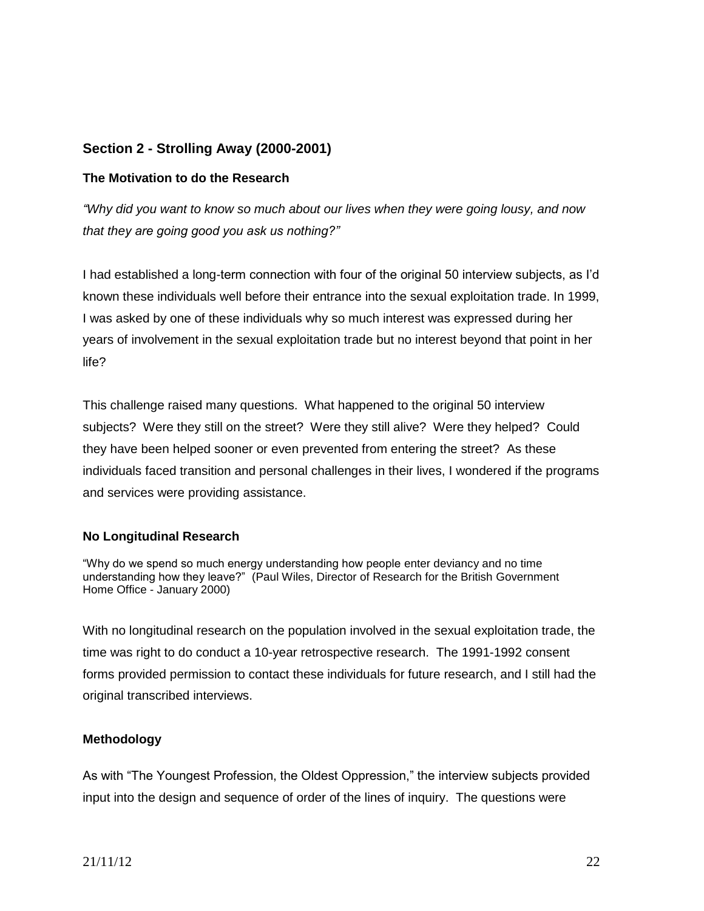## Section 2 - Strolling Away (2000-2001)

### The Motivation to do the Research

*"Why did you want to know so much about our lives when they were going lousy, and now that they are going good you ask us nothing?"*

I had established a long-term connection with four of the original 50 interview subjects, as I'd known these individuals well before their entrance into the sexual exploitation trade. In 1999, I was asked by one of these individuals why so much interest was expressed during her years of involvement in the sexual exploitation trade but no interest beyond that point in her life?

This challenge raised many questions. What happened to the original 50 interview subjects? Were they still on the street? Were they still alive? Were they helped? Could they have been helped sooner or even prevented from entering the street? As these individuals faced transition and personal challenges in their lives, I wondered if the programs and services were providing assistance.

### No Longitudinal Research

"Why do we spend so much energy understanding how people enter deviancy and no time understanding how they leave?" (Paul Wiles, Director of Research for the British Government Home Office - January 2000)

With no longitudinal research on the population involved in the sexual exploitation trade, the time was right to do conduct a 10-year retrospective research. The 1991-1992 consent forms provided permission to contact these individuals for future research, and I still had the original transcribed interviews.

### Methodology

As with "The Youngest Profession, the Oldest Oppression," the interview subjects provided input into the design and sequence of order of the lines of inquiry. The questions were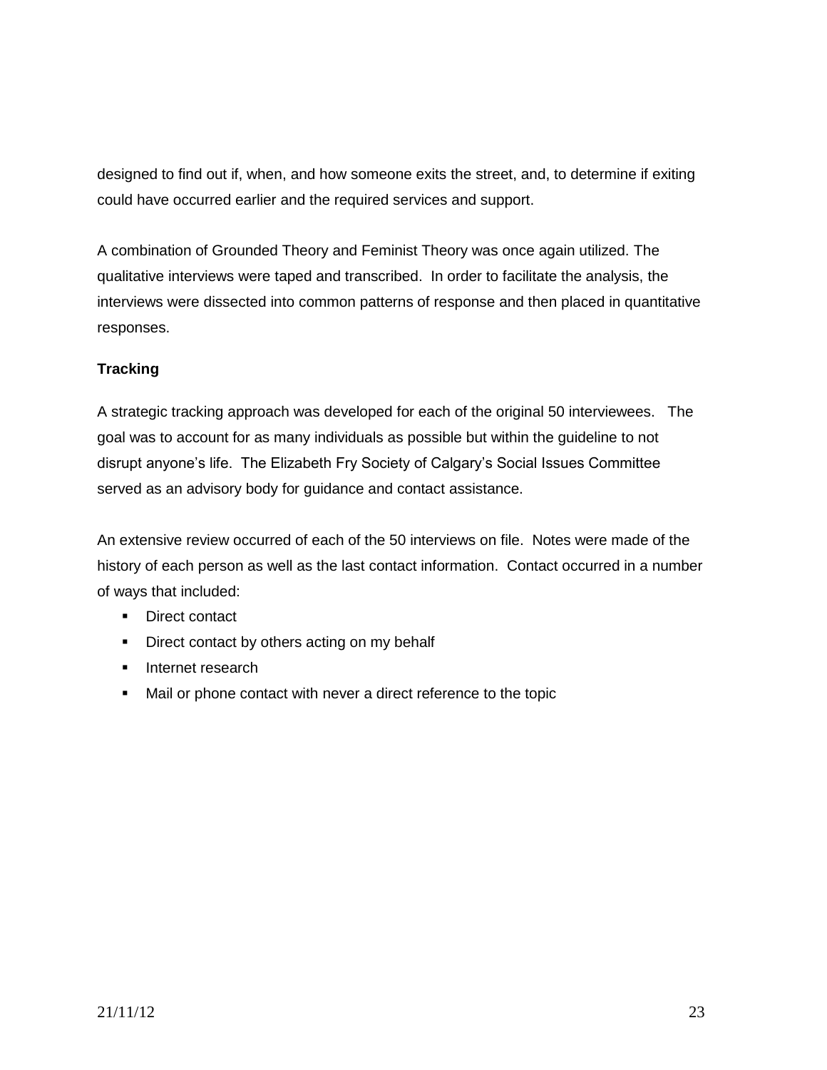designed to find out if, when, and how someone exits the street, and, to determine if exiting could have occurred earlier and the required services and support.

A combination of Grounded Theory and Feminist Theory was once again utilized. The qualitative interviews were taped and transcribed. In order to facilitate the analysis, the interviews were dissected into common patterns of response and then placed in quantitative responses.

**Tracking**

A strategic tracking approach was developed for each of the original 50 interviewees. The goal was to account for as many individuals as possible but within the guideline to not disrupt anyone's life. The Elizabeth Fry Society of Calgary's Social Issues Committee served as an advisory body for guidance and contact assistance.

An extensive review occurred of each of the 50 interviews on file. Notes were made of the history of each person as well as the last contact information. Contact occurred in a number of ways that included:

- Direct contact
- Direct contact by others acting on my behalf
- Internet research
- Mail or phone contact with never a direct reference to the topic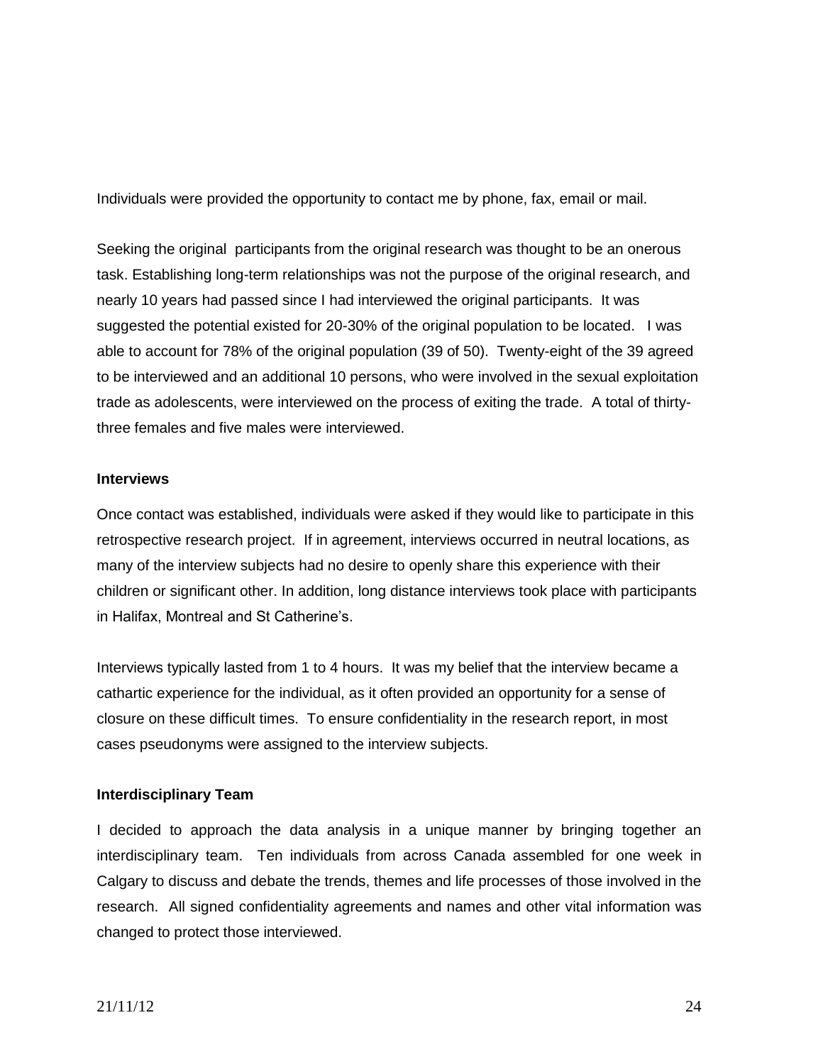Individuals were provided the opportunity to contact me by phone, fax, email or mail.

Seeking the original participants from the original research was thought to be an onerous task. Establishing long-term relationships was not the purpose of the original research, and nearly 10 years had passed since I had interviewed the original participants. It was suggested the potential existed for 20-30% of the original population to be located. I was able to account for 78% of the original population (39 of 50). Twenty-eight of the 39 agreed to be interviewed and an additional 10 persons, who were involved in the sexual exploitation trade as adolescents, were interviewed on the process of exiting the trade. A total of thirty-three females and five males were interviewed.

**Interviews**

Once contact was established, individuals were asked if they would like to participate in this retrospective research project. If in agreement, interviews occurred in neutral locations, as many of the interview subjects had no desire to openly share this experience with their children or significant other. In addition, long distance interviews took place with participants in Halifax, Montreal and St Catherine's.

Interviews typically lasted from 1 to 4 hours. It was my belief that the interview became a cathartic experience for the individual, as it often provided an opportunity for a sense of closure on these difficult times. To ensure confidentiality in the research report, in most cases pseudonyms were assigned to the interview subjects.

**Interdisciplinary Team**

I decided to approach the data analysis in a unique manner by bringing together an interdisciplinary team. Ten individuals from across Canada assembled for one week in Calgary to discuss and debate the trends, themes and life processes of those involved in the research. All signed confidentiality agreements and names and other vital information was changed to protect those interviewed.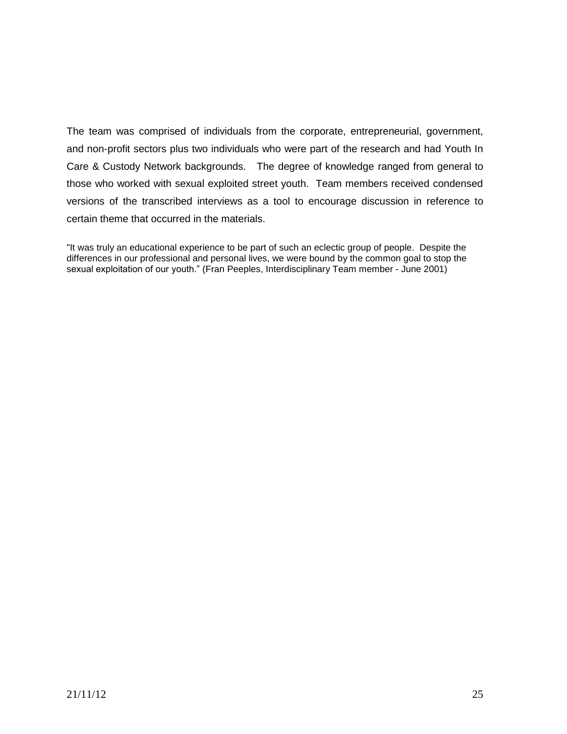The team was comprised of individuals from the corporate, entrepreneurial, government, and non-profit sectors plus two individuals who were part of the research and had Youth In Care & Custody Network backgrounds. The degree of knowledge ranged from general to those who worked with sexual exploited street youth. Team members received condensed versions of the transcribed interviews as a tool to encourage discussion in reference to certain theme that occurred in the materials.

"It was truly an educational experience to be part of such an eclectic group of people. Despite the differences in our professional and personal lives, we were bound by the common goal to stop the sexual exploitation of our youth." (Fran Peeples, Interdisciplinary Team member - June 2001)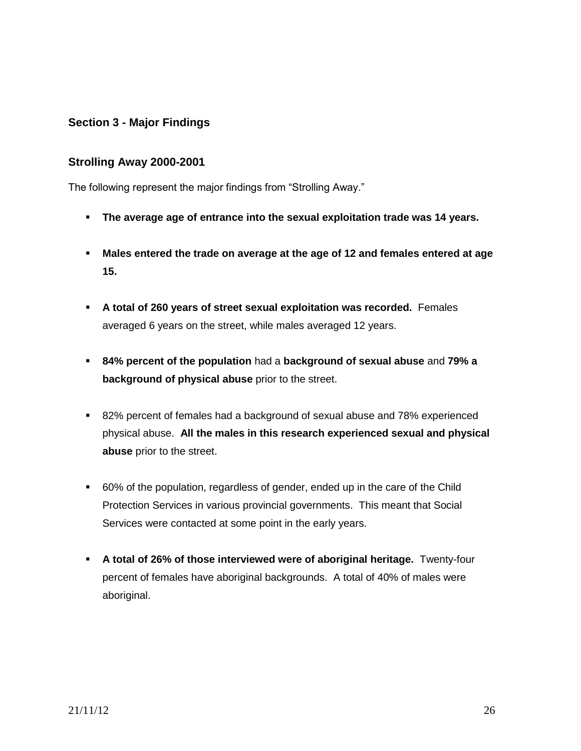## Section 3 - Major Findings

### Strolling Away 2000-2001

The following represent the major findings from "Strolling Away."

- **The average age of entrance into the sexual exploitation trade was 14 years.**
- **Males entered the trade on average at the age of 12 and females entered at age 15.**
- **A total of 260 years of street sexual exploitation was recorded.** Females averaged 6 years on the street, while males averaged 12 years.
- **84% percent of the population** had a **background of sexual abuse** and **79% a background of physical abuse** prior to the street.
- 82% percent of females had a background of sexual abuse and 78% experienced physical abuse. **All the males in this research experienced sexual and physical abuse** prior to the street.
- 60% of the population, regardless of gender, ended up in the care of the Child Protection Services in various provincial governments. This meant that Social Services were contacted at some point in the early years.
- **A total of 26% of those interviewed were of aboriginal heritage.** Twenty-four percent of females have aboriginal backgrounds. A total of 40% of males were aboriginal.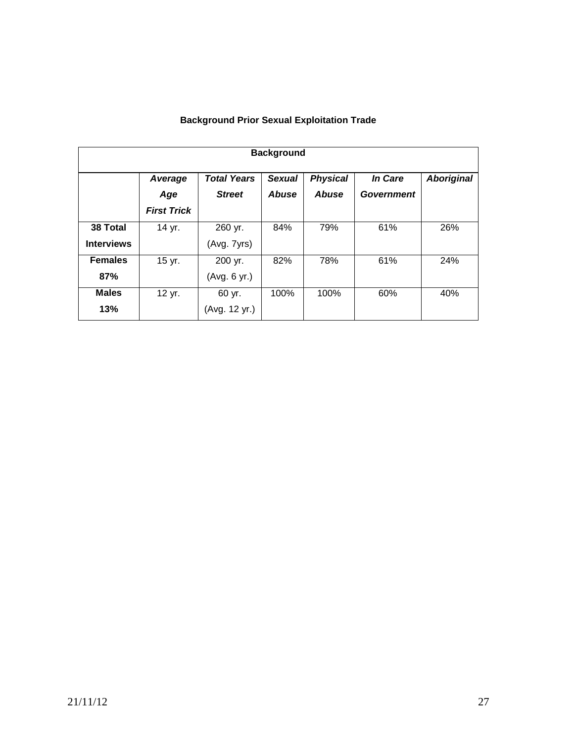### Background Prior Sexual Exploitation Trade

| Background | | | | | | |
|---|---|---|---|---|---|---|
| | ***Average Age First Trick*** | ***Total Years Street*** | ***Sexual Abuse*** | ***Physical Abuse*** | ***In Care Government*** | ***Aboriginal*** |
| **38 Total Interviews** | 14 yr. | 260 yr. (Avg. 7yrs) | 84% | 79% | 61% | 26% |
| **Females 87%** | 15 yr. | 200 yr. (Avg. 6 yr.) | 82% | 78% | 61% | 24% |
| **Males 13%** | 12 yr. | 60 yr. (Avg. 12 yr.) | 100% | 100% | 60% | 40% |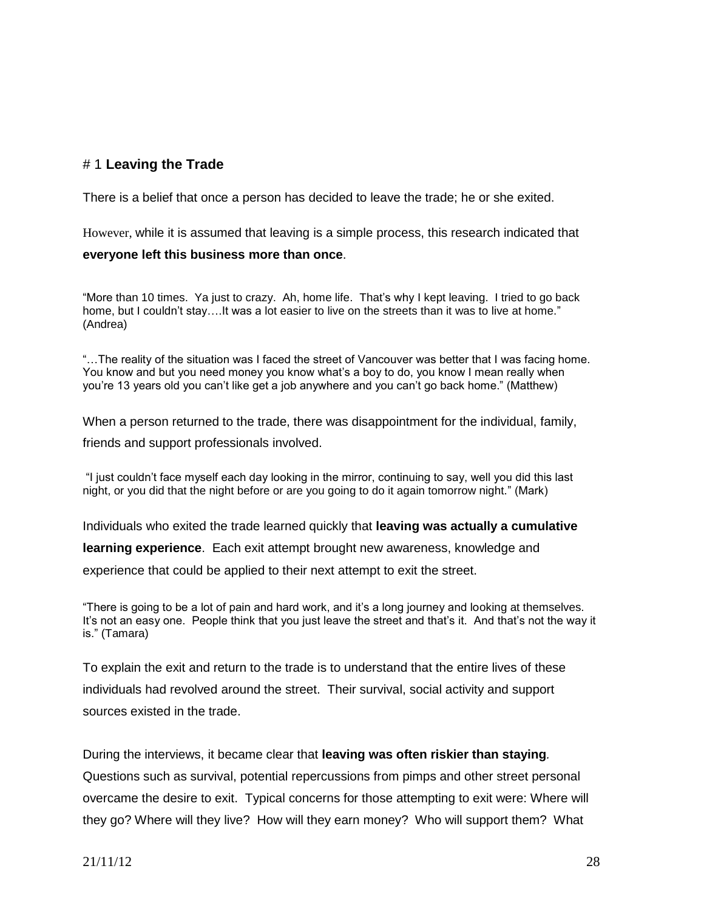# 1 **Leaving the Trade**

There is a belief that once a person has decided to leave the trade; he or she exited.

However, while it is assumed that leaving is a simple process, this research indicated that **everyone left this business more than once**.

"More than 10 times. Ya just to crazy. Ah, home life. That's why I kept leaving. I tried to go back home, but I couldn't stay….It was a lot easier to live on the streets than it was to live at home." (Andrea)

"…The reality of the situation was I faced the street of Vancouver was better that I was facing home. You know and but you need money you know what's a boy to do, you know I mean really when you're 13 years old you can't like get a job anywhere and you can't go back home." (Matthew)

When a person returned to the trade, there was disappointment for the individual, family, friends and support professionals involved.

"I just couldn't face myself each day looking in the mirror, continuing to say, well you did this last night, or you did that the night before or are you going to do it again tomorrow night." (Mark)

Individuals who exited the trade learned quickly that **leaving was actually a cumulative learning experience**. Each exit attempt brought new awareness, knowledge and experience that could be applied to their next attempt to exit the street.

"There is going to be a lot of pain and hard work, and it's a long journey and looking at themselves. It's not an easy one. People think that you just leave the street and that's it. And that's not the way it is." (Tamara)

To explain the exit and return to the trade is to understand that the entire lives of these individuals had revolved around the street. Their survival, social activity and support sources existed in the trade.

During the interviews, it became clear that **leaving was often riskier than staying**. Questions such as survival, potential repercussions from pimps and other street personal overcame the desire to exit. Typical concerns for those attempting to exit were: Where will they go? Where will they live? How will they earn money? Who will support them? What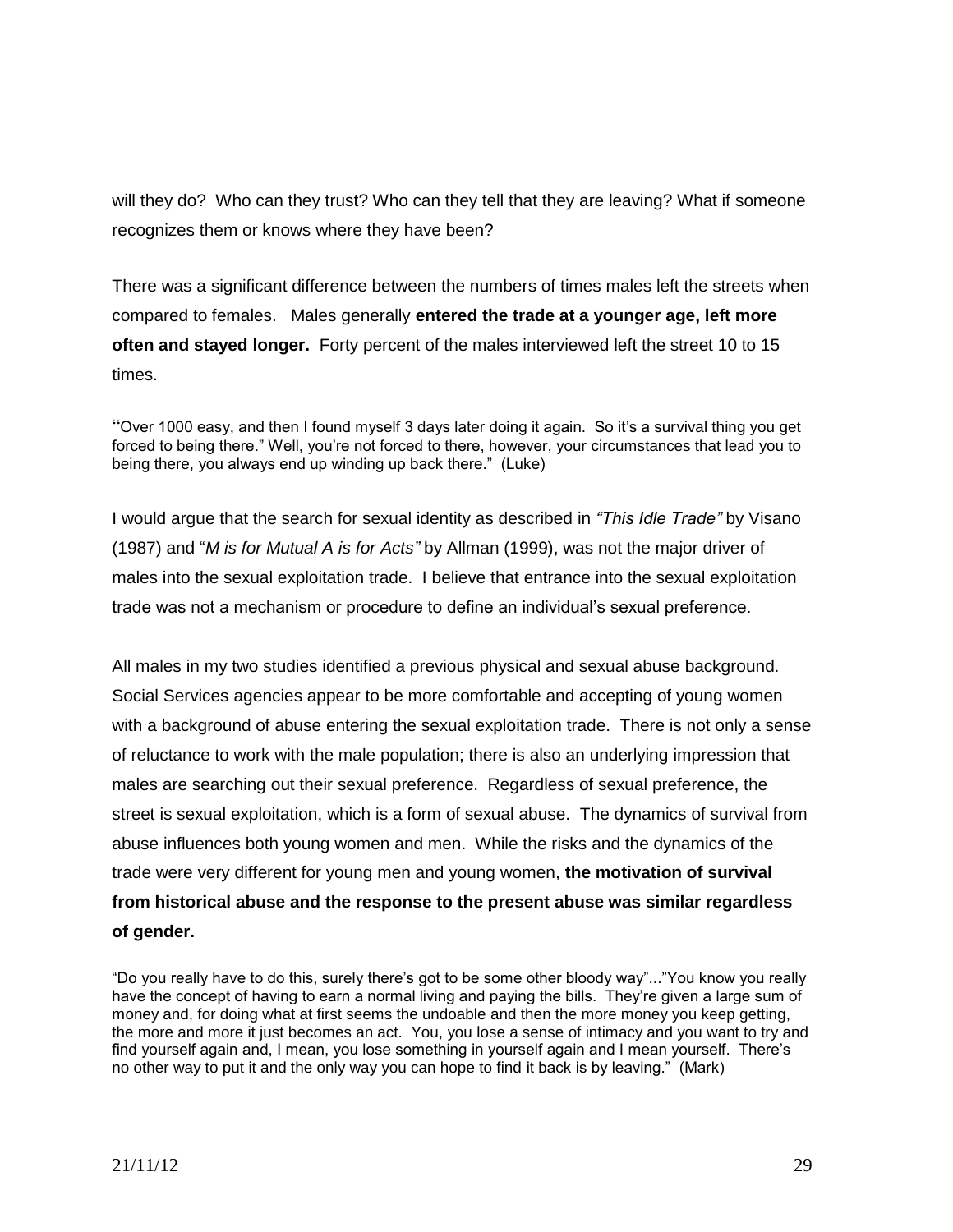will they do? Who can they trust? Who can they tell that they are leaving? What if someone recognizes them or knows where they have been?

There was a significant difference between the numbers of times males left the streets when compared to females. Males generally **entered the trade at a younger age, left more often and stayed longer.** Forty percent of the males interviewed left the street 10 to 15 times.

"Over 1000 easy, and then I found myself 3 days later doing it again. So it's a survival thing you get forced to being there." Well, you're not forced to there, however, your circumstances that lead you to being there, you always end up winding up back there." (Luke)

I would argue that the search for sexual identity as described in *"This Idle Trade"* by Visano (1987) and "*M is for Mutual A is for Acts"* by Allman (1999), was not the major driver of males into the sexual exploitation trade. I believe that entrance into the sexual exploitation trade was not a mechanism or procedure to define an individual's sexual preference.

All males in my two studies identified a previous physical and sexual abuse background. Social Services agencies appear to be more comfortable and accepting of young women with a background of abuse entering the sexual exploitation trade. There is not only a sense of reluctance to work with the male population; there is also an underlying impression that males are searching out their sexual preference. Regardless of sexual preference, the street is sexual exploitation, which is a form of sexual abuse. The dynamics of survival from abuse influences both young women and men. While the risks and the dynamics of the trade were very different for young men and young women, **the motivation of survival from historical abuse and the response to the present abuse was similar regardless of gender.**

"Do you really have to do this, surely there's got to be some other bloody way"..."You know you really have the concept of having to earn a normal living and paying the bills. They're given a large sum of money and, for doing what at first seems the undoable and then the more money you keep getting, the more and more it just becomes an act. You, you lose a sense of intimacy and you want to try and find yourself again and, I mean, you lose something in yourself again and I mean yourself. There's no other way to put it and the only way you can hope to find it back is by leaving." (Mark)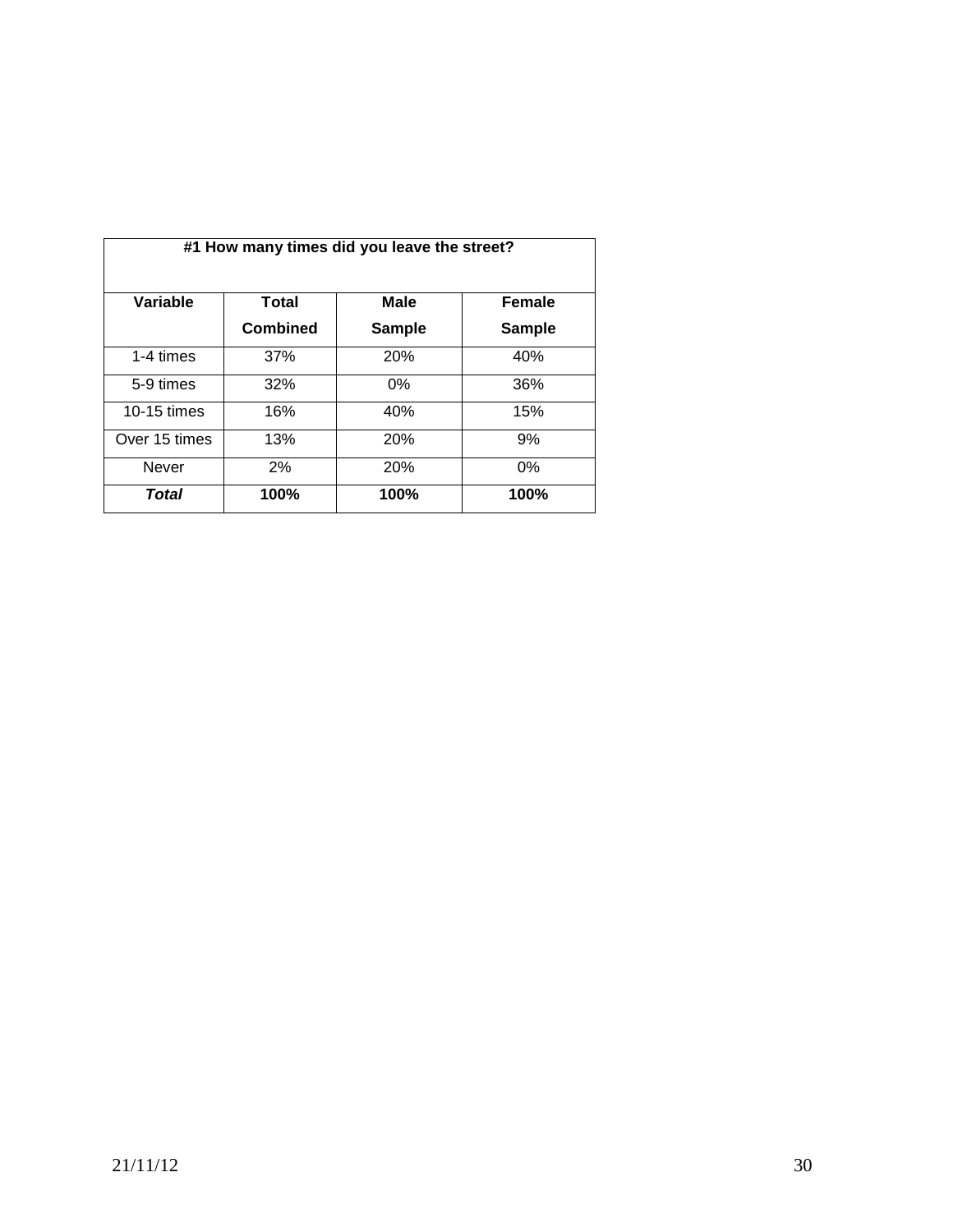| #1 How many times did you leave the street? | | | |
|---|---|---|---|
| **Variable** | **Total Combined** | **Male Sample** | **Female Sample** |
| 1-4 times | 37% | 20% | 40% |
| 5-9 times | 32% | 0% | 36% |
| 10-15 times | 16% | 40% | 15% |
| Over 15 times | 13% | 20% | 9% |
| Never | 2% | 20% | 0% |
| ***Total*** | **100%** | **100%** | **100%** |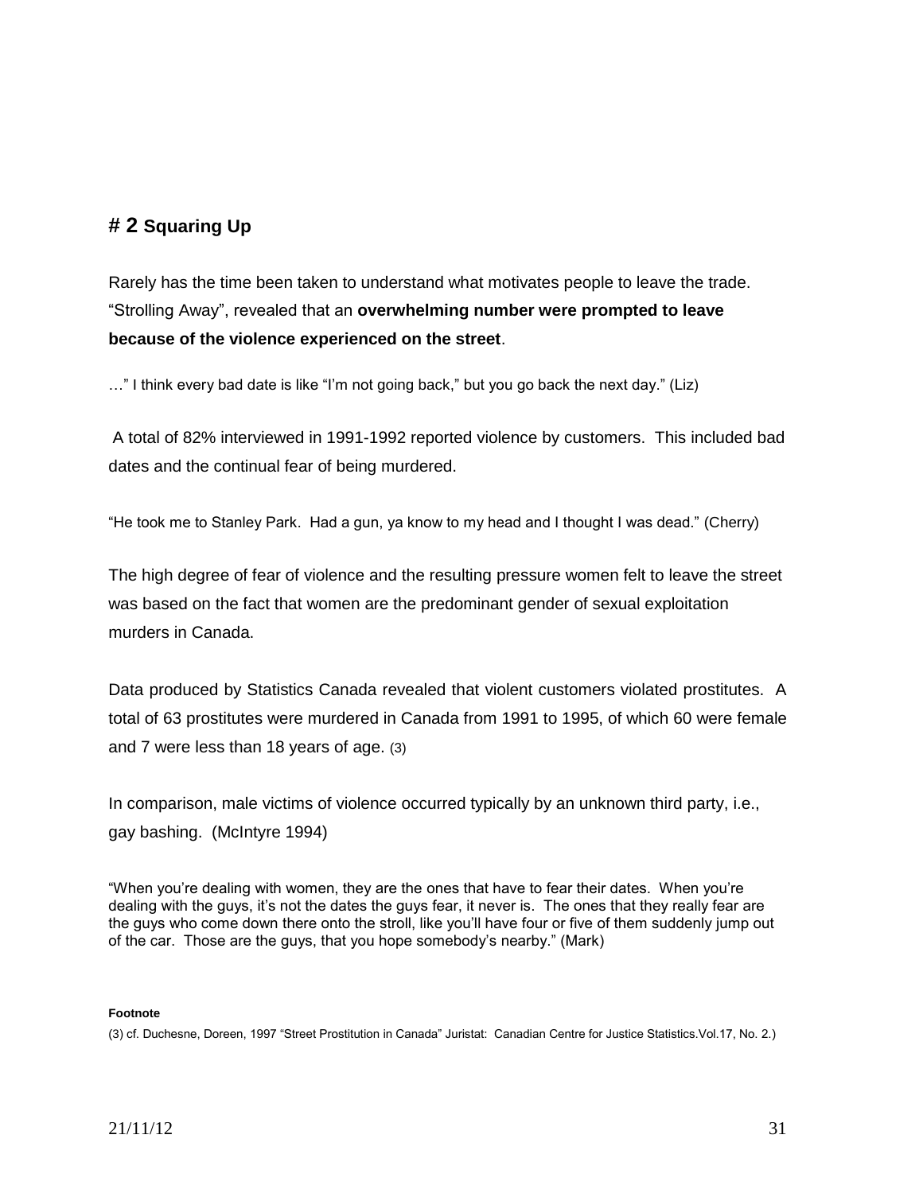# # 2 Squaring Up

Rarely has the time been taken to understand what motivates people to leave the trade. "Strolling Away", revealed that an **overwhelming number were prompted to leave because of the violence experienced on the street**.

…" I think every bad date is like "I'm not going back," but you go back the next day." (Liz)

A total of 82% interviewed in 1991-1992 reported violence by customers. This included bad dates and the continual fear of being murdered.

"He took me to Stanley Park. Had a gun, ya know to my head and I thought I was dead." (Cherry)

The high degree of fear of violence and the resulting pressure women felt to leave the street was based on the fact that women are the predominant gender of sexual exploitation murders in Canada.

Data produced by Statistics Canada revealed that violent customers violated prostitutes. A total of 63 prostitutes were murdered in Canada from 1991 to 1995, of which 60 were female and 7 were less than 18 years of age. (3)

In comparison, male victims of violence occurred typically by an unknown third party, i.e., gay bashing. (McIntyre 1994)

"When you're dealing with women, they are the ones that have to fear their dates. When you're dealing with the guys, it's not the dates the guys fear, it never is. The ones that they really fear are the guys who come down there onto the stroll, like you'll have four or five of them suddenly jump out of the car. Those are the guys, that you hope somebody's nearby." (Mark)

**Footnote**

(3) cf. Duchesne, Doreen, 1997 "Street Prostitution in Canada" Juristat: Canadian Centre for Justice Statistics.Vol.17, No. 2.)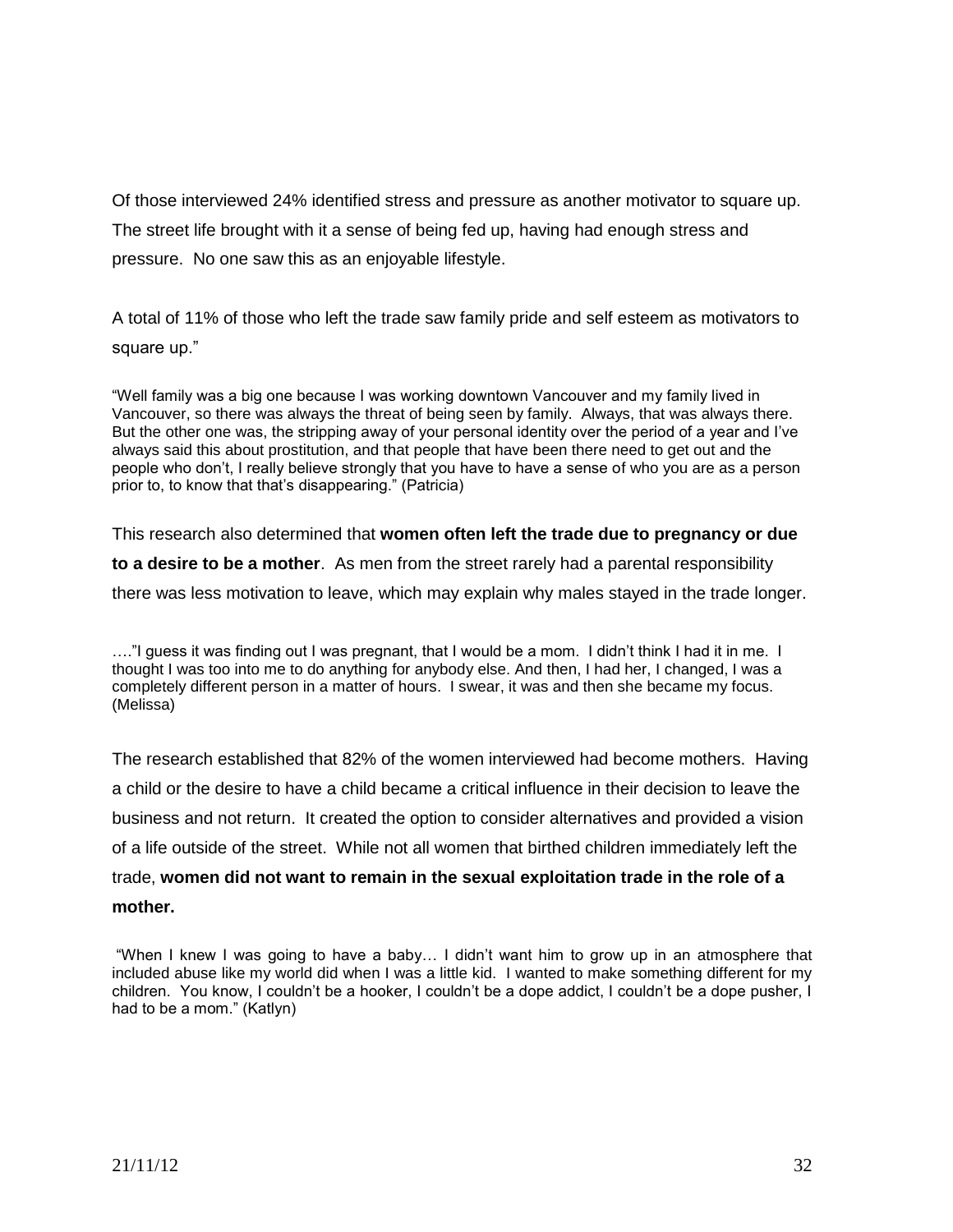Of those interviewed 24% identified stress and pressure as another motivator to square up. The street life brought with it a sense of being fed up, having had enough stress and pressure. No one saw this as an enjoyable lifestyle.

A total of 11% of those who left the trade saw family pride and self esteem as motivators to square up."

> "Well family was a big one because I was working downtown Vancouver and my family lived in Vancouver, so there was always the threat of being seen by family. Always, that was always there. But the other one was, the stripping away of your personal identity over the period of a year and I've always said this about prostitution, and that people that have been there need to get out and the people who don't, I really believe strongly that you have to have a sense of who you are as a person prior to, to know that that's disappearing." (Patricia)

This research also determined that **women often left the trade due to pregnancy or due to a desire to be a mother**. As men from the street rarely had a parental responsibility there was less motivation to leave, which may explain why males stayed in the trade longer.

> …."I guess it was finding out I was pregnant, that I would be a mom. I didn't think I had it in me. I thought I was too into me to do anything for anybody else. And then, I had her, I changed, I was a completely different person in a matter of hours. I swear, it was and then she became my focus. (Melissa)

The research established that 82% of the women interviewed had become mothers. Having a child or the desire to have a child became a critical influence in their decision to leave the business and not return. It created the option to consider alternatives and provided a vision of a life outside of the street. While not all women that birthed children immediately left the trade, **women did not want to remain in the sexual exploitation trade in the role of a mother.**

> "When I knew I was going to have a baby… I didn't want him to grow up in an atmosphere that included abuse like my world did when I was a little kid. I wanted to make something different for my children. You know, I couldn't be a hooker, I couldn't be a dope addict, I couldn't be a dope pusher, I had to be a mom." (Katlyn)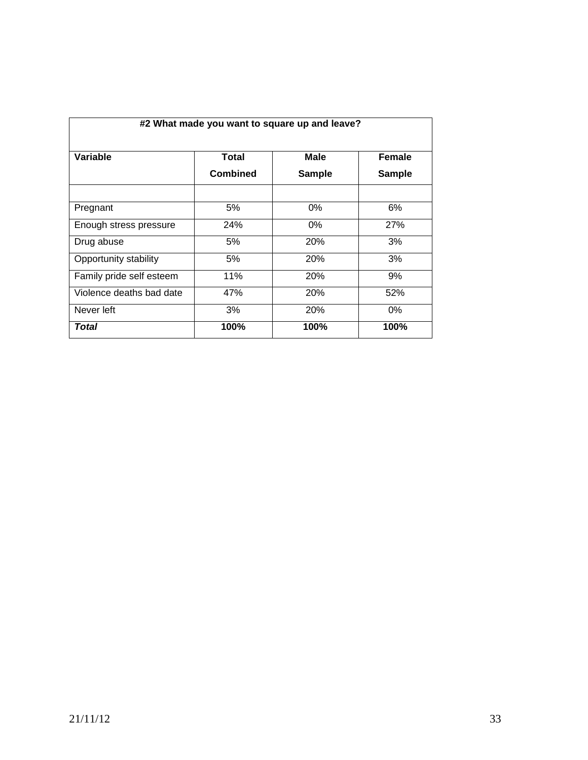| #2 What made you want to square up and leave? | | | |
|---|---|---|---|
| **Variable** | **Total Combined** | **Male Sample** | **Female Sample** |
| | | | |
| Pregnant | 5% | 0% | 6% |
| Enough stress pressure | 24% | 0% | 27% |
| Drug abuse | 5% | 20% | 3% |
| Opportunity stability | 5% | 20% | 3% |
| Family pride self esteem | 11% | 20% | 9% |
| Violence deaths bad date | 47% | 20% | 52% |
| Never left | 3% | 20% | 0% |
| ***Total*** | **100%** | **100%** | **100%** |

21/11/12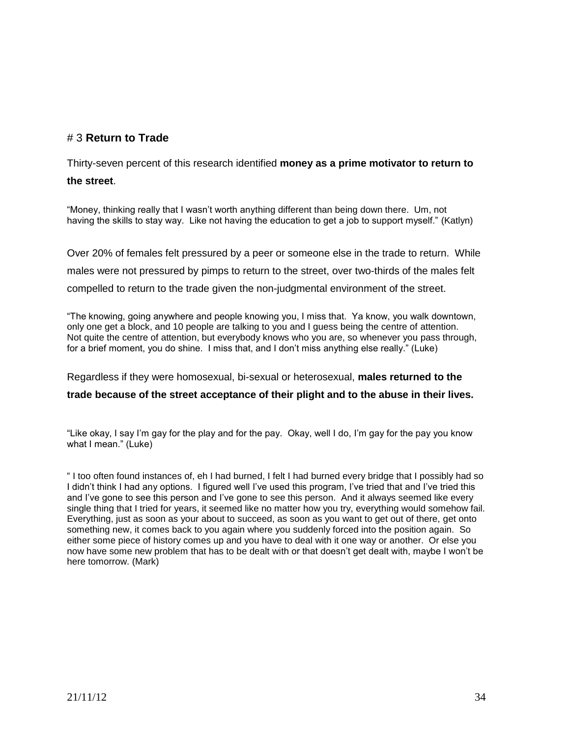# 3 **Return to Trade**

Thirty-seven percent of this research identified **money as a prime motivator to return to the street**.

"Money, thinking really that I wasn't worth anything different than being down there. Um, not having the skills to stay way. Like not having the education to get a job to support myself." (Katlyn)

Over 20% of females felt pressured by a peer or someone else in the trade to return. While males were not pressured by pimps to return to the street, over two-thirds of the males felt compelled to return to the trade given the non-judgmental environment of the street.

"The knowing, going anywhere and people knowing you, I miss that. Ya know, you walk downtown, only one get a block, and 10 people are talking to you and I guess being the centre of attention. Not quite the centre of attention, but everybody knows who you are, so whenever you pass through, for a brief moment, you do shine. I miss that, and I don't miss anything else really." (Luke)

Regardless if they were homosexual, bi-sexual or heterosexual, **males returned to the trade because of the street acceptance of their plight and to the abuse in their lives.**

"Like okay, I say I'm gay for the play and for the pay. Okay, well I do, I'm gay for the pay you know what I mean." (Luke)

" I too often found instances of, eh I had burned, I felt I had burned every bridge that I possibly had so I didn't think I had any options. I figured well I've used this program, I've tried that and I've tried this and I've gone to see this person and I've gone to see this person. And it always seemed like every single thing that I tried for years, it seemed like no matter how you try, everything would somehow fail. Everything, just as soon as your about to succeed, as soon as you want to get out of there, get onto something new, it comes back to you again where you suddenly forced into the position again. So either some piece of history comes up and you have to deal with it one way or another. Or else you now have some new problem that has to be dealt with or that doesn't get dealt with, maybe I won't be here tomorrow. (Mark)

21/11/12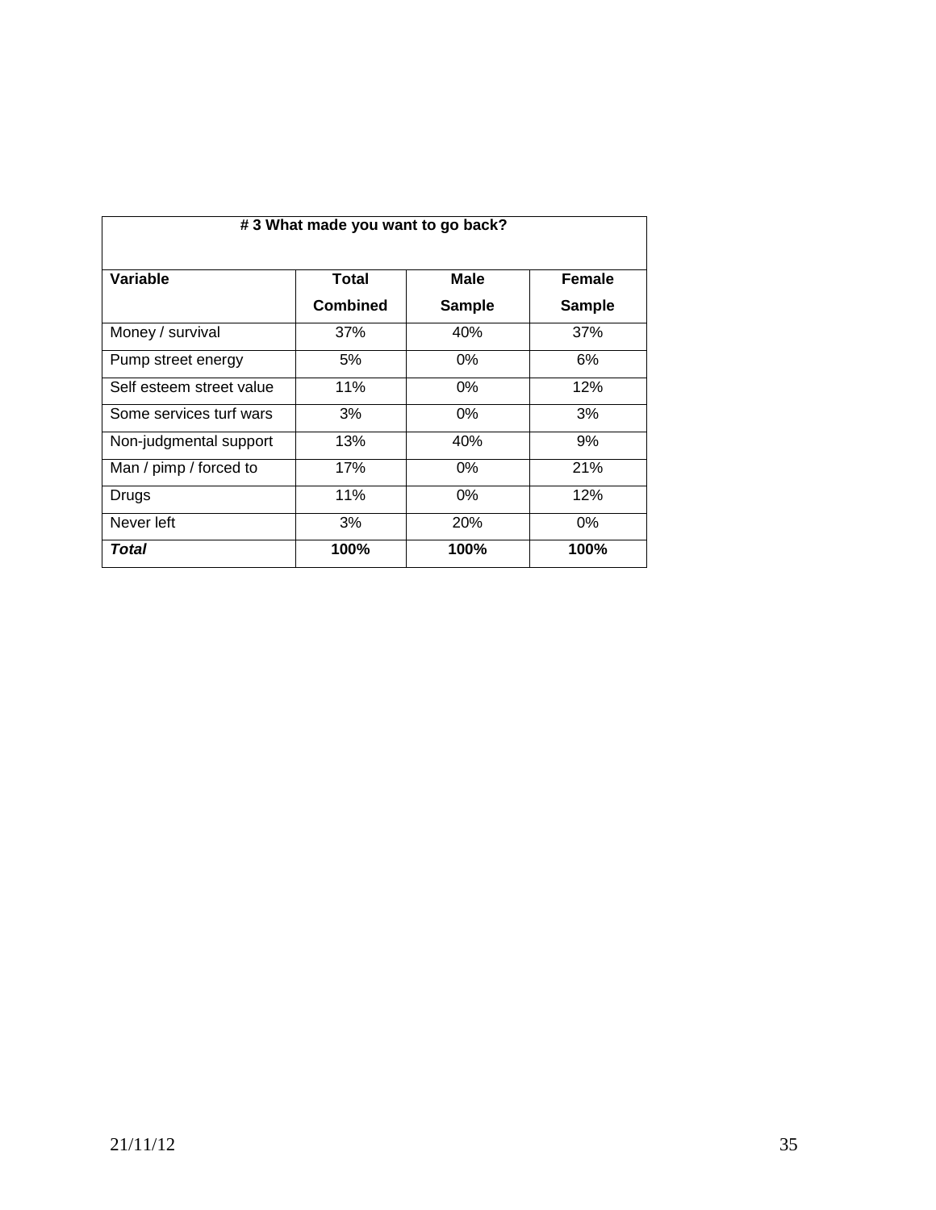| # 3 What made you want to go back? | | | |
|---|---|---|---|
| **Variable** | **Total Combined** | **Male Sample** | **Female Sample** |
| Money / survival | 37% | 40% | 37% |
| Pump street energy | 5% | 0% | 6% |
| Self esteem street value | 11% | 0% | 12% |
| Some services turf wars | 3% | 0% | 3% |
| Non-judgmental support | 13% | 40% | 9% |
| Man / pimp / forced to | 17% | 0% | 21% |
| Drugs | 11% | 0% | 12% |
| Never left | 3% | 20% | 0% |
| ***Total*** | **100%** | **100%** | **100%** |

21/11/12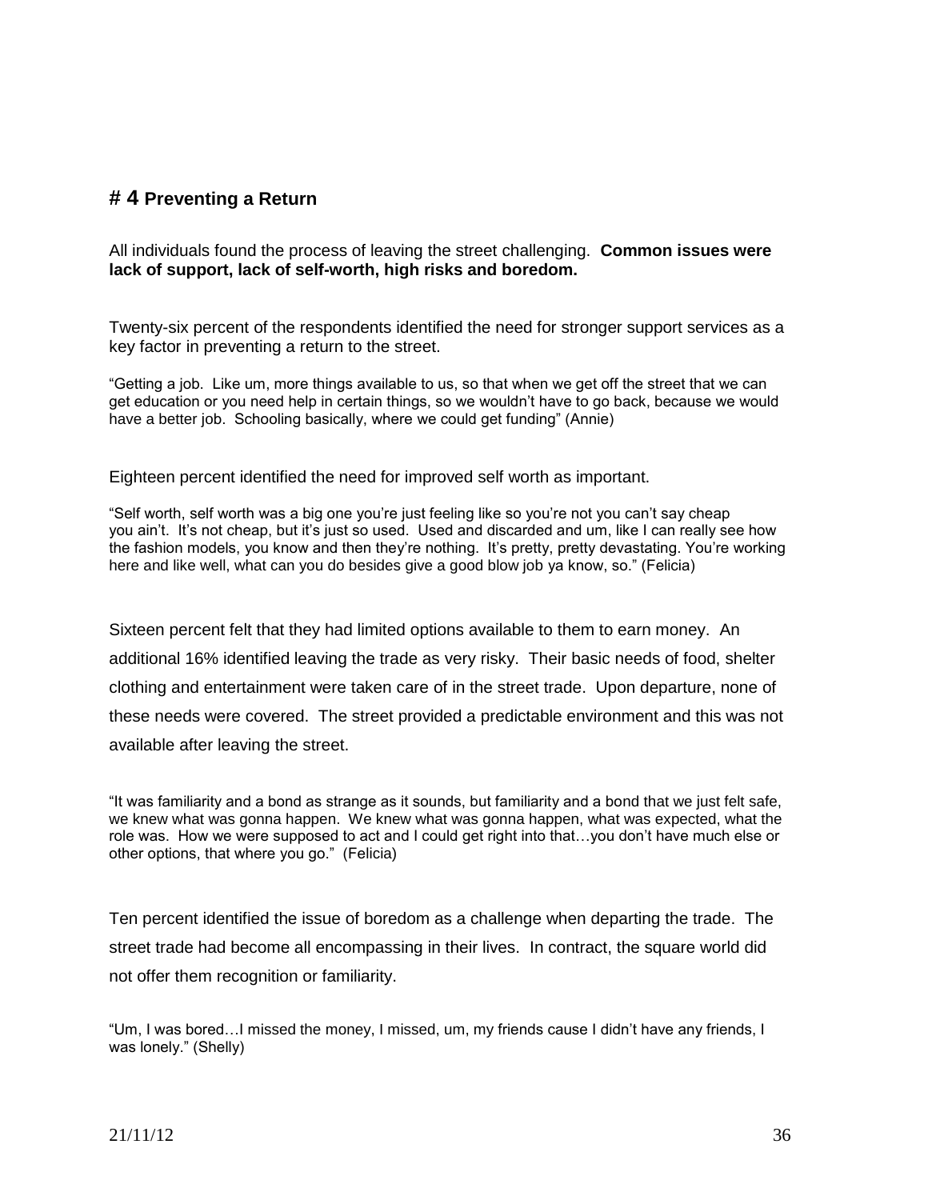## # 4 Preventing a Return

All individuals found the process of leaving the street challenging. **Common issues were lack of support, lack of self-worth, high risks and boredom.**

Twenty-six percent of the respondents identified the need for stronger support services as a key factor in preventing a return to the street.

"Getting a job. Like um, more things available to us, so that when we get off the street that we can get education or you need help in certain things, so we wouldn't have to go back, because we would have a better job. Schooling basically, where we could get funding" (Annie)

Eighteen percent identified the need for improved self worth as important.

"Self worth, self worth was a big one you're just feeling like so you're not you can't say cheap you ain't. It's not cheap, but it's just so used. Used and discarded and um, like I can really see how the fashion models, you know and then they're nothing. It's pretty, pretty devastating. You're working here and like well, what can you do besides give a good blow job ya know, so." (Felicia)

Sixteen percent felt that they had limited options available to them to earn money. An additional 16% identified leaving the trade as very risky. Their basic needs of food, shelter clothing and entertainment were taken care of in the street trade. Upon departure, none of these needs were covered. The street provided a predictable environment and this was not available after leaving the street.

"It was familiarity and a bond as strange as it sounds, but familiarity and a bond that we just felt safe, we knew what was gonna happen. We knew what was gonna happen, what was expected, what the role was. How we were supposed to act and I could get right into that…you don't have much else or other options, that where you go." (Felicia)

Ten percent identified the issue of boredom as a challenge when departing the trade. The street trade had become all encompassing in their lives. In contract, the square world did not offer them recognition or familiarity.

"Um, I was bored…I missed the money, I missed, um, my friends cause I didn't have any friends, I was lonely." (Shelly)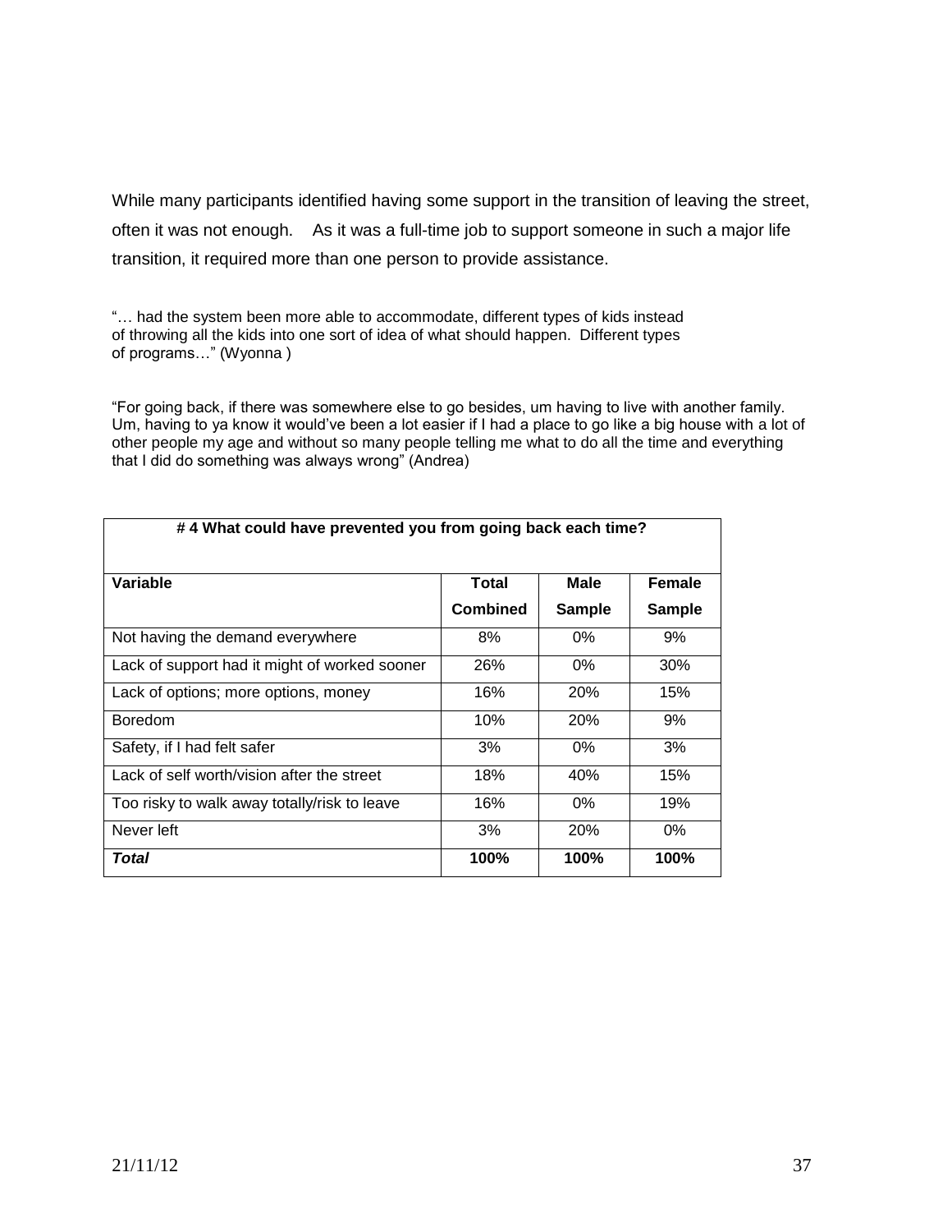While many participants identified having some support in the transition of leaving the street, often it was not enough. As it was a full-time job to support someone in such a major life transition, it required more than one person to provide assistance.

"… had the system been more able to accommodate, different types of kids instead of throwing all the kids into one sort of idea of what should happen. Different types of programs…" (Wyonna )

"For going back, if there was somewhere else to go besides, um having to live with another family. Um, having to ya know it would've been a lot easier if I had a place to go like a big house with a lot of other people my age and without so many people telling me what to do all the time and everything that I did do something was always wrong" (Andrea)

| **# 4 What could have prevented you from going back each time?** | | | |
|---|---|---|---|
| **Variable** | **Total Combined** | **Male Sample** | **Female Sample** |
| Not having the demand everywhere | 8% | 0% | 9% |
| Lack of support had it might of worked sooner | 26% | 0% | 30% |
| Lack of options; more options, money | 16% | 20% | 15% |
| Boredom | 10% | 20% | 9% |
| Safety, if I had felt safer | 3% | 0% | 3% |
| Lack of self worth/vision after the street | 18% | 40% | 15% |
| Too risky to walk away totally/risk to leave | 16% | 0% | 19% |
| Never left | 3% | 20% | 0% |
| ***Total*** | **100%** | **100%** | **100%** |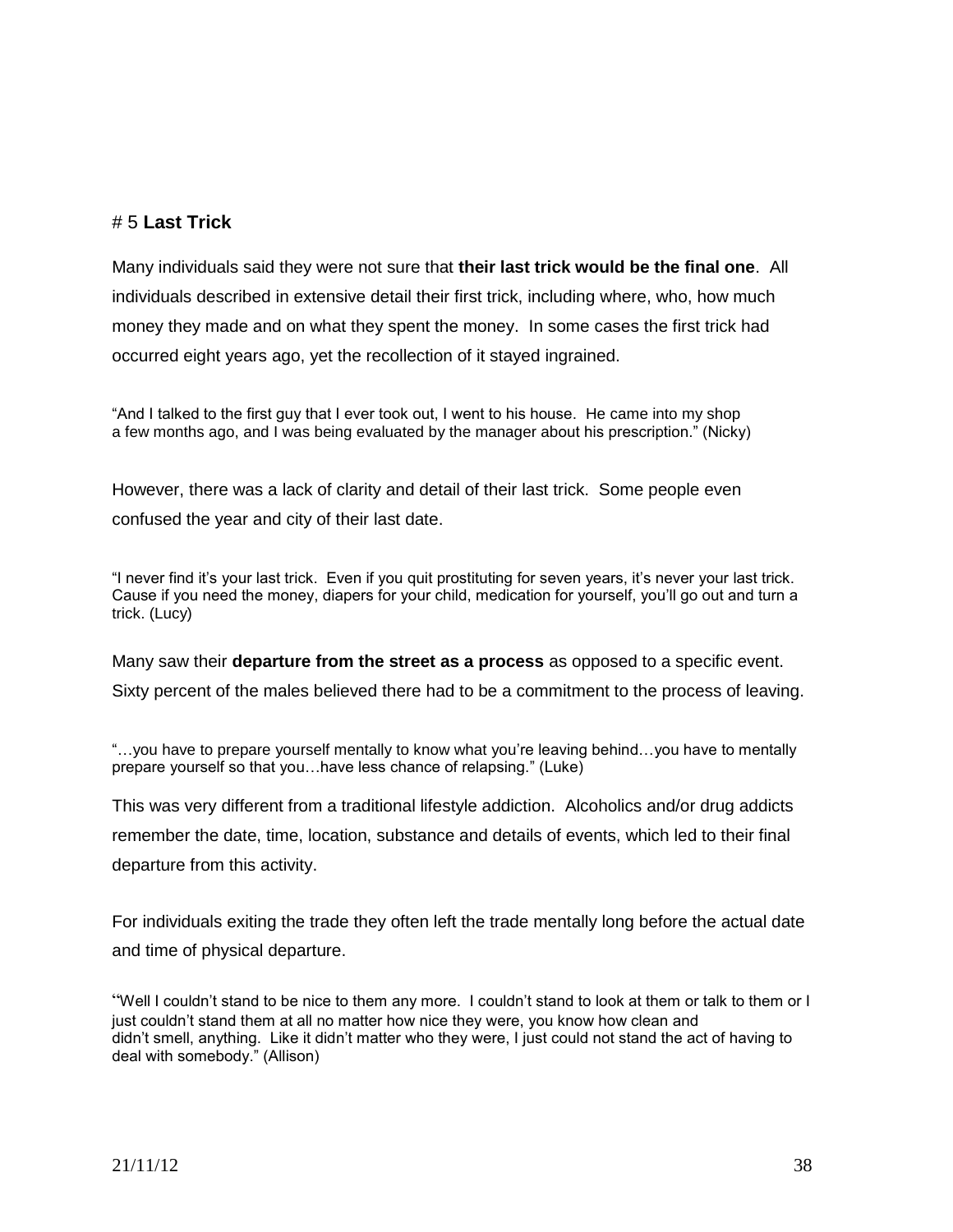# 5 **Last Trick**

Many individuals said they were not sure that **their last trick would be the final one**. All individuals described in extensive detail their first trick, including where, who, how much money they made and on what they spent the money. In some cases the first trick had occurred eight years ago, yet the recollection of it stayed ingrained.

> "And I talked to the first guy that I ever took out, I went to his house. He came into my shop a few months ago, and I was being evaluated by the manager about his prescription." (Nicky)

However, there was a lack of clarity and detail of their last trick. Some people even confused the year and city of their last date.

> "I never find it's your last trick. Even if you quit prostituting for seven years, it's never your last trick. Cause if you need the money, diapers for your child, medication for yourself, you'll go out and turn a trick. (Lucy)

Many saw their **departure from the street as a process** as opposed to a specific event. Sixty percent of the males believed there had to be a commitment to the process of leaving.

> "…you have to prepare yourself mentally to know what you're leaving behind…you have to mentally prepare yourself so that you…have less chance of relapsing." (Luke)

This was very different from a traditional lifestyle addiction. Alcoholics and/or drug addicts remember the date, time, location, substance and details of events, which led to their final departure from this activity.

For individuals exiting the trade they often left the trade mentally long before the actual date and time of physical departure.

> "Well I couldn't stand to be nice to them any more. I couldn't stand to look at them or talk to them or I just couldn't stand them at all no matter how nice they were, you know how clean and didn't smell, anything. Like it didn't matter who they were, I just could not stand the act of having to deal with somebody." (Allison)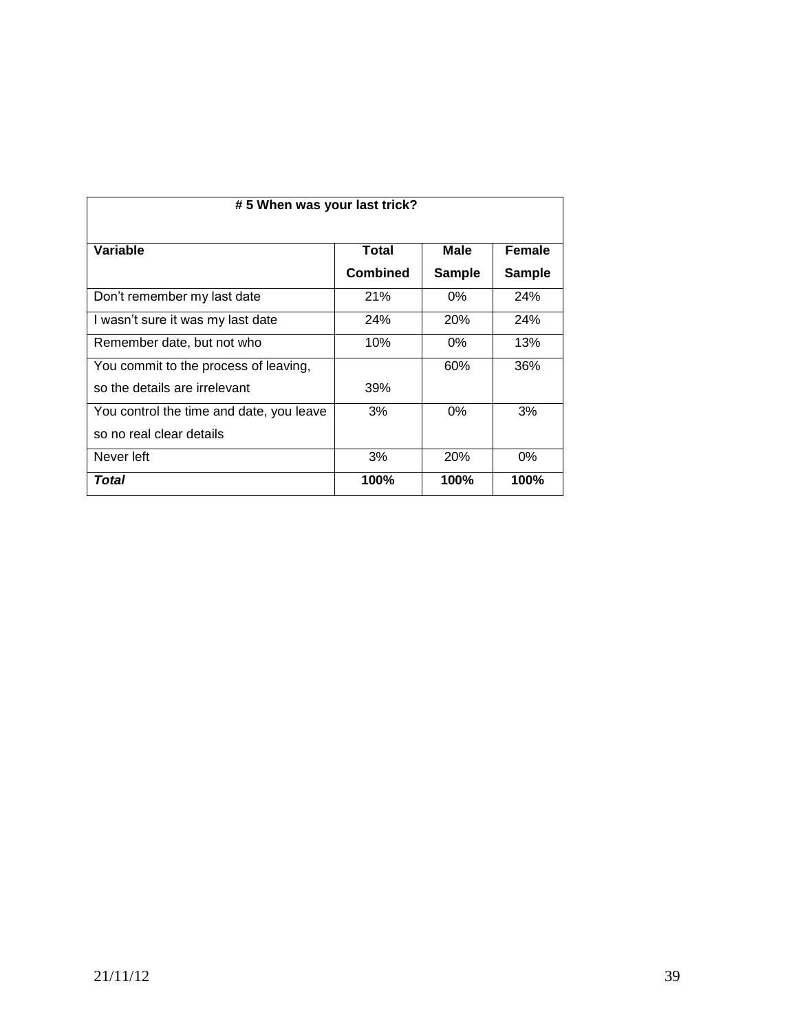| # 5 When was your last trick? | | | |
|---|---|---|---|
| **Variable** | **Total Combined** | **Male Sample** | **Female Sample** |
| Don't remember my last date | 21% | 0% | 24% |
| I wasn't sure it was my last date | 24% | 20% | 24% |
| Remember date, but not who | 10% | 0% | 13% |
| You commit to the process of leaving, so the details are irrelevant | 39% | 60% | 36% |
| You control the time and date, you leave so no real clear details | 3% | 0% | 3% |
| Never left | 3% | 20% | 0% |
| ***Total*** | **100%** | **100%** | **100%** |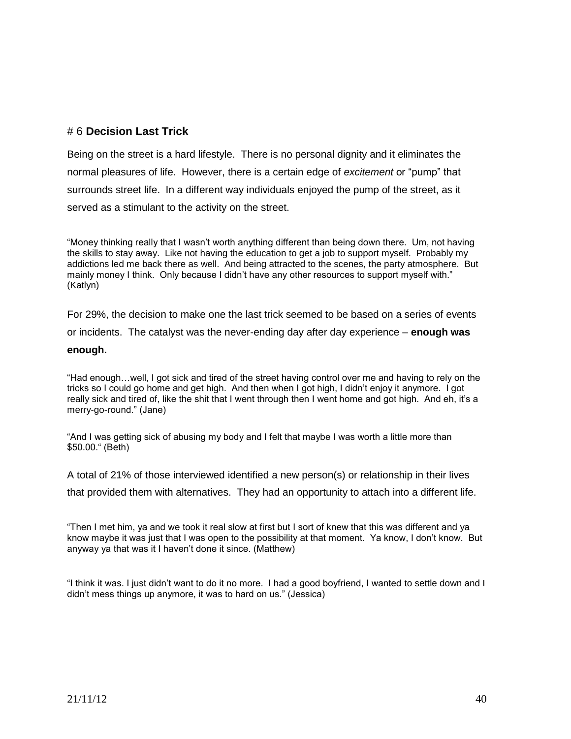# 6 **Decision Last Trick**

Being on the street is a hard lifestyle. There is no personal dignity and it eliminates the normal pleasures of life. However, there is a certain edge of *excitement* or "pump" that surrounds street life. In a different way individuals enjoyed the pump of the street, as it served as a stimulant to the activity on the street.

"Money thinking really that I wasn't worth anything different than being down there. Um, not having the skills to stay away. Like not having the education to get a job to support myself. Probably my addictions led me back there as well. And being attracted to the scenes, the party atmosphere. But mainly money I think. Only because I didn't have any other resources to support myself with." (Katlyn)

For 29%, the decision to make one the last trick seemed to be based on a series of events or incidents. The catalyst was the never-ending day after day experience – **enough was enough.**

"Had enough…well, I got sick and tired of the street having control over me and having to rely on the tricks so I could go home and get high. And then when I got high, I didn't enjoy it anymore. I got really sick and tired of, like the shit that I went through then I went home and got high. And eh, it's a merry-go-round." (Jane)

"And I was getting sick of abusing my body and I felt that maybe I was worth a little more than $50.00." (Beth)

A total of 21% of those interviewed identified a new person(s) or relationship in their lives that provided them with alternatives. They had an opportunity to attach into a different life.

"Then I met him, ya and we took it real slow at first but I sort of knew that this was different and ya know maybe it was just that I was open to the possibility at that moment. Ya know, I don't know. But anyway ya that was it I haven't done it since. (Matthew)

"I think it was. I just didn't want to do it no more. I had a good boyfriend, I wanted to settle down and I didn't mess things up anymore, it was to hard on us." (Jessica)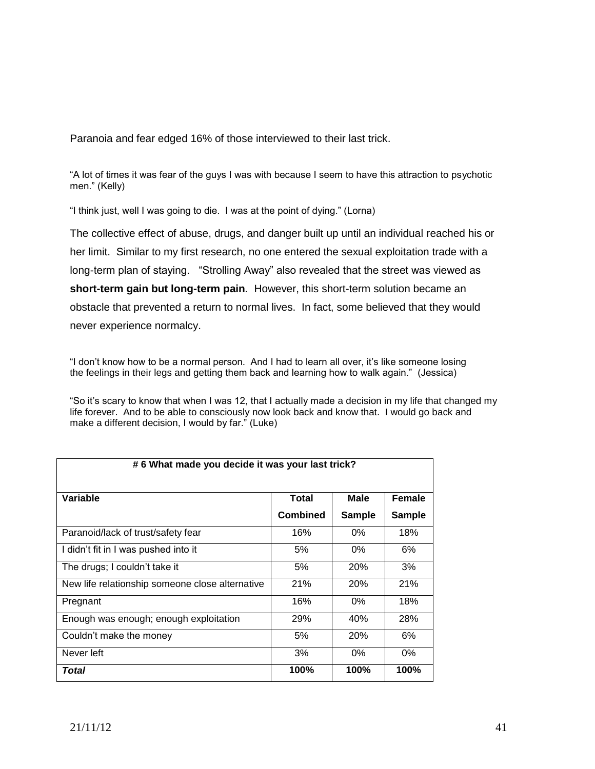Paranoia and fear edged 16% of those interviewed to their last trick.

"A lot of times it was fear of the guys I was with because I seem to have this attraction to psychotic men." (Kelly)

"I think just, well I was going to die. I was at the point of dying." (Lorna)

The collective effect of abuse, drugs, and danger built up until an individual reached his or her limit. Similar to my first research, no one entered the sexual exploitation trade with a long-term plan of staying. "Strolling Away" also revealed that the street was viewed as **short-term gain but long-term pain**. However, this short-term solution became an obstacle that prevented a return to normal lives. In fact, some believed that they would never experience normalcy.

"I don't know how to be a normal person. And I had to learn all over, it's like someone losing the feelings in their legs and getting them back and learning how to walk again." (Jessica)

"So it's scary to know that when I was 12, that I actually made a decision in my life that changed my life forever. And to be able to consciously now look back and know that. I would go back and make a different decision, I would by far." (Luke)

| **# 6 What made you decide it was your last trick?** | | | |
|---|---|---|---|
| **Variable** | **Total Combined** | **Male Sample** | **Female Sample** |
| Paranoid/lack of trust/safety fear | 16% | 0% | 18% |
| I didn't fit in I was pushed into it | 5% | 0% | 6% |
| The drugs; I couldn't take it | 5% | 20% | 3% |
| New life relationship someone close alternative | 21% | 20% | 21% |
| Pregnant | 16% | 0% | 18% |
| Enough was enough; enough exploitation | 29% | 40% | 28% |
| Couldn't make the money | 5% | 20% | 6% |
| Never left | 3% | 0% | 0% |
| ***Total*** | **100%** | **100%** | **100%** |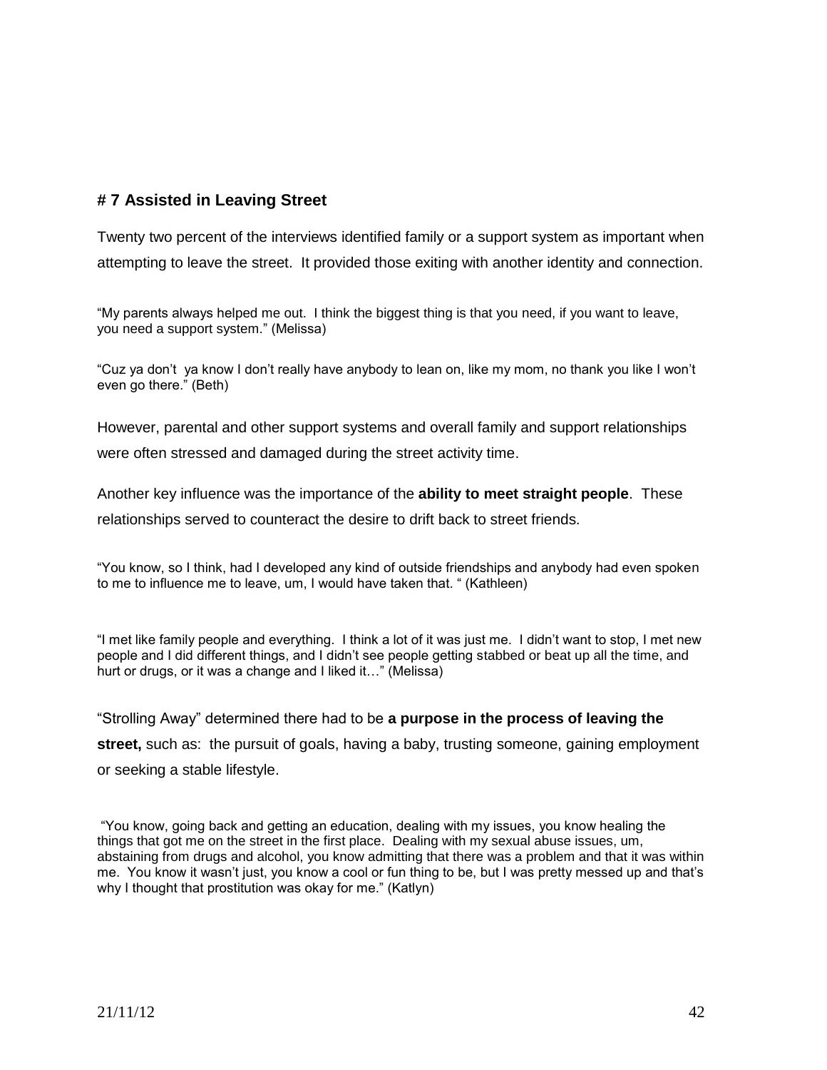## # 7 Assisted in Leaving Street

Twenty two percent of the interviews identified family or a support system as important when attempting to leave the street. It provided those exiting with another identity and connection.

"My parents always helped me out. I think the biggest thing is that you need, if you want to leave, you need a support system." (Melissa)

"Cuz ya don't ya know I don't really have anybody to lean on, like my mom, no thank you like I won't even go there." (Beth)

However, parental and other support systems and overall family and support relationships were often stressed and damaged during the street activity time.

Another key influence was the importance of the **ability to meet straight people**. These relationships served to counteract the desire to drift back to street friends.

"You know, so I think, had I developed any kind of outside friendships and anybody had even spoken to me to influence me to leave, um, I would have taken that. " (Kathleen)

"I met like family people and everything. I think a lot of it was just me. I didn't want to stop, I met new people and I did different things, and I didn't see people getting stabbed or beat up all the time, and hurt or drugs, or it was a change and I liked it…" (Melissa)

"Strolling Away" determined there had to be **a purpose in the process of leaving the street,** such as: the pursuit of goals, having a baby, trusting someone, gaining employment or seeking a stable lifestyle.

"You know, going back and getting an education, dealing with my issues, you know healing the things that got me on the street in the first place. Dealing with my sexual abuse issues, um, abstaining from drugs and alcohol, you know admitting that there was a problem and that it was within me. You know it wasn't just, you know a cool or fun thing to be, but I was pretty messed up and that's why I thought that prostitution was okay for me." (Katlyn)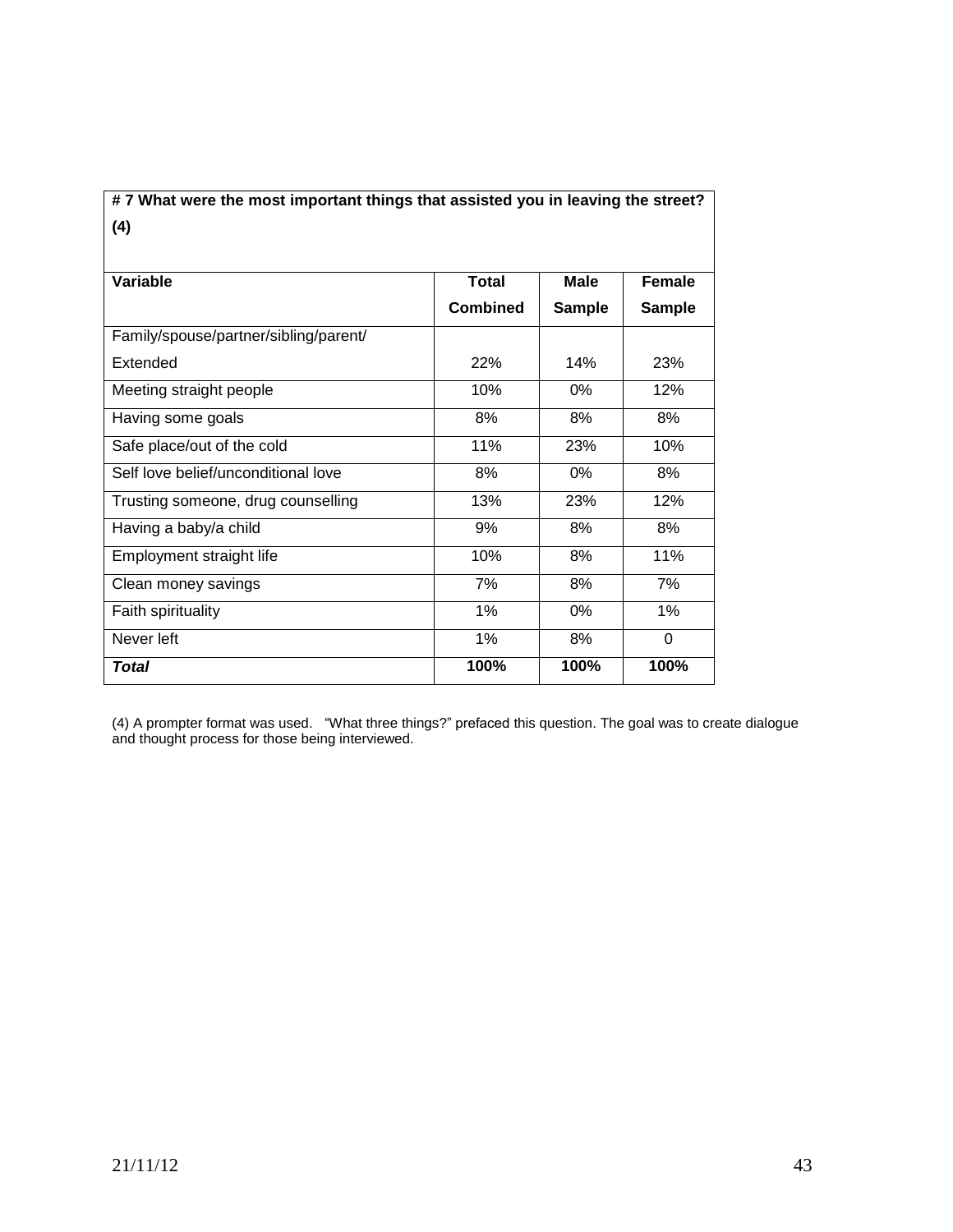**# 7 What were the most important things that assisted you in leaving the street? (4)**

| Variable | Total Combined | Male Sample | Female Sample |
|---|---|---|---|
| Family/spouse/partner/sibling/parent/ Extended | 22% | 14% | 23% |
| Meeting straight people | 10% | 0% | 12% |
| Having some goals | 8% | 8% | 8% |
| Safe place/out of the cold | 11% | 23% | 10% |
| Self love belief/unconditional love | 8% | 0% | 8% |
| Trusting someone, drug counselling | 13% | 23% | 12% |
| Having a baby/a child | 9% | 8% | 8% |
| Employment straight life | 10% | 8% | 11% |
| Clean money savings | 7% | 8% | 7% |
| Faith spirituality | 1% | 0% | 1% |
| Never left | 1% | 8% | 0 |
| ***Total*** | **100%** | **100%** | **100%** |

(4) A prompter format was used. "What three things?" prefaced this question. The goal was to create dialogue and thought process for those being interviewed.

21/11/12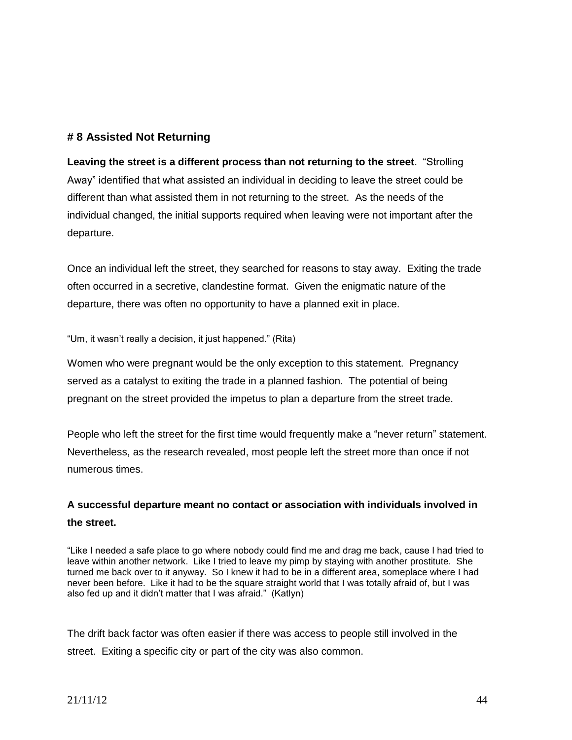## # 8 Assisted Not Returning

**Leaving the street is a different process than not returning to the street**. "Strolling Away" identified that what assisted an individual in deciding to leave the street could be different than what assisted them in not returning to the street. As the needs of the individual changed, the initial supports required when leaving were not important after the departure.

Once an individual left the street, they searched for reasons to stay away. Exiting the trade often occurred in a secretive, clandestine format. Given the enigmatic nature of the departure, there was often no opportunity to have a planned exit in place.

"Um, it wasn't really a decision, it just happened." (Rita)

Women who were pregnant would be the only exception to this statement. Pregnancy served as a catalyst to exiting the trade in a planned fashion. The potential of being pregnant on the street provided the impetus to plan a departure from the street trade.

People who left the street for the first time would frequently make a "never return" statement. Nevertheless, as the research revealed, most people left the street more than once if not numerous times.

**A successful departure meant no contact or association with individuals involved in the street.**

"Like I needed a safe place to go where nobody could find me and drag me back, cause I had tried to leave within another network. Like I tried to leave my pimp by staying with another prostitute. She turned me back over to it anyway. So I knew it had to be in a different area, someplace where I had never been before. Like it had to be the square straight world that I was totally afraid of, but I was also fed up and it didn't matter that I was afraid." (Katlyn)

The drift back factor was often easier if there was access to people still involved in the street. Exiting a specific city or part of the city was also common.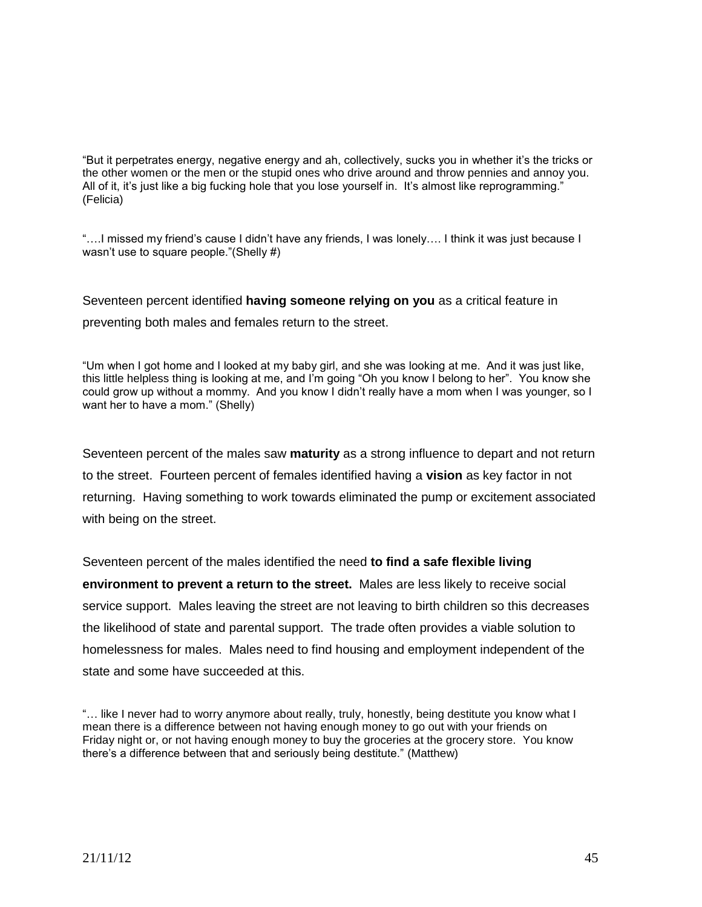"But it perpetrates energy, negative energy and ah, collectively, sucks you in whether it's the tricks or the other women or the men or the stupid ones who drive around and throw pennies and annoy you. All of it, it's just like a big fucking hole that you lose yourself in. It's almost like reprogramming." (Felicia)

"….I missed my friend's cause I didn't have any friends, I was lonely…. I think it was just because I wasn't use to square people."(Shelly #)

Seventeen percent identified **having someone relying on you** as a critical feature in preventing both males and females return to the street.

"Um when I got home and I looked at my baby girl, and she was looking at me. And it was just like, this little helpless thing is looking at me, and I'm going "Oh you know I belong to her". You know she could grow up without a mommy. And you know I didn't really have a mom when I was younger, so I want her to have a mom." (Shelly)

Seventeen percent of the males saw **maturity** as a strong influence to depart and not return to the street. Fourteen percent of females identified having a **vision** as key factor in not returning. Having something to work towards eliminated the pump or excitement associated with being on the street.

Seventeen percent of the males identified the need **to find a safe flexible living environment to prevent a return to the street.** Males are less likely to receive social service support. Males leaving the street are not leaving to birth children so this decreases the likelihood of state and parental support. The trade often provides a viable solution to homelessness for males. Males need to find housing and employment independent of the state and some have succeeded at this.

"… like I never had to worry anymore about really, truly, honestly, being destitute you know what I mean there is a difference between not having enough money to go out with your friends on Friday night or, or not having enough money to buy the groceries at the grocery store. You know there's a difference between that and seriously being destitute." (Matthew)

21/11/12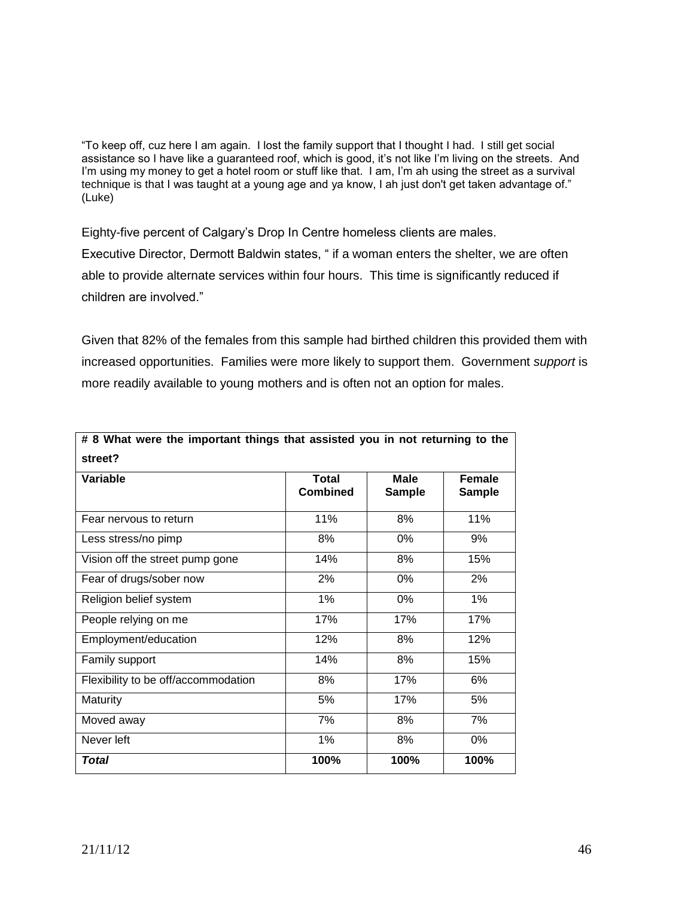"To keep off, cuz here I am again. I lost the family support that I thought I had. I still get social assistance so I have like a guaranteed roof, which is good, it's not like I'm living on the streets. And I'm using my money to get a hotel room or stuff like that. I am, I'm ah using the street as a survival technique is that I was taught at a young age and ya know, I ah just don't get taken advantage of." (Luke)

Eighty-five percent of Calgary's Drop In Centre homeless clients are males. Executive Director, Dermott Baldwin states, " if a woman enters the shelter, we are often able to provide alternate services within four hours. This time is significantly reduced if children are involved."

Given that 82% of the females from this sample had birthed children this provided them with increased opportunities. Families were more likely to support them. Government *support* is more readily available to young mothers and is often not an option for males.

**# 8 What were the important things that assisted you in not returning to the street?**

| Variable | Total Combined | Male Sample | Female Sample |
|---|---|---|---|
| Fear nervous to return | 11% | 8% | 11% |
| Less stress/no pimp | 8% | 0% | 9% |
| Vision off the street pump gone | 14% | 8% | 15% |
| Fear of drugs/sober now | 2% | 0% | 2% |
| Religion belief system | 1% | 0% | 1% |
| People relying on me | 17% | 17% | 17% |
| Employment/education | 12% | 8% | 12% |
| Family support | 14% | 8% | 15% |
| Flexibility to be off/accommodation | 8% | 17% | 6% |
| Maturity | 5% | 17% | 5% |
| Moved away | 7% | 8% | 7% |
| Never left | 1% | 8% | 0% |
| ***Total*** | **100%** | **100%** | **100%** |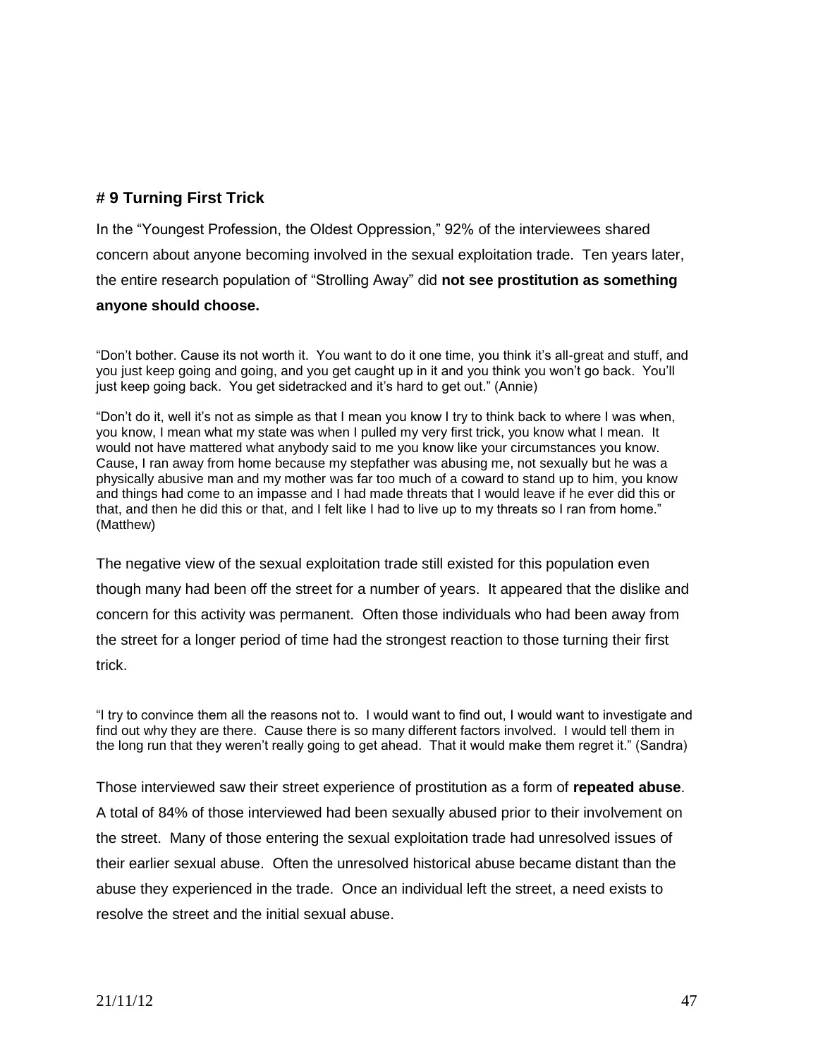## # 9 Turning First Trick

In the "Youngest Profession, the Oldest Oppression," 92% of the interviewees shared concern about anyone becoming involved in the sexual exploitation trade. Ten years later, the entire research population of "Strolling Away" did **not see prostitution as something anyone should choose.**

"Don't bother. Cause its not worth it. You want to do it one time, you think it's all-great and stuff, and you just keep going and going, and you get caught up in it and you think you won't go back. You'll just keep going back. You get sidetracked and it's hard to get out." (Annie)

"Don't do it, well it's not as simple as that I mean you know I try to think back to where I was when, you know, I mean what my state was when I pulled my very first trick, you know what I mean. It would not have mattered what anybody said to me you know like your circumstances you know. Cause, I ran away from home because my stepfather was abusing me, not sexually but he was a physically abusive man and my mother was far too much of a coward to stand up to him, you know and things had come to an impasse and I had made threats that I would leave if he ever did this or that, and then he did this or that, and I felt like I had to live up to my threats so I ran from home." (Matthew)

The negative view of the sexual exploitation trade still existed for this population even though many had been off the street for a number of years. It appeared that the dislike and concern for this activity was permanent. Often those individuals who had been away from the street for a longer period of time had the strongest reaction to those turning their first trick.

"I try to convince them all the reasons not to. I would want to find out, I would want to investigate and find out why they are there. Cause there is so many different factors involved. I would tell them in the long run that they weren't really going to get ahead. That it would make them regret it." (Sandra)

Those interviewed saw their street experience of prostitution as a form of **repeated abuse**. A total of 84% of those interviewed had been sexually abused prior to their involvement on the street. Many of those entering the sexual exploitation trade had unresolved issues of their earlier sexual abuse. Often the unresolved historical abuse became distant than the abuse they experienced in the trade. Once an individual left the street, a need exists to resolve the street and the initial sexual abuse.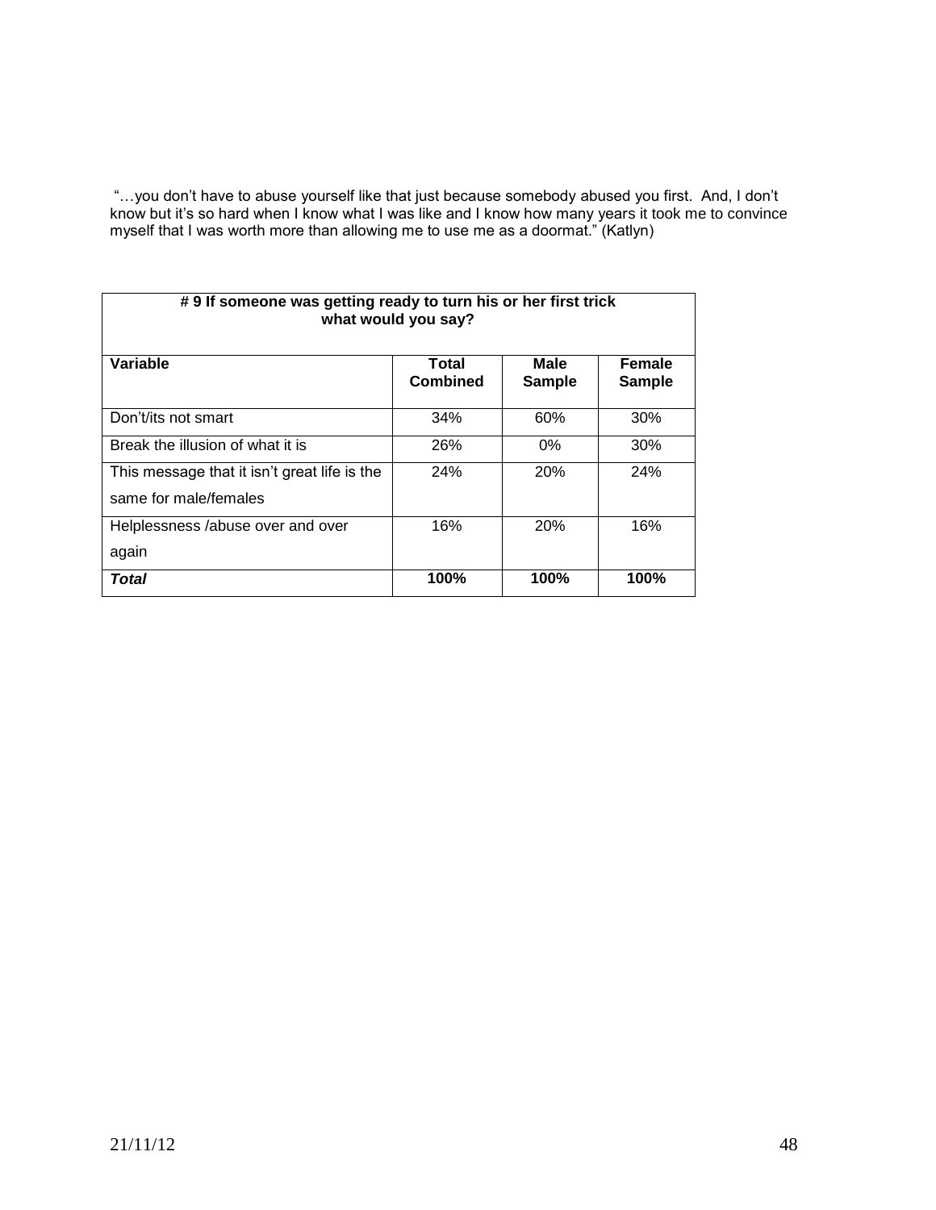"…you don't have to abuse yourself like that just because somebody abused you first. And, I don't know but it's so hard when I know what I was like and I know how many years it took me to convince myself that I was worth more than allowing me to use me as a doormat." (Katlyn)

| **# 9 If someone was getting ready to turn his or her first trick what would you say?** | | | |
|---|---|---|---|
| **Variable** | **Total Combined** | **Male Sample** | **Female Sample** |
| Don't/its not smart | 34% | 60% | 30% |
| Break the illusion of what it is | 26% | 0% | 30% |
| This message that it isn't great life is the same for male/females | 24% | 20% | 24% |
| Helplessness /abuse over and over again | 16% | 20% | 16% |
| ***Total*** | **100%** | **100%** | **100%** |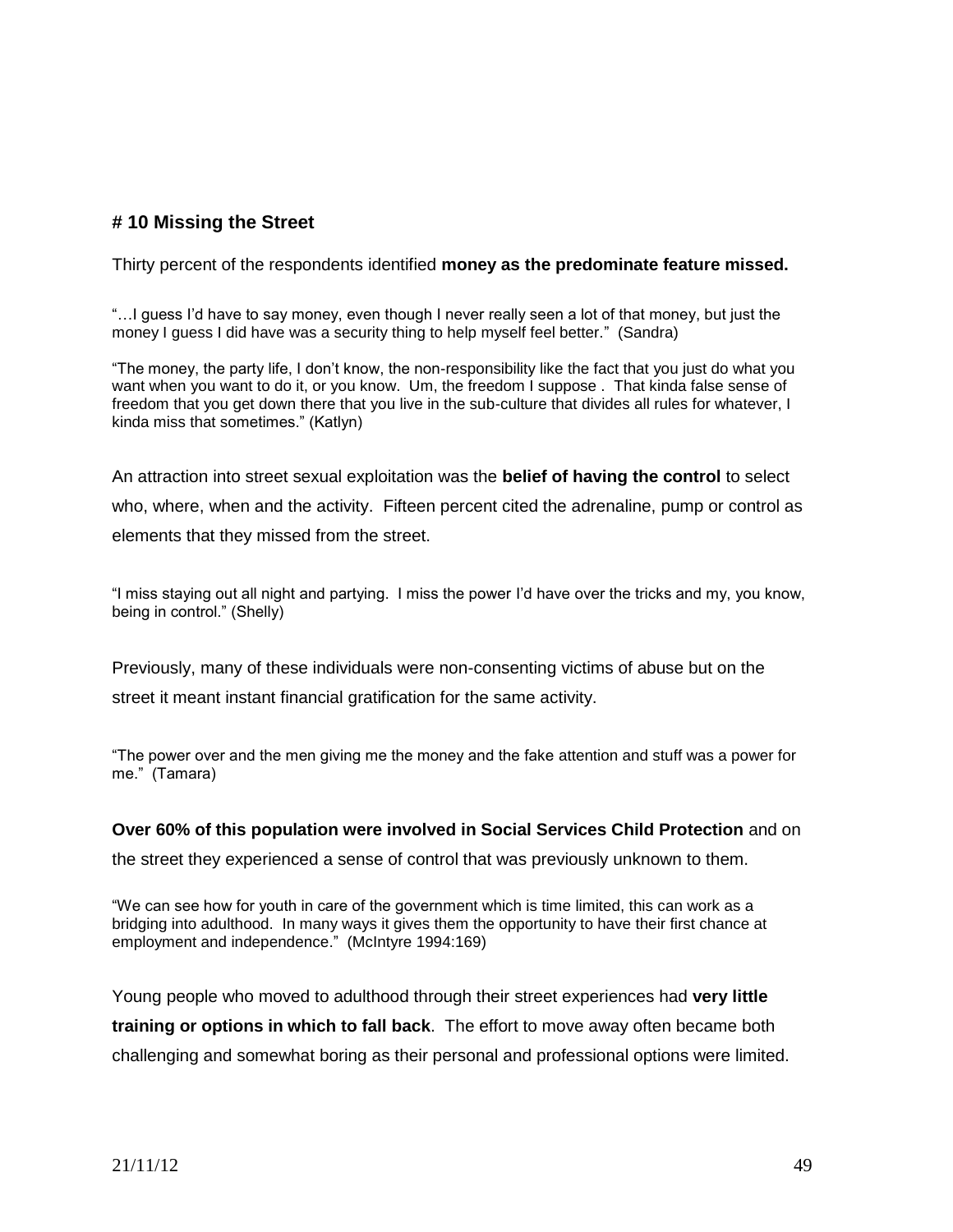## # 10 Missing the Street

Thirty percent of the respondents identified **money as the predominate feature missed.**

"…I guess I'd have to say money, even though I never really seen a lot of that money, but just the money I guess I did have was a security thing to help myself feel better." (Sandra)

"The money, the party life, I don't know, the non-responsibility like the fact that you just do what you want when you want to do it, or you know. Um, the freedom I suppose . That kinda false sense of freedom that you get down there that you live in the sub-culture that divides all rules for whatever, I kinda miss that sometimes." (Katlyn)

An attraction into street sexual exploitation was the **belief of having the control** to select who, where, when and the activity. Fifteen percent cited the adrenaline, pump or control as elements that they missed from the street.

"I miss staying out all night and partying. I miss the power I'd have over the tricks and my, you know, being in control." (Shelly)

Previously, many of these individuals were non-consenting victims of abuse but on the street it meant instant financial gratification for the same activity.

"The power over and the men giving me the money and the fake attention and stuff was a power for me." (Tamara)

**Over 60% of this population were involved in Social Services Child Protection** and on the street they experienced a sense of control that was previously unknown to them.

"We can see how for youth in care of the government which is time limited, this can work as a bridging into adulthood. In many ways it gives them the opportunity to have their first chance at employment and independence." (McIntyre 1994:169)

Young people who moved to adulthood through their street experiences had **very little training or options in which to fall back**. The effort to move away often became both challenging and somewhat boring as their personal and professional options were limited.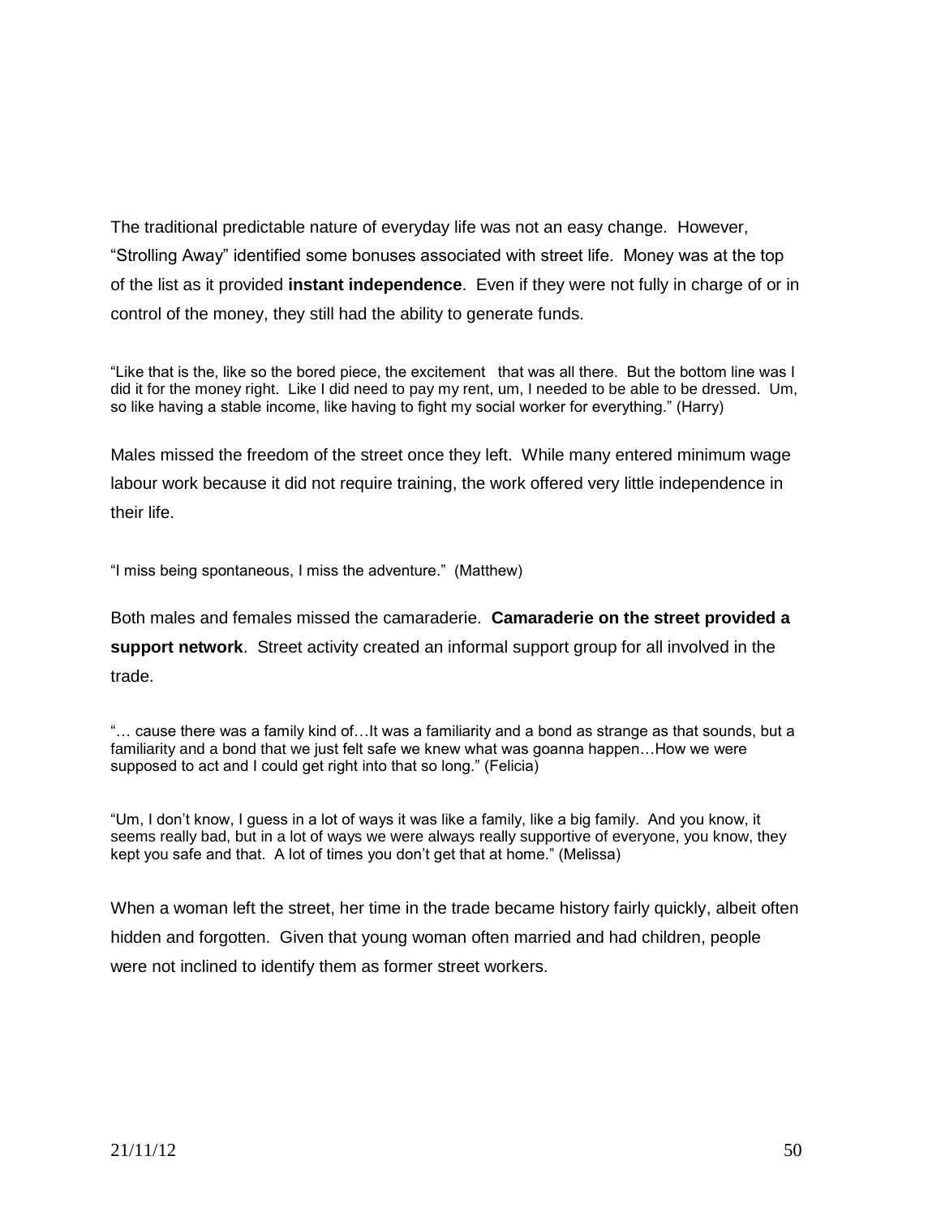The traditional predictable nature of everyday life was not an easy change. However, "Strolling Away" identified some bonuses associated with street life. Money was at the top of the list as it provided **instant independence**. Even if they were not fully in charge of or in control of the money, they still had the ability to generate funds.

"Like that is the, like so the bored piece, the excitement that was all there. But the bottom line was I did it for the money right. Like I did need to pay my rent, um, I needed to be able to be dressed. Um, so like having a stable income, like having to fight my social worker for everything." (Harry)

Males missed the freedom of the street once they left. While many entered minimum wage labour work because it did not require training, the work offered very little independence in their life.

"I miss being spontaneous, I miss the adventure." (Matthew)

Both males and females missed the camaraderie. **Camaraderie on the street provided a support network**. Street activity created an informal support group for all involved in the trade.

"… cause there was a family kind of…It was a familiarity and a bond as strange as that sounds, but a familiarity and a bond that we just felt safe we knew what was goanna happen…How we were supposed to act and I could get right into that so long." (Felicia)

"Um, I don't know, I guess in a lot of ways it was like a family, like a big family. And you know, it seems really bad, but in a lot of ways we were always really supportive of everyone, you know, they kept you safe and that. A lot of times you don't get that at home." (Melissa)

When a woman left the street, her time in the trade became history fairly quickly, albeit often hidden and forgotten. Given that young woman often married and had children, people were not inclined to identify them as former street workers.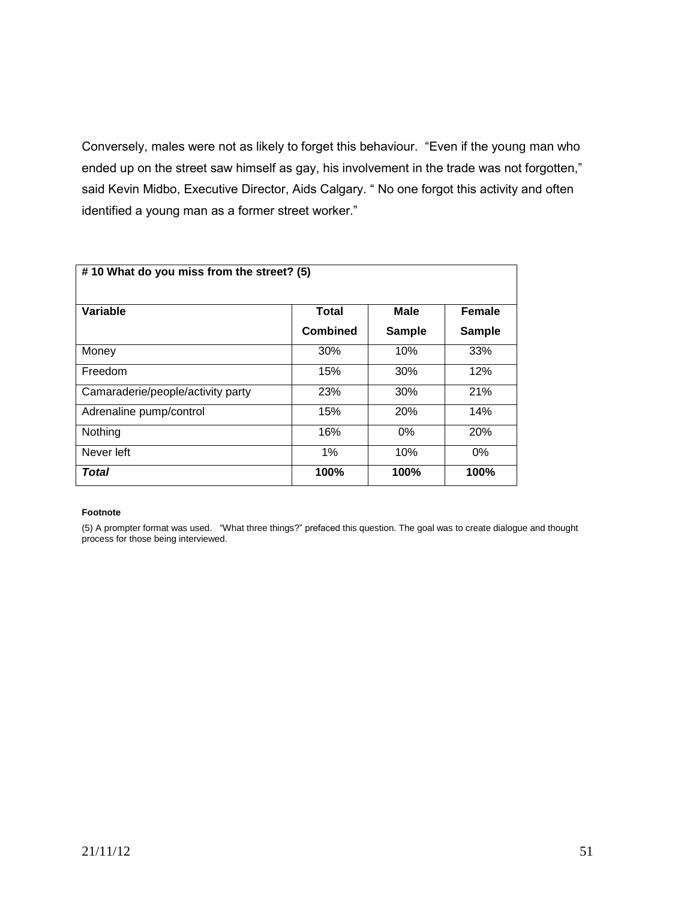Conversely, males were not as likely to forget this behaviour. "Even if the young man who ended up on the street saw himself as gay, his involvement in the trade was not forgotten," said Kevin Midbo, Executive Director, Aids Calgary. " No one forgot this activity and often identified a young man as a former street worker."

| **# 10 What do you miss from the street? (5)** | | | |
|---|---|---|---|
| **Variable** | **Total Combined** | **Male Sample** | **Female Sample** |
| Money | 30% | 10% | 33% |
| Freedom | 15% | 30% | 12% |
| Camaraderie/people/activity party | 23% | 30% | 21% |
| Adrenaline pump/control | 15% | 20% | 14% |
| Nothing | 16% | 0% | 20% |
| Never left | 1% | 10% | 0% |
| ***Total*** | **100%** | **100%** | **100%** |

**Footnote**

(5) A prompter format was used. "What three things?" prefaced this question. The goal was to create dialogue and thought process for those being interviewed.

21/11/12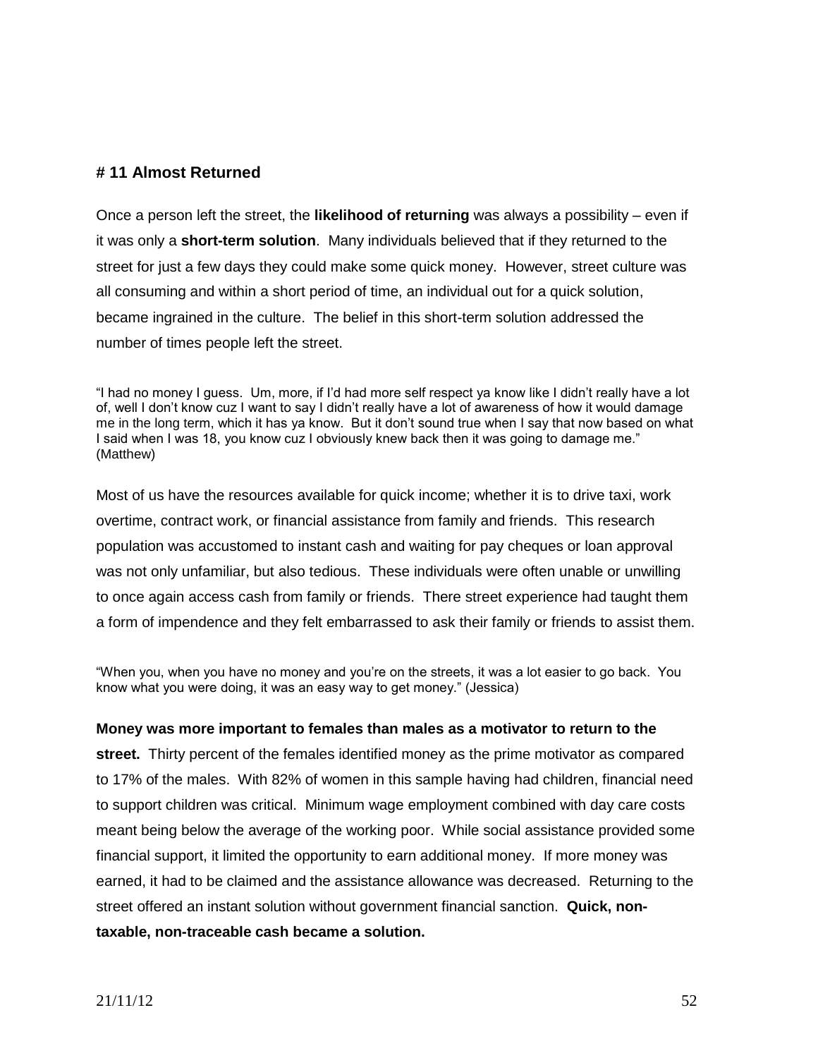## # 11 Almost Returned

Once a person left the street, the **likelihood of returning** was always a possibility – even if it was only a **short-term solution**. Many individuals believed that if they returned to the street for just a few days they could make some quick money. However, street culture was all consuming and within a short period of time, an individual out for a quick solution, became ingrained in the culture. The belief in this short-term solution addressed the number of times people left the street.

"I had no money I guess. Um, more, if I'd had more self respect ya know like I didn't really have a lot of, well I don't know cuz I want to say I didn't really have a lot of awareness of how it would damage me in the long term, which it has ya know. But it don't sound true when I say that now based on what I said when I was 18, you know cuz I obviously knew back then it was going to damage me." (Matthew)

Most of us have the resources available for quick income; whether it is to drive taxi, work overtime, contract work, or financial assistance from family and friends. This research population was accustomed to instant cash and waiting for pay cheques or loan approval was not only unfamiliar, but also tedious. These individuals were often unable or unwilling to once again access cash from family or friends. There street experience had taught them a form of impendence and they felt embarrassed to ask their family or friends to assist them.

"When you, when you have no money and you're on the streets, it was a lot easier to go back. You know what you were doing, it was an easy way to get money." (Jessica)

**Money was more important to females than males as a motivator to return to the street.** Thirty percent of the females identified money as the prime motivator as compared to 17% of the males. With 82% of women in this sample having had children, financial need to support children was critical. Minimum wage employment combined with day care costs meant being below the average of the working poor. While social assistance provided some financial support, it limited the opportunity to earn additional money. If more money was earned, it had to be claimed and the assistance allowance was decreased. Returning to the street offered an instant solution without government financial sanction. **Quick, non-taxable, non-traceable cash became a solution.**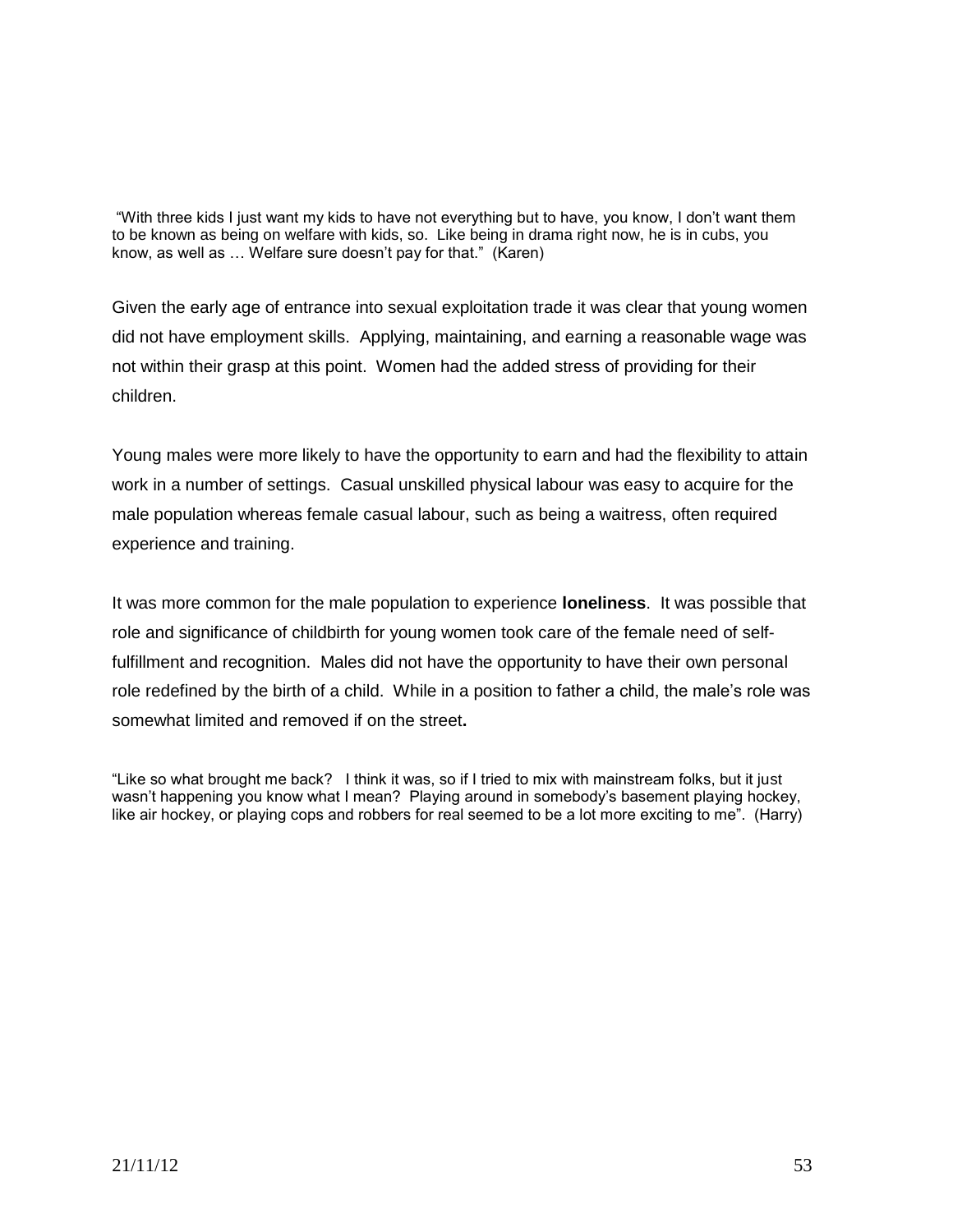"With three kids I just want my kids to have not everything but to have, you know, I don't want them to be known as being on welfare with kids, so. Like being in drama right now, he is in cubs, you know, as well as … Welfare sure doesn't pay for that." (Karen)

Given the early age of entrance into sexual exploitation trade it was clear that young women did not have employment skills. Applying, maintaining, and earning a reasonable wage was not within their grasp at this point. Women had the added stress of providing for their children.

Young males were more likely to have the opportunity to earn and had the flexibility to attain work in a number of settings. Casual unskilled physical labour was easy to acquire for the male population whereas female casual labour, such as being a waitress, often required experience and training.

It was more common for the male population to experience **loneliness**. It was possible that role and significance of childbirth for young women took care of the female need of self-fulfillment and recognition. Males did not have the opportunity to have their own personal role redefined by the birth of a child. While in a position to father a child, the male's role was somewhat limited and removed if on the street**.**

"Like so what brought me back? I think it was, so if I tried to mix with mainstream folks, but it just wasn't happening you know what I mean? Playing around in somebody's basement playing hockey, like air hockey, or playing cops and robbers for real seemed to be a lot more exciting to me". (Harry)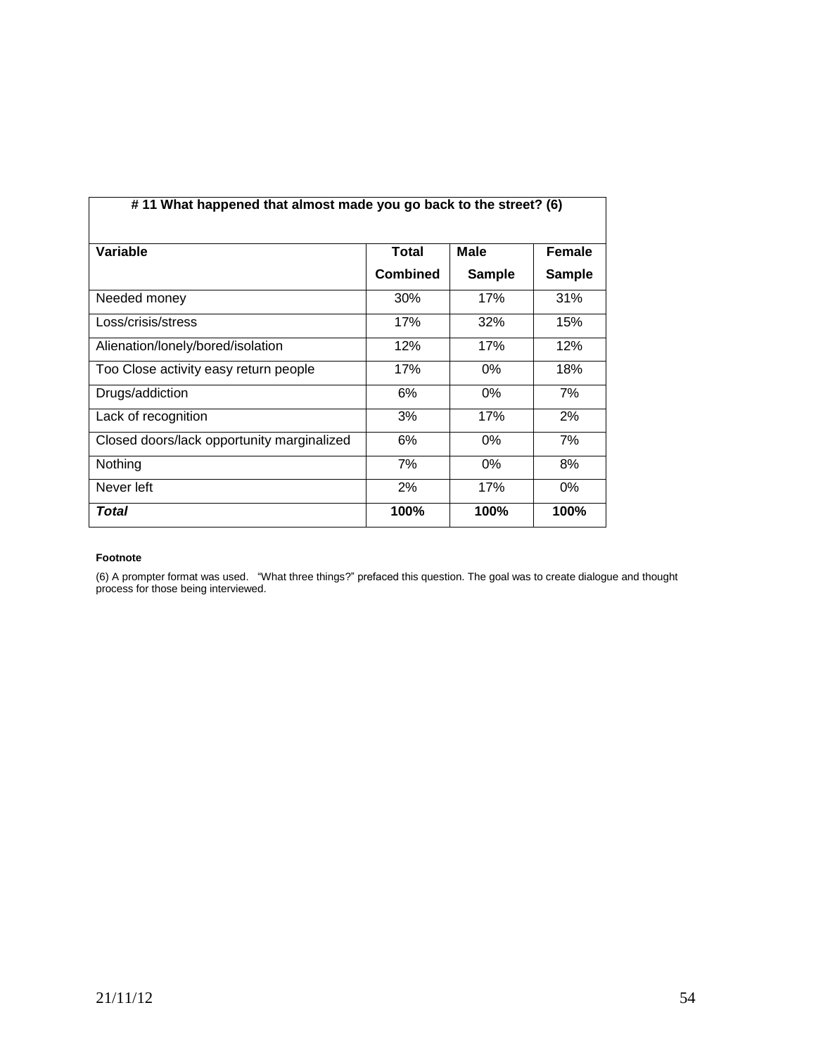| # 11 What happened that almost made you go back to the street? (6) | | | |
|---|---|---|---|
| **Variable** | **Total Combined** | **Male Sample** | **Female Sample** |
| Needed money | 30% | 17% | 31% |
| Loss/crisis/stress | 17% | 32% | 15% |
| Alienation/lonely/bored/isolation | 12% | 17% | 12% |
| Too Close activity easy return people | 17% | 0% | 18% |
| Drugs/addiction | 6% | 0% | 7% |
| Lack of recognition | 3% | 17% | 2% |
| Closed doors/lack opportunity marginalized | 6% | 0% | 7% |
| Nothing | 7% | 0% | 8% |
| Never left | 2% | 17% | 0% |
| ***Total*** | **100%** | **100%** | **100%** |

**Footnote**

(6) A prompter format was used. "What three things?" prefaced this question. The goal was to create dialogue and thought process for those being interviewed.

21/11/12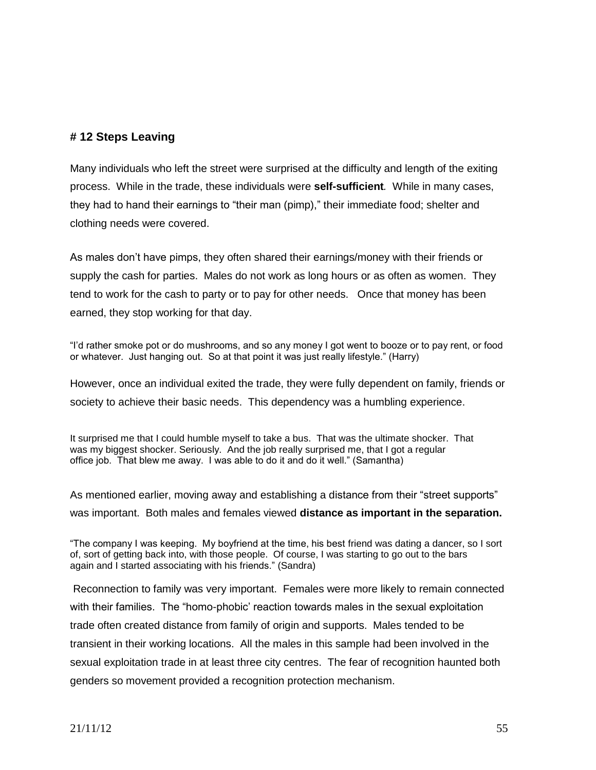**# 12 Steps Leaving**

Many individuals who left the street were surprised at the difficulty and length of the exiting process. While in the trade, these individuals were **self-sufficient**. While in many cases, they had to hand their earnings to "their man (pimp)," their immediate food; shelter and clothing needs were covered.

As males don't have pimps, they often shared their earnings/money with their friends or supply the cash for parties. Males do not work as long hours or as often as women. They tend to work for the cash to party or to pay for other needs. Once that money has been earned, they stop working for that day.

"I'd rather smoke pot or do mushrooms, and so any money I got went to booze or to pay rent, or food or whatever. Just hanging out. So at that point it was just really lifestyle." (Harry)

However, once an individual exited the trade, they were fully dependent on family, friends or society to achieve their basic needs. This dependency was a humbling experience.

It surprised me that I could humble myself to take a bus. That was the ultimate shocker. That was my biggest shocker. Seriously. And the job really surprised me, that I got a regular office job. That blew me away. I was able to do it and do it well." (Samantha)

As mentioned earlier, moving away and establishing a distance from their "street supports" was important. Both males and females viewed **distance as important in the separation.**

"The company I was keeping. My boyfriend at the time, his best friend was dating a dancer, so I sort of, sort of getting back into, with those people. Of course, I was starting to go out to the bars again and I started associating with his friends." (Sandra)

Reconnection to family was very important. Females were more likely to remain connected with their families. The "homo-phobic' reaction towards males in the sexual exploitation trade often created distance from family of origin and supports. Males tended to be transient in their working locations. All the males in this sample had been involved in the sexual exploitation trade in at least three city centres. The fear of recognition haunted both genders so movement provided a recognition protection mechanism.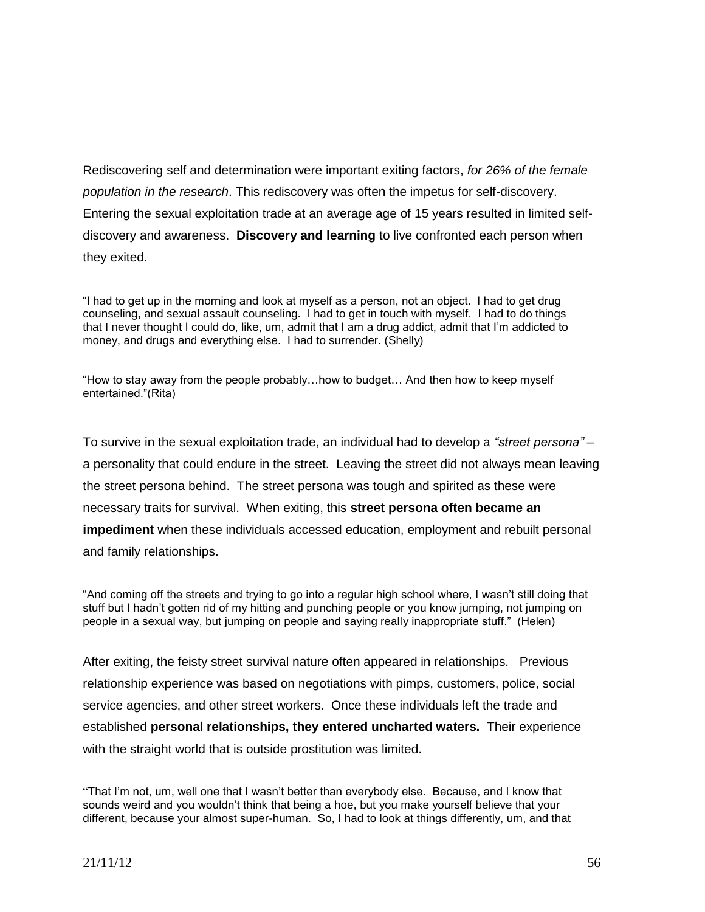Rediscovering self and determination were important exiting factors, *for 26% of the female population in the research*. This rediscovery was often the impetus for self-discovery. Entering the sexual exploitation trade at an average age of 15 years resulted in limited self-discovery and awareness. **Discovery and learning** to live confronted each person when they exited.

"I had to get up in the morning and look at myself as a person, not an object. I had to get drug counseling, and sexual assault counseling. I had to get in touch with myself. I had to do things that I never thought I could do, like, um, admit that I am a drug addict, admit that I'm addicted to money, and drugs and everything else. I had to surrender. (Shelly)

"How to stay away from the people probably…how to budget… And then how to keep myself entertained."(Rita)

To survive in the sexual exploitation trade, an individual had to develop a *"street persona"* – a personality that could endure in the street. Leaving the street did not always mean leaving the street persona behind. The street persona was tough and spirited as these were necessary traits for survival. When exiting, this **street persona often became an impediment** when these individuals accessed education, employment and rebuilt personal and family relationships.

"And coming off the streets and trying to go into a regular high school where, I wasn't still doing that stuff but I hadn't gotten rid of my hitting and punching people or you know jumping, not jumping on people in a sexual way, but jumping on people and saying really inappropriate stuff." (Helen)

After exiting, the feisty street survival nature often appeared in relationships. Previous relationship experience was based on negotiations with pimps, customers, police, social service agencies, and other street workers. Once these individuals left the trade and established **personal relationships, they entered uncharted waters.** Their experience with the straight world that is outside prostitution was limited.

"That I'm not, um, well one that I wasn't better than everybody else. Because, and I know that sounds weird and you wouldn't think that being a hoe, but you make yourself believe that your different, because your almost super-human. So, I had to look at things differently, um, and that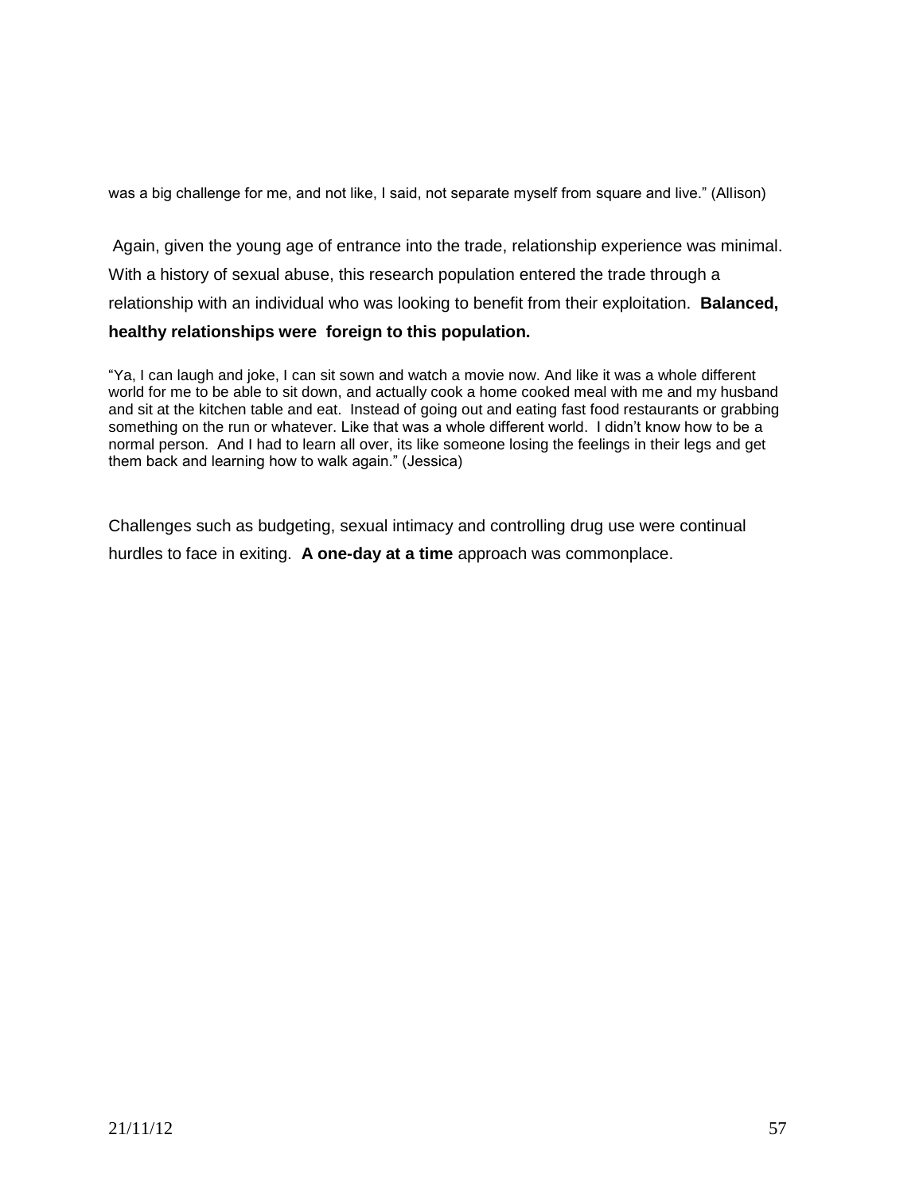was a big challenge for me, and not like, I said, not separate myself from square and live." (Allison)

Again, given the young age of entrance into the trade, relationship experience was minimal. With a history of sexual abuse, this research population entered the trade through a relationship with an individual who was looking to benefit from their exploitation. **Balanced, healthy relationships were foreign to this population.**

"Ya, I can laugh and joke, I can sit sown and watch a movie now. And like it was a whole different world for me to be able to sit down, and actually cook a home cooked meal with me and my husband and sit at the kitchen table and eat. Instead of going out and eating fast food restaurants or grabbing something on the run or whatever. Like that was a whole different world. I didn't know how to be a normal person. And I had to learn all over, its like someone losing the feelings in their legs and get them back and learning how to walk again." (Jessica)

Challenges such as budgeting, sexual intimacy and controlling drug use were continual hurdles to face in exiting. **A one-day at a time** approach was commonplace.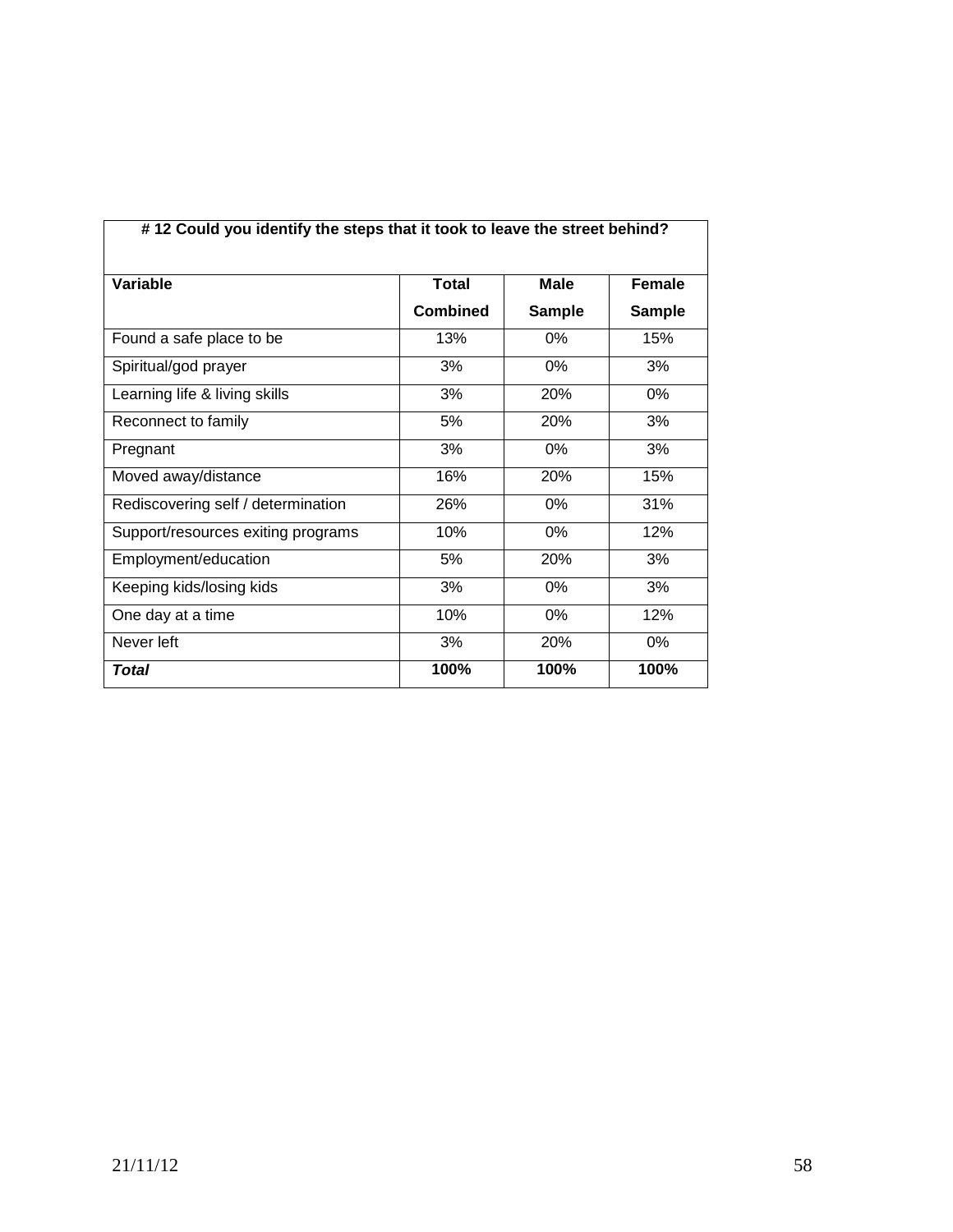| # 12 Could you identify the steps that it took to leave the street behind? | | | |
|---|---|---|---|
| **Variable** | **Total Combined** | **Male Sample** | **Female Sample** |
| Found a safe place to be | 13% | 0% | 15% |
| Spiritual/god prayer | 3% | 0% | 3% |
| Learning life & living skills | 3% | 20% | 0% |
| Reconnect to family | 5% | 20% | 3% |
| Pregnant | 3% | 0% | 3% |
| Moved away/distance | 16% | 20% | 15% |
| Rediscovering self / determination | 26% | 0% | 31% |
| Support/resources exiting programs | 10% | 0% | 12% |
| Employment/education | 5% | 20% | 3% |
| Keeping kids/losing kids | 3% | 0% | 3% |
| One day at a time | 10% | 0% | 12% |
| Never left | 3% | 20% | 0% |
| ***Total*** | **100%** | **100%** | **100%** |

21/11/12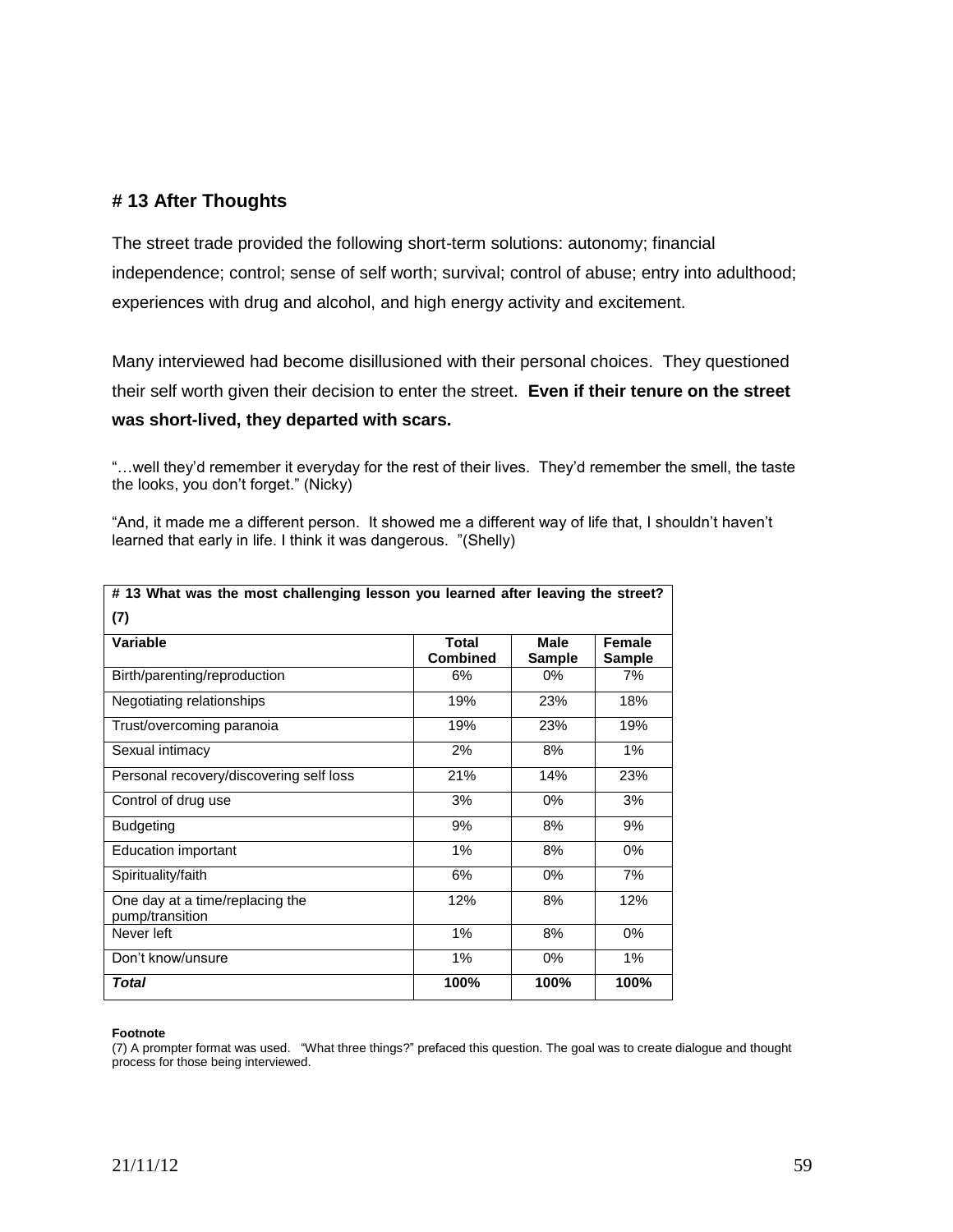## # 13 After Thoughts

The street trade provided the following short-term solutions: autonomy; financial independence; control; sense of self worth; survival; control of abuse; entry into adulthood; experiences with drug and alcohol, and high energy activity and excitement.

Many interviewed had become disillusioned with their personal choices. They questioned their self worth given their decision to enter the street. **Even if their tenure on the street was short-lived, they departed with scars.**

"…well they'd remember it everyday for the rest of their lives. They'd remember the smell, the taste the looks, you don't forget." (Nicky)

"And, it made me a different person. It showed me a different way of life that, I shouldn't haven't learned that early in life. I think it was dangerous. "(Shelly)

**# 13 What was the most challenging lesson you learned after leaving the street? (7)**

| Variable | Total Combined | Male Sample | Female Sample |
|---|---|---|---|
| Birth/parenting/reproduction | 6% | 0% | 7% |
| Negotiating relationships | 19% | 23% | 18% |
| Trust/overcoming paranoia | 19% | 23% | 19% |
| Sexual intimacy | 2% | 8% | 1% |
| Personal recovery/discovering self loss | 21% | 14% | 23% |
| Control of drug use | 3% | 0% | 3% |
| Budgeting | 9% | 8% | 9% |
| Education important | 1% | 8% | 0% |
| Spirituality/faith | 6% | 0% | 7% |
| One day at a time/replacing the pump/transition | 12% | 8% | 12% |
| Never left | 1% | 8% | 0% |
| Don't know/unsure | 1% | 0% | 1% |
| ***Total*** | **100%** | **100%** | **100%** |

**Footnote**

(7) A prompter format was used. "What three things?" prefaced this question. The goal was to create dialogue and thought process for those being interviewed.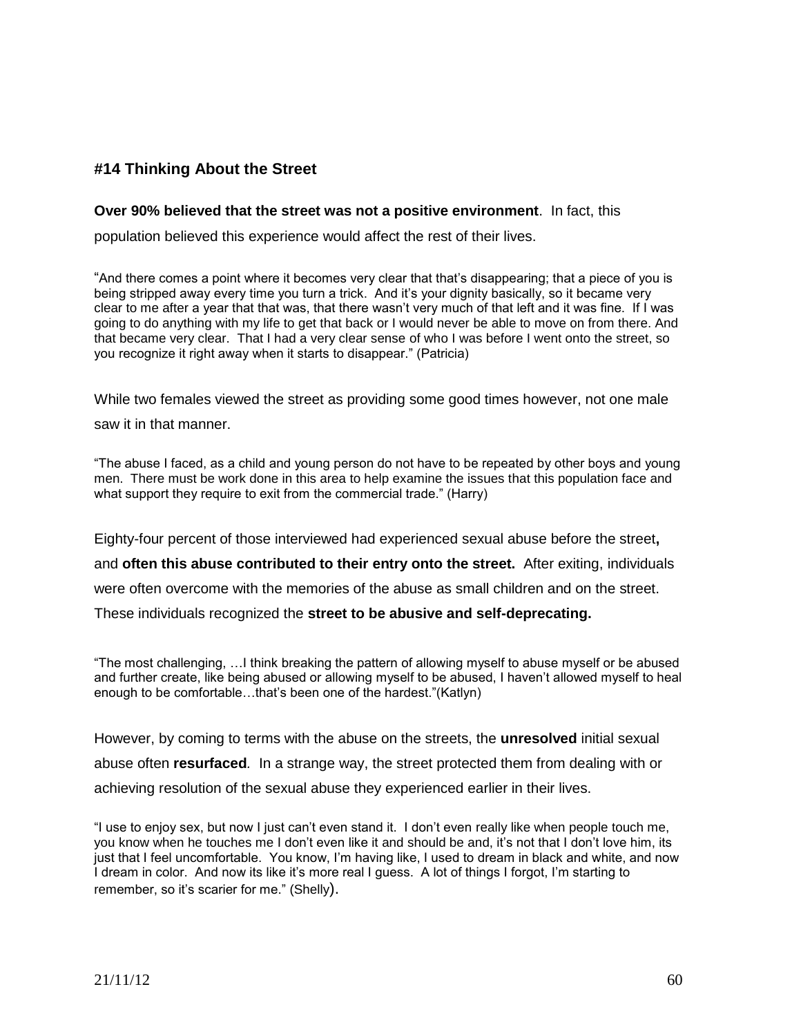## #14 Thinking About the Street

**Over 90% believed that the street was not a positive environment**. In fact, this population believed this experience would affect the rest of their lives.

"And there comes a point where it becomes very clear that that's disappearing; that a piece of you is being stripped away every time you turn a trick. And it's your dignity basically, so it became very clear to me after a year that that was, that there wasn't very much of that left and it was fine. If I was going to do anything with my life to get that back or I would never be able to move on from there. And that became very clear. That I had a very clear sense of who I was before I went onto the street, so you recognize it right away when it starts to disappear." (Patricia)

While two females viewed the street as providing some good times however, not one male saw it in that manner.

"The abuse I faced, as a child and young person do not have to be repeated by other boys and young men. There must be work done in this area to help examine the issues that this population face and what support they require to exit from the commercial trade." (Harry)

Eighty-four percent of those interviewed had experienced sexual abuse before the street**,** and **often this abuse contributed to their entry onto the street.** After exiting, individuals were often overcome with the memories of the abuse as small children and on the street. These individuals recognized the **street to be abusive and self-deprecating.**

"The most challenging, …I think breaking the pattern of allowing myself to abuse myself or be abused and further create, like being abused or allowing myself to be abused, I haven't allowed myself to heal enough to be comfortable…that's been one of the hardest."(Katlyn)

However, by coming to terms with the abuse on the streets, the **unresolved** initial sexual abuse often **resurfaced***.* In a strange way, the street protected them from dealing with or achieving resolution of the sexual abuse they experienced earlier in their lives.

"I use to enjoy sex, but now I just can't even stand it. I don't even really like when people touch me, you know when he touches me I don't even like it and should be and, it's not that I don't love him, its just that I feel uncomfortable. You know, I'm having like, I used to dream in black and white, and now I dream in color. And now its like it's more real I guess. A lot of things I forgot, I'm starting to remember, so it's scarier for me." (Shelly).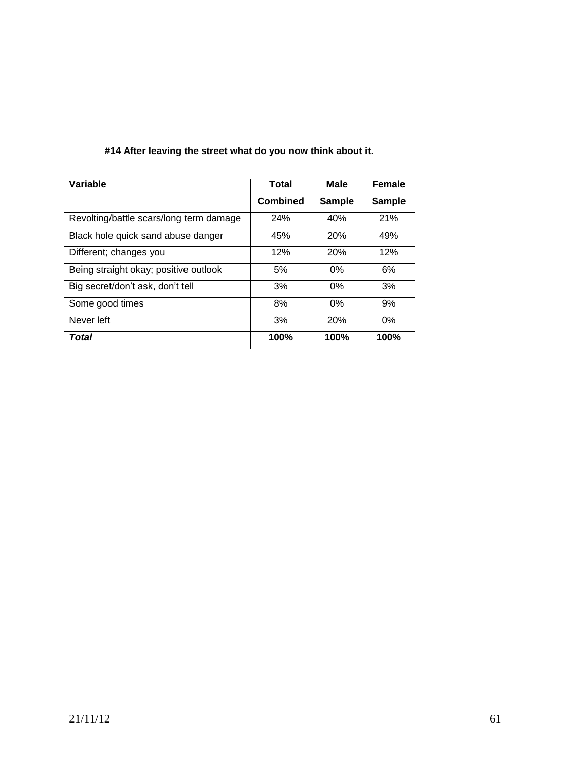| #14 After leaving the street what do you now think about it. | | | |
|---|---|---|---|
| **Variable** | **Total Combined** | **Male Sample** | **Female Sample** |
| Revolting/battle scars/long term damage | 24% | 40% | 21% |
| Black hole quick sand abuse danger | 45% | 20% | 49% |
| Different; changes you | 12% | 20% | 12% |
| Being straight okay; positive outlook | 5% | 0% | 6% |
| Big secret/don't ask, don't tell | 3% | 0% | 3% |
| Some good times | 8% | 0% | 9% |
| Never left | 3% | 20% | 0% |
| ***Total*** | **100%** | **100%** | **100%** |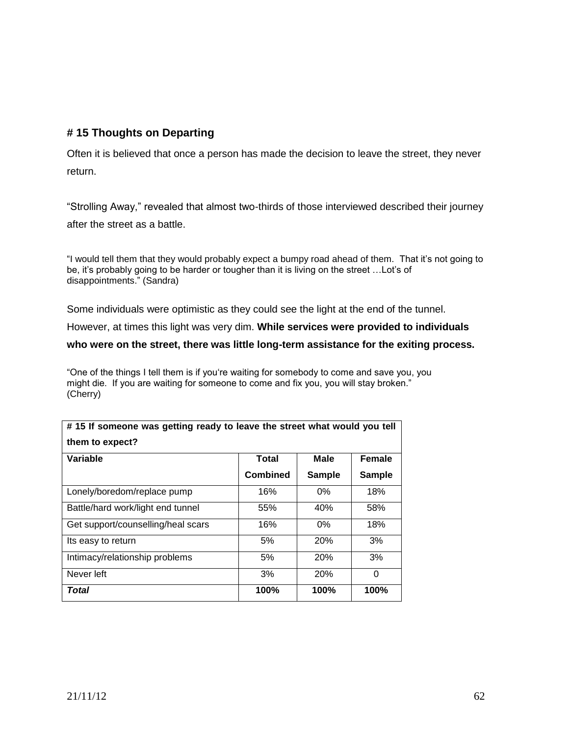## # 15 Thoughts on Departing

Often it is believed that once a person has made the decision to leave the street, they never return.

"Strolling Away," revealed that almost two-thirds of those interviewed described their journey after the street as a battle.

"I would tell them that they would probably expect a bumpy road ahead of them. That it's not going to be, it's probably going to be harder or tougher than it is living on the street …Lot's of disappointments." (Sandra)

Some individuals were optimistic as they could see the light at the end of the tunnel. However, at times this light was very dim. **While services were provided to individuals who were on the street, there was little long-term assistance for the exiting process.**

"One of the things I tell them is if you're waiting for somebody to come and save you, you might die. If you are waiting for someone to come and fix you, you will stay broken." (Cherry)

| # 15 If someone was getting ready to leave the street what would you tell them to expect? | | | |
|---|---|---|---|
| **Variable** | **Total Combined** | **Male Sample** | **Female Sample** |
| Lonely/boredom/replace pump | 16% | 0% | 18% |
| Battle/hard work/light end tunnel | 55% | 40% | 58% |
| Get support/counselling/heal scars | 16% | 0% | 18% |
| Its easy to return | 5% | 20% | 3% |
| Intimacy/relationship problems | 5% | 20% | 3% |
| Never left | 3% | 20% | 0 |
| ***Total*** | **100%** | **100%** | **100%** |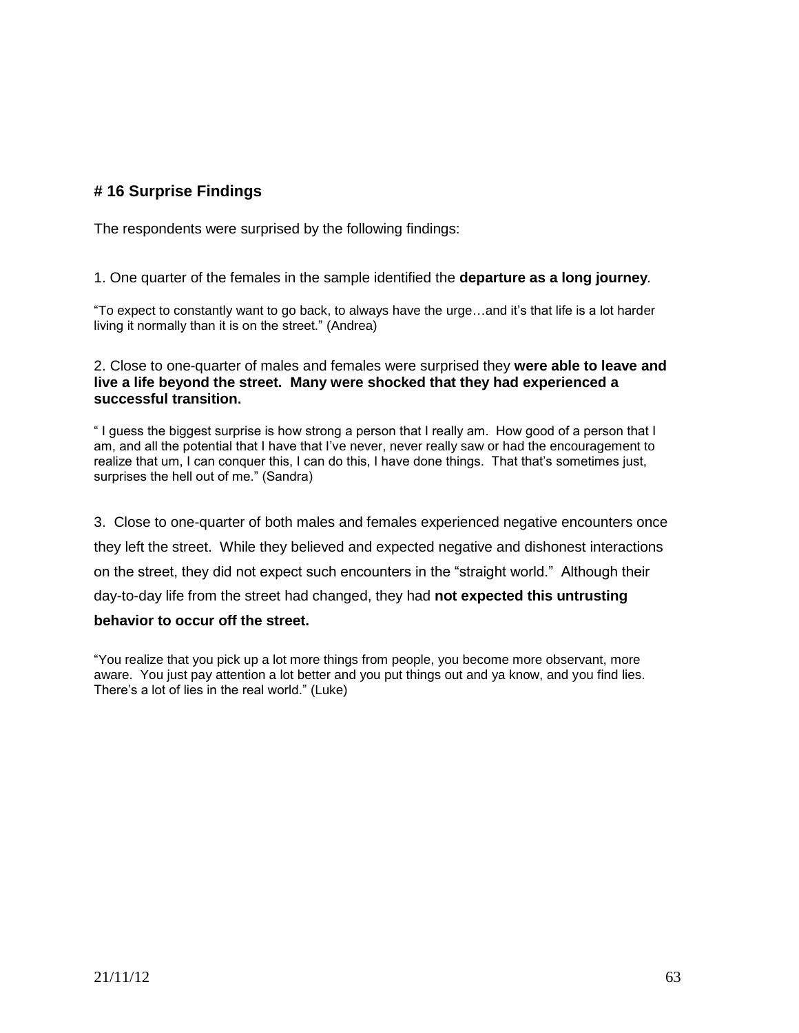## # 16 Surprise Findings

The respondents were surprised by the following findings:

1. One quarter of the females in the sample identified the **departure as a long journey**.

"To expect to constantly want to go back, to always have the urge…and it's that life is a lot harder living it normally than it is on the street." (Andrea)

2. Close to one-quarter of males and females were surprised they **were able to leave and live a life beyond the street. Many were shocked that they had experienced a successful transition.**

" I guess the biggest surprise is how strong a person that I really am. How good of a person that I am, and all the potential that I have that I've never, never really saw or had the encouragement to realize that um, I can conquer this, I can do this, I have done things. That that's sometimes just, surprises the hell out of me." (Sandra)

3. Close to one-quarter of both males and females experienced negative encounters once they left the street. While they believed and expected negative and dishonest interactions on the street, they did not expect such encounters in the "straight world." Although their day-to-day life from the street had changed, they had **not expected this untrusting behavior to occur off the street.**

"You realize that you pick up a lot more things from people, you become more observant, more aware. You just pay attention a lot better and you put things out and ya know, and you find lies. There's a lot of lies in the real world." (Luke)

21/11/12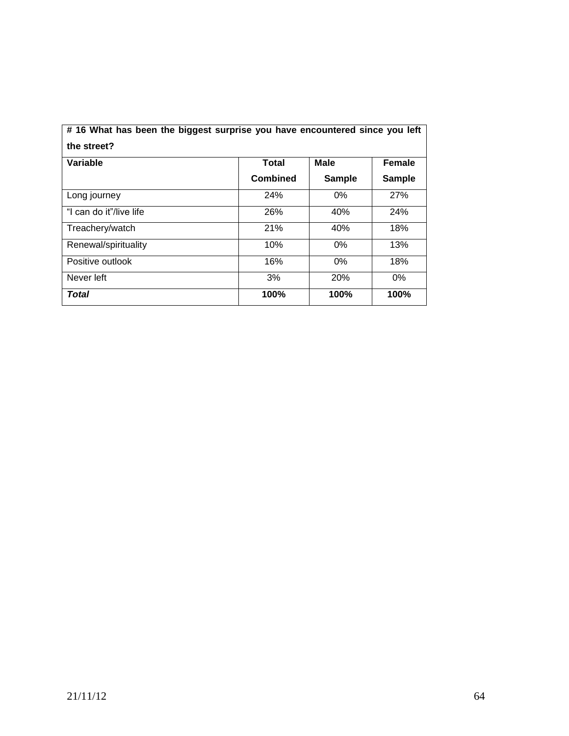| **# 16 What has been the biggest surprise you have encountered since you left the street?** | | | |
|---|---|---|---|
| **Variable** | **Total Combined** | **Male Sample** | **Female Sample** |
| Long journey | 24% | 0% | 27% |
| “I can do it”/live life | 26% | 40% | 24% |
| Treachery/watch | 21% | 40% | 18% |
| Renewal/spirituality | 10% | 0% | 13% |
| Positive outlook | 16% | 0% | 18% |
| Never left | 3% | 20% | 0% |
| ***Total*** | **100%** | **100%** | **100%** |

21/11/12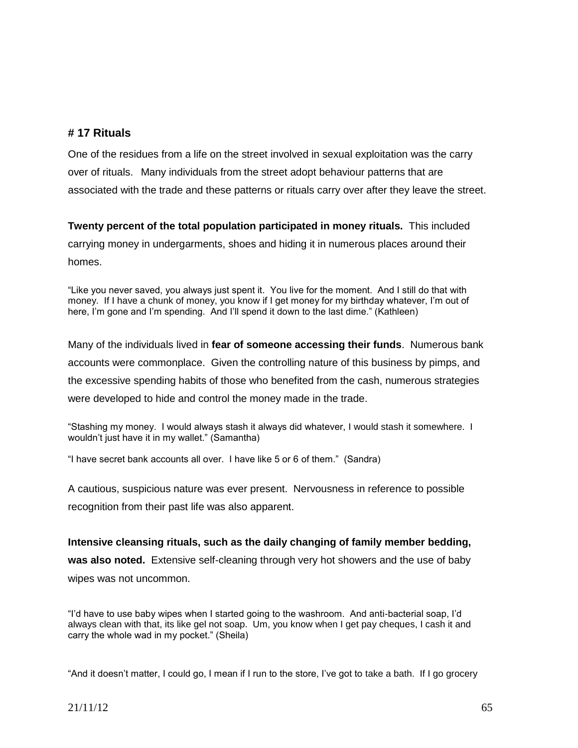# # 17 Rituals

One of the residues from a life on the street involved in sexual exploitation was the carry over of rituals. Many individuals from the street adopt behaviour patterns that are associated with the trade and these patterns or rituals carry over after they leave the street.

**Twenty percent of the total population participated in money rituals.** This included carrying money in undergarments, shoes and hiding it in numerous places around their homes.

"Like you never saved, you always just spent it. You live for the moment. And I still do that with money. If I have a chunk of money, you know if I get money for my birthday whatever, I'm out of here, I'm gone and I'm spending. And I'll spend it down to the last dime." (Kathleen)

Many of the individuals lived in **fear of someone accessing their funds**. Numerous bank accounts were commonplace. Given the controlling nature of this business by pimps, and the excessive spending habits of those who benefited from the cash, numerous strategies were developed to hide and control the money made in the trade.

"Stashing my money. I would always stash it always did whatever, I would stash it somewhere. I wouldn't just have it in my wallet." (Samantha)

"I have secret bank accounts all over. I have like 5 or 6 of them." (Sandra)

A cautious, suspicious nature was ever present. Nervousness in reference to possible recognition from their past life was also apparent.

**Intensive cleansing rituals, such as the daily changing of family member bedding, was also noted.** Extensive self-cleaning through very hot showers and the use of baby wipes was not uncommon.

"I'd have to use baby wipes when I started going to the washroom. And anti-bacterial soap, I'd always clean with that, its like gel not soap. Um, you know when I get pay cheques, I cash it and carry the whole wad in my pocket." (Sheila)

"And it doesn't matter, I could go, I mean if I run to the store, I've got to take a bath. If I go grocery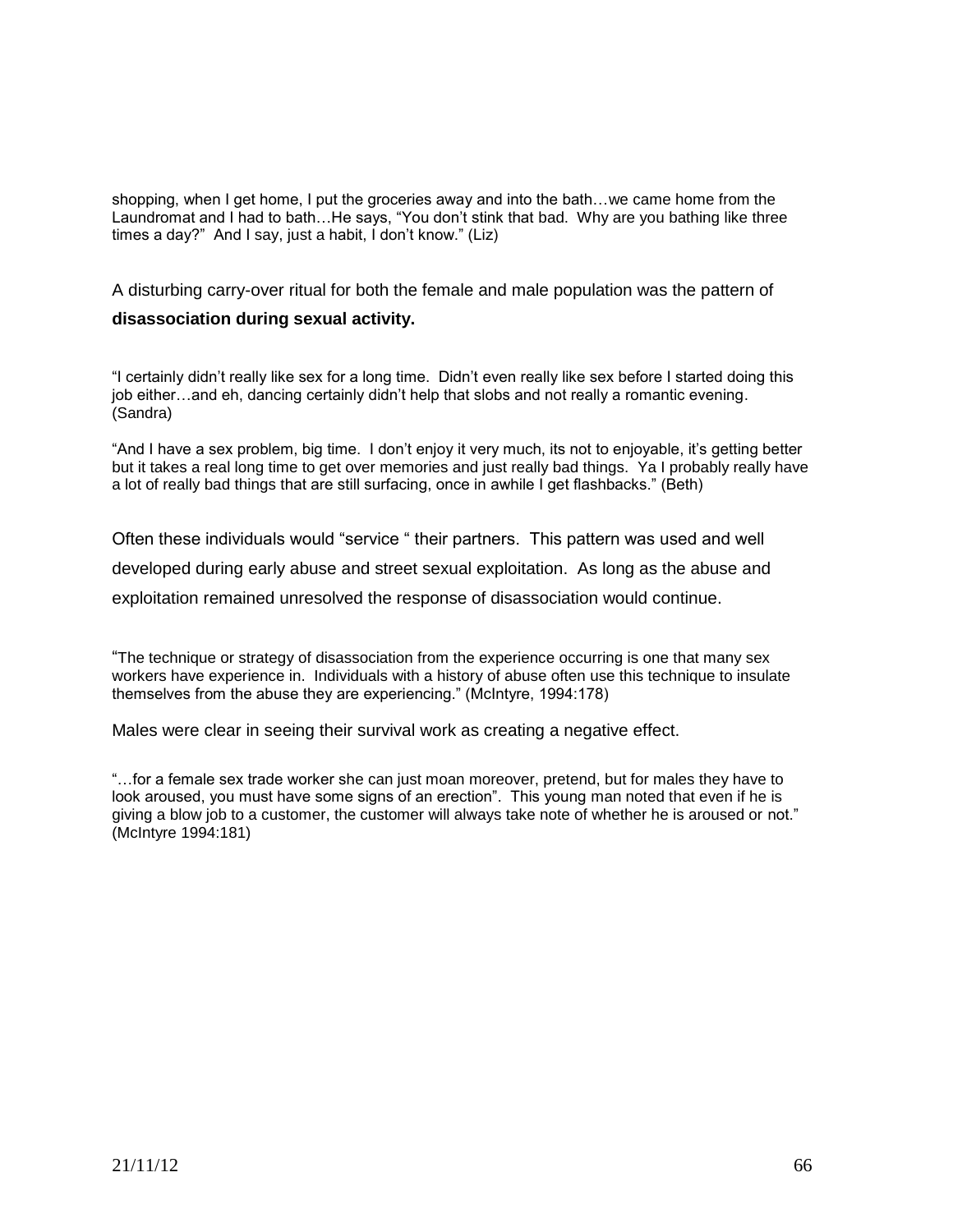shopping, when I get home, I put the groceries away and into the bath…we came home from the Laundromat and I had to bath…He says, "You don't stink that bad. Why are you bathing like three times a day?" And I say, just a habit, I don't know." (Liz)

A disturbing carry-over ritual for both the female and male population was the pattern of **disassociation during sexual activity.**

"I certainly didn't really like sex for a long time. Didn't even really like sex before I started doing this job either…and eh, dancing certainly didn't help that slobs and not really a romantic evening. (Sandra)

"And I have a sex problem, big time. I don't enjoy it very much, its not to enjoyable, it's getting better but it takes a real long time to get over memories and just really bad things. Ya I probably really have a lot of really bad things that are still surfacing, once in awhile I get flashbacks." (Beth)

Often these individuals would "service " their partners. This pattern was used and well developed during early abuse and street sexual exploitation. As long as the abuse and exploitation remained unresolved the response of disassociation would continue.

"The technique or strategy of disassociation from the experience occurring is one that many sex workers have experience in. Individuals with a history of abuse often use this technique to insulate themselves from the abuse they are experiencing." (McIntyre, 1994:178)

Males were clear in seeing their survival work as creating a negative effect.

"…for a female sex trade worker she can just moan moreover, pretend, but for males they have to look aroused, you must have some signs of an erection". This young man noted that even if he is giving a blow job to a customer, the customer will always take note of whether he is aroused or not." (McIntyre 1994:181)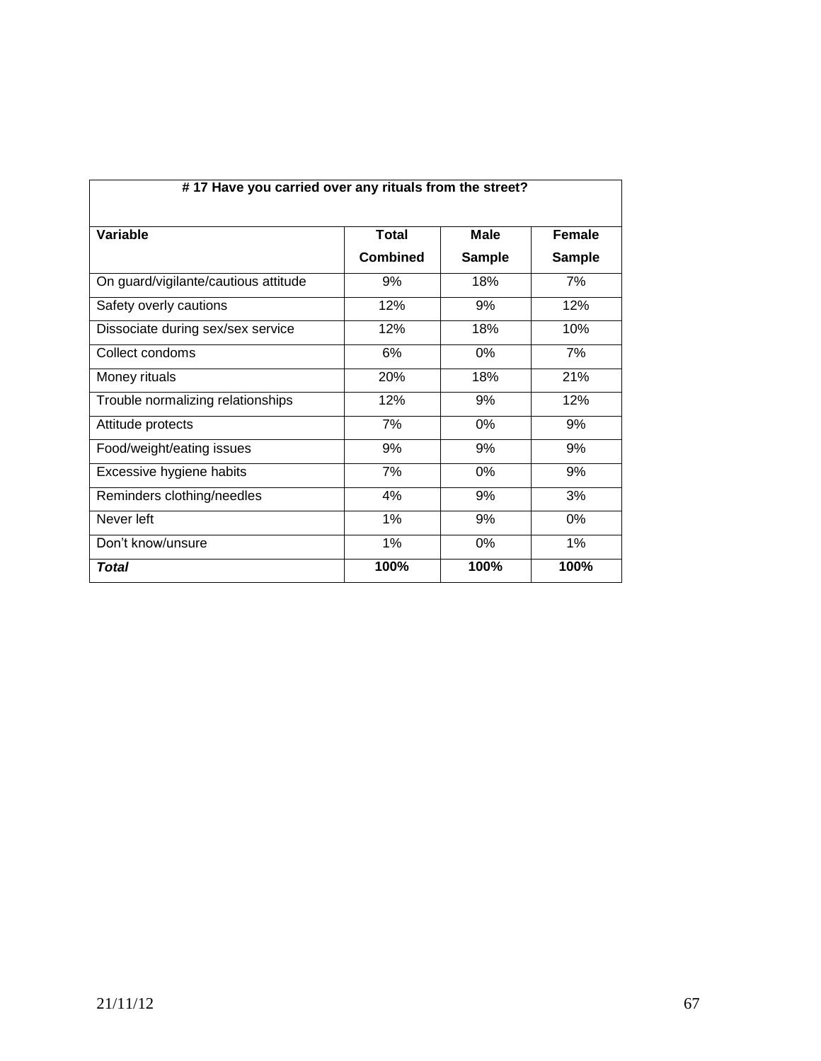| # 17 Have you carried over any rituals from the street? | | | |
|---|---|---|---|
| **Variable** | **Total Combined** | **Male Sample** | **Female Sample** |
| On guard/vigilante/cautious attitude | 9% | 18% | 7% |
| Safety overly cautions | 12% | 9% | 12% |
| Dissociate during sex/sex service | 12% | 18% | 10% |
| Collect condoms | 6% | 0% | 7% |
| Money rituals | 20% | 18% | 21% |
| Trouble normalizing relationships | 12% | 9% | 12% |
| Attitude protects | 7% | 0% | 9% |
| Food/weight/eating issues | 9% | 9% | 9% |
| Excessive hygiene habits | 7% | 0% | 9% |
| Reminders clothing/needles | 4% | 9% | 3% |
| Never left | 1% | 9% | 0% |
| Don't know/unsure | 1% | 0% | 1% |
| ***Total*** | **100%** | **100%** | **100%** |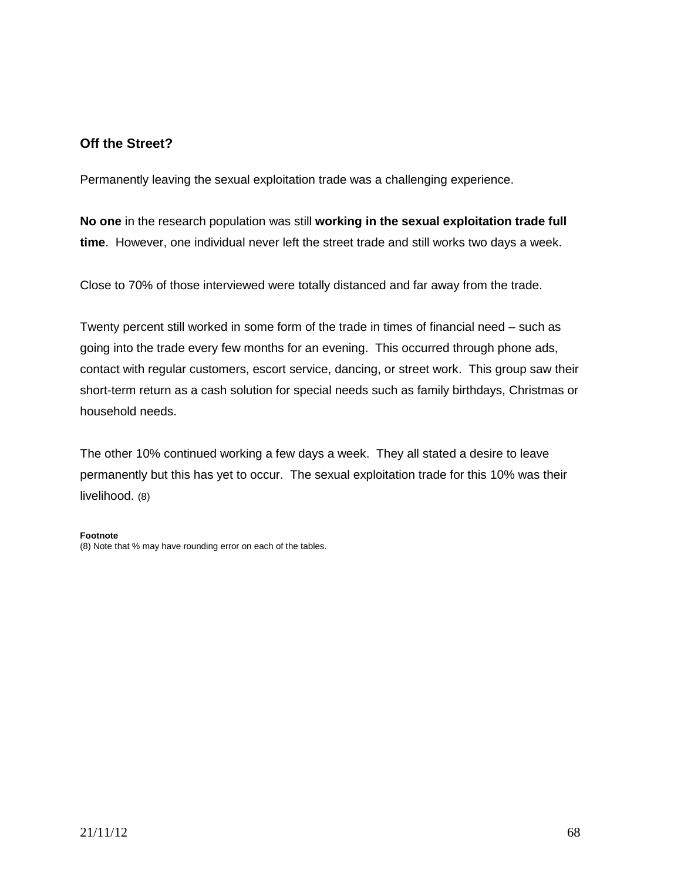### Off the Street?

Permanently leaving the sexual exploitation trade was a challenging experience.

**No one** in the research population was still **working in the sexual exploitation trade full time**. However, one individual never left the street trade and still works two days a week.

Close to 70% of those interviewed were totally distanced and far away from the trade.

Twenty percent still worked in some form of the trade in times of financial need – such as going into the trade every few months for an evening. This occurred through phone ads, contact with regular customers, escort service, dancing, or street work. This group saw their short-term return as a cash solution for special needs such as family birthdays, Christmas or household needs.

The other 10% continued working a few days a week. They all stated a desire to leave permanently but this has yet to occur. The sexual exploitation trade for this 10% was their livelihood. (8)

**Footnote**
(8) Note that % may have rounding error on each of the tables.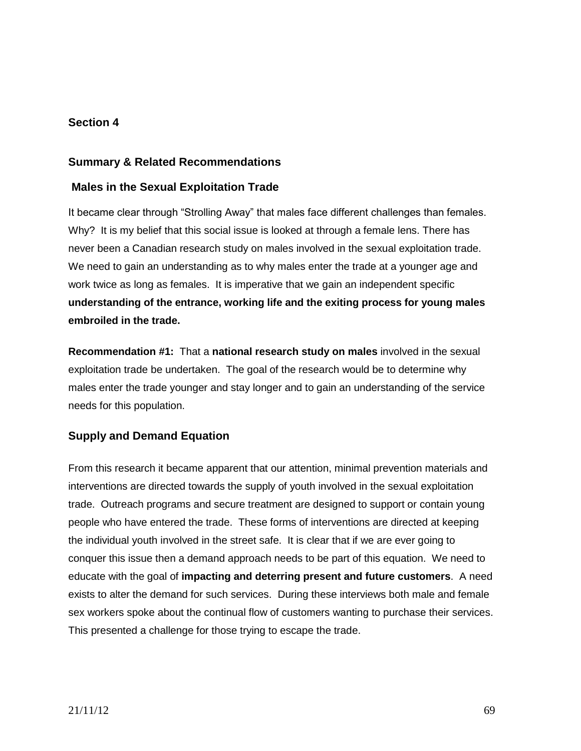## Section 4

### Summary & Related Recommendations

### Males in the Sexual Exploitation Trade

It became clear through "Strolling Away" that males face different challenges than females. Why? It is my belief that this social issue is looked at through a female lens. There has never been a Canadian research study on males involved in the sexual exploitation trade. We need to gain an understanding as to why males enter the trade at a younger age and work twice as long as females. It is imperative that we gain an independent specific **understanding of the entrance, working life and the exiting process for young males embroiled in the trade.**

**Recommendation #1:** That a **national research study on males** involved in the sexual exploitation trade be undertaken. The goal of the research would be to determine why males enter the trade younger and stay longer and to gain an understanding of the service needs for this population.

### Supply and Demand Equation

From this research it became apparent that our attention, minimal prevention materials and interventions are directed towards the supply of youth involved in the sexual exploitation trade. Outreach programs and secure treatment are designed to support or contain young people who have entered the trade. These forms of interventions are directed at keeping the individual youth involved in the street safe. It is clear that if we are ever going to conquer this issue then a demand approach needs to be part of this equation. We need to educate with the goal of **impacting and deterring present and future customers**. A need exists to alter the demand for such services. During these interviews both male and female sex workers spoke about the continual flow of customers wanting to purchase their services. This presented a challenge for those trying to escape the trade.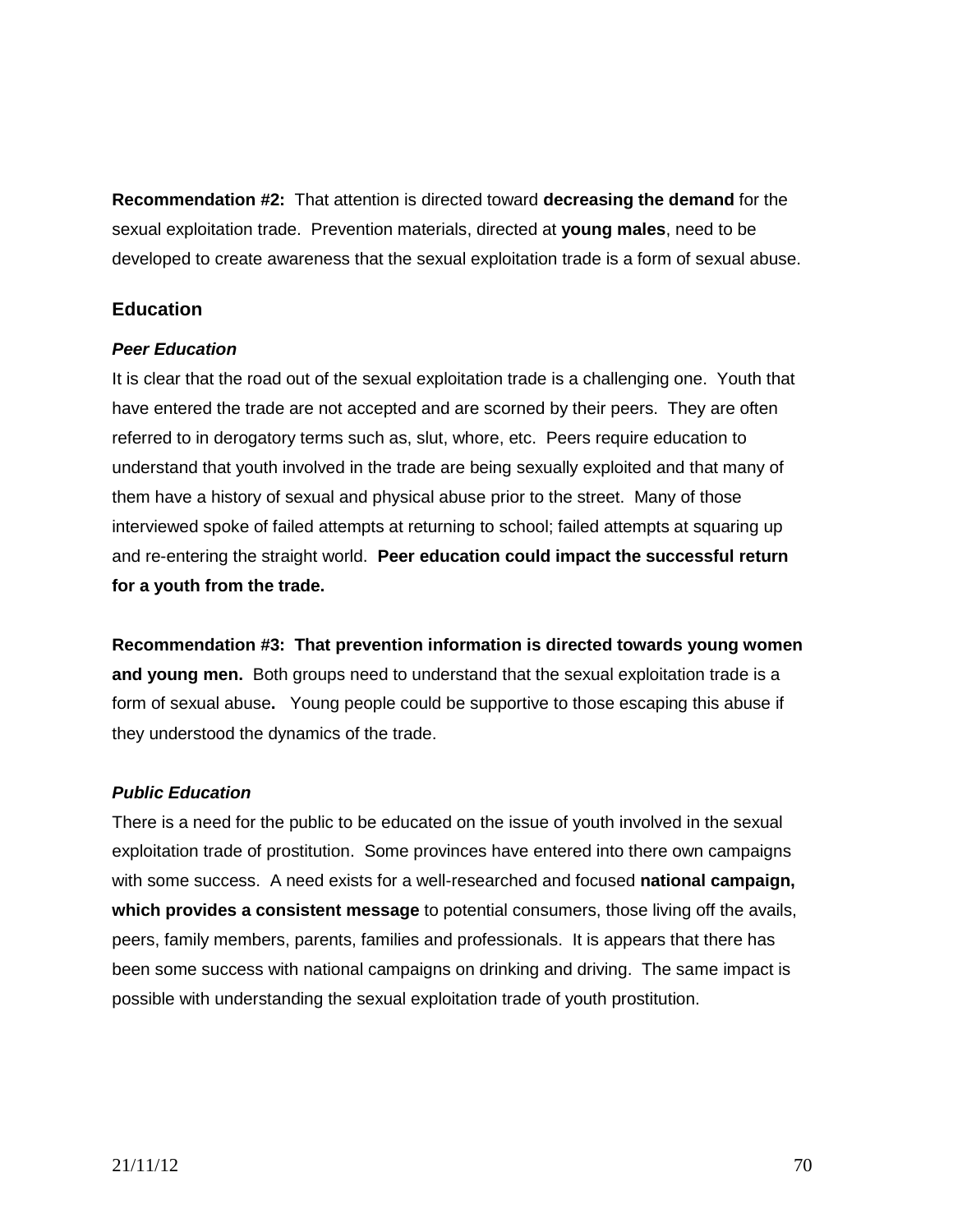**Recommendation #2:** That attention is directed toward **decreasing the demand** for the sexual exploitation trade. Prevention materials, directed at **young males**, need to be developed to create awareness that the sexual exploitation trade is a form of sexual abuse.

## Education

### *Peer Education*

It is clear that the road out of the sexual exploitation trade is a challenging one. Youth that have entered the trade are not accepted and are scorned by their peers. They are often referred to in derogatory terms such as, slut, whore, etc. Peers require education to understand that youth involved in the trade are being sexually exploited and that many of them have a history of sexual and physical abuse prior to the street. Many of those interviewed spoke of failed attempts at returning to school; failed attempts at squaring up and re-entering the straight world. **Peer education could impact the successful return for a youth from the trade.**

**Recommendation #3: That prevention information is directed towards young women and young men.** Both groups need to understand that the sexual exploitation trade is a form of sexual abuse**.** Young people could be supportive to those escaping this abuse if they understood the dynamics of the trade.

### *Public Education*

There is a need for the public to be educated on the issue of youth involved in the sexual exploitation trade of prostitution. Some provinces have entered into there own campaigns with some success. A need exists for a well-researched and focused **national campaign, which provides a consistent message** to potential consumers, those living off the avails, peers, family members, parents, families and professionals. It is appears that there has been some success with national campaigns on drinking and driving. The same impact is possible with understanding the sexual exploitation trade of youth prostitution.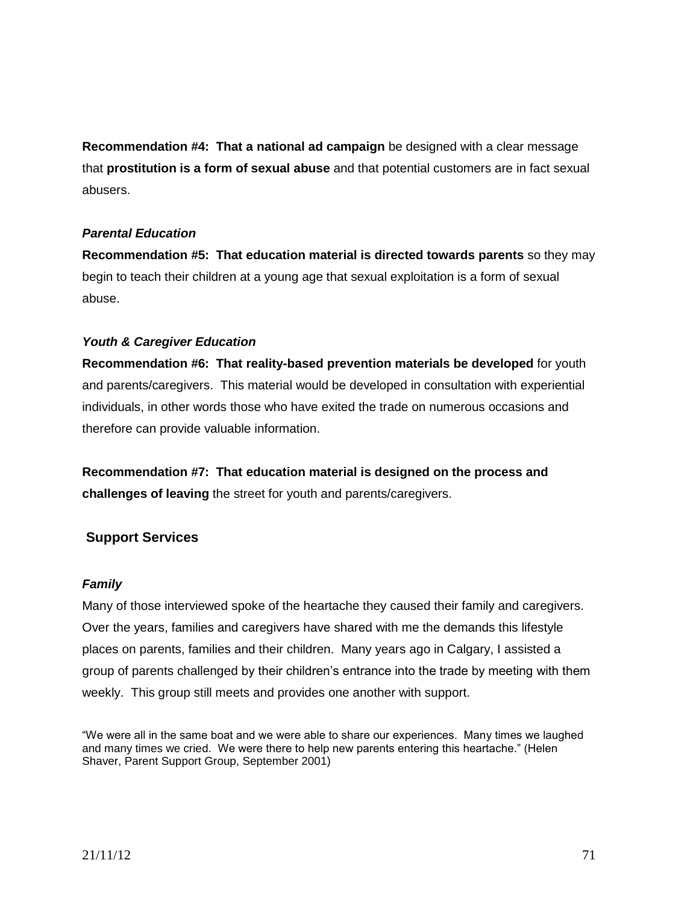**Recommendation #4: That a national ad campaign** be designed with a clear message that **prostitution is a form of sexual abuse** and that potential customers are in fact sexual abusers.

***Parental Education***

**Recommendation #5: That education material is directed towards parents** so they may begin to teach their children at a young age that sexual exploitation is a form of sexual abuse.

***Youth & Caregiver Education***

**Recommendation #6: That reality-based prevention materials be developed** for youth and parents/caregivers. This material would be developed in consultation with experiential individuals, in other words those who have exited the trade on numerous occasions and therefore can provide valuable information.

**Recommendation #7: That education material is designed on the process and challenges of leaving** the street for youth and parents/caregivers.

## Support Services

***Family***

Many of those interviewed spoke of the heartache they caused their family and caregivers. Over the years, families and caregivers have shared with me the demands this lifestyle places on parents, families and their children. Many years ago in Calgary, I assisted a group of parents challenged by their children's entrance into the trade by meeting with them weekly. This group still meets and provides one another with support.

"We were all in the same boat and we were able to share our experiences. Many times we laughed and many times we cried. We were there to help new parents entering this heartache." (Helen Shaver, Parent Support Group, September 2001)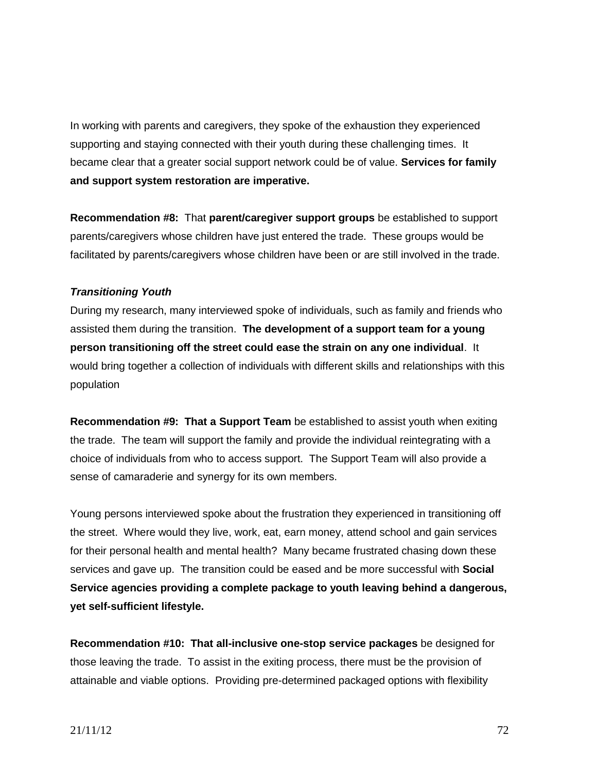In working with parents and caregivers, they spoke of the exhaustion they experienced supporting and staying connected with their youth during these challenging times. It became clear that a greater social support network could be of value. **Services for family and support system restoration are imperative.**

**Recommendation #8:** That **parent/caregiver support groups** be established to support parents/caregivers whose children have just entered the trade. These groups would be facilitated by parents/caregivers whose children have been or are still involved in the trade.

***Transitioning Youth***

During my research, many interviewed spoke of individuals, such as family and friends who assisted them during the transition. **The development of a support team for a young person transitioning off the street could ease the strain on any one individual**. It would bring together a collection of individuals with different skills and relationships with this population

**Recommendation #9: That a Support Team** be established to assist youth when exiting the trade. The team will support the family and provide the individual reintegrating with a choice of individuals from who to access support. The Support Team will also provide a sense of camaraderie and synergy for its own members.

Young persons interviewed spoke about the frustration they experienced in transitioning off the street. Where would they live, work, eat, earn money, attend school and gain services for their personal health and mental health? Many became frustrated chasing down these services and gave up. The transition could be eased and be more successful with **Social Service agencies providing a complete package to youth leaving behind a dangerous, yet self-sufficient lifestyle.**

**Recommendation #10: That all-inclusive one-stop service packages** be designed for those leaving the trade. To assist in the exiting process, there must be the provision of attainable and viable options. Providing pre-determined packaged options with flexibility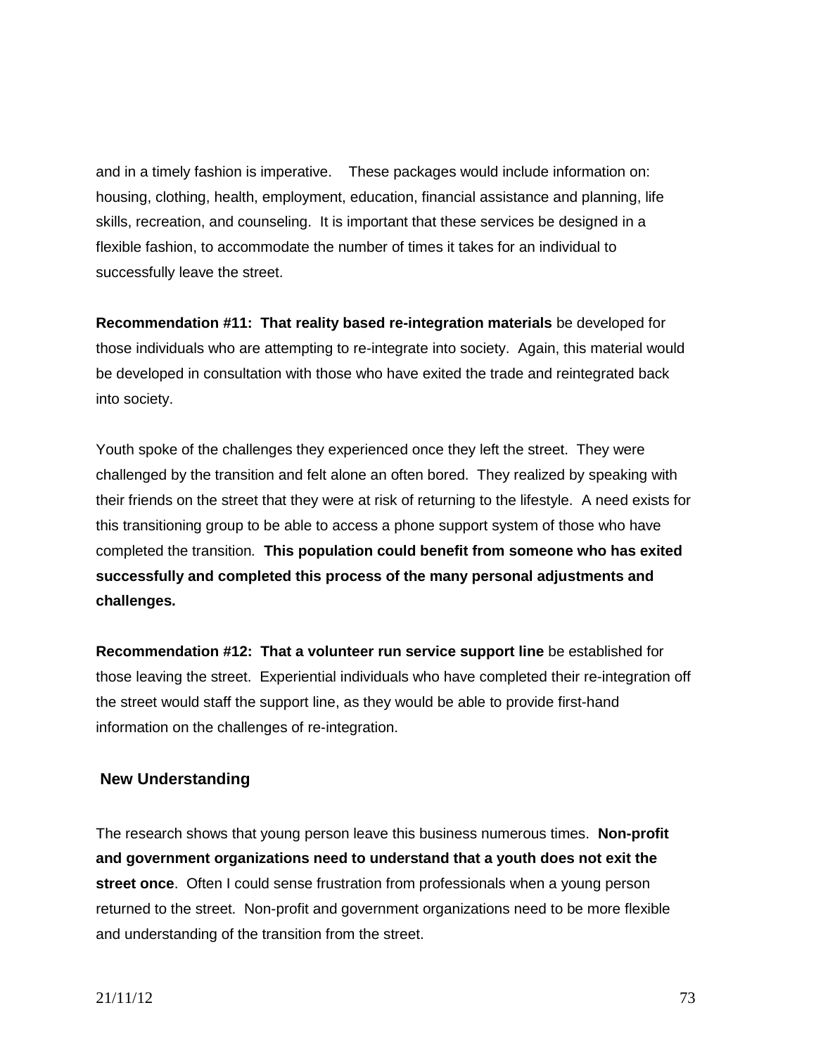and in a timely fashion is imperative. These packages would include information on: housing, clothing, health, employment, education, financial assistance and planning, life skills, recreation, and counseling. It is important that these services be designed in a flexible fashion, to accommodate the number of times it takes for an individual to successfully leave the street.

**Recommendation #11: That reality based re-integration materials** be developed for those individuals who are attempting to re-integrate into society. Again, this material would be developed in consultation with those who have exited the trade and reintegrated back into society.

Youth spoke of the challenges they experienced once they left the street. They were challenged by the transition and felt alone an often bored. They realized by speaking with their friends on the street that they were at risk of returning to the lifestyle. A need exists for this transitioning group to be able to access a phone support system of those who have completed the transition. **This population could benefit from someone who has exited successfully and completed this process of the many personal adjustments and challenges.**

**Recommendation #12: That a volunteer run service support line** be established for those leaving the street. Experiential individuals who have completed their re-integration off the street would staff the support line, as they would be able to provide first-hand information on the challenges of re-integration.

### New Understanding

The research shows that young person leave this business numerous times. **Non-profit and government organizations need to understand that a youth does not exit the street once**. Often I could sense frustration from professionals when a young person returned to the street. Non-profit and government organizations need to be more flexible and understanding of the transition from the street.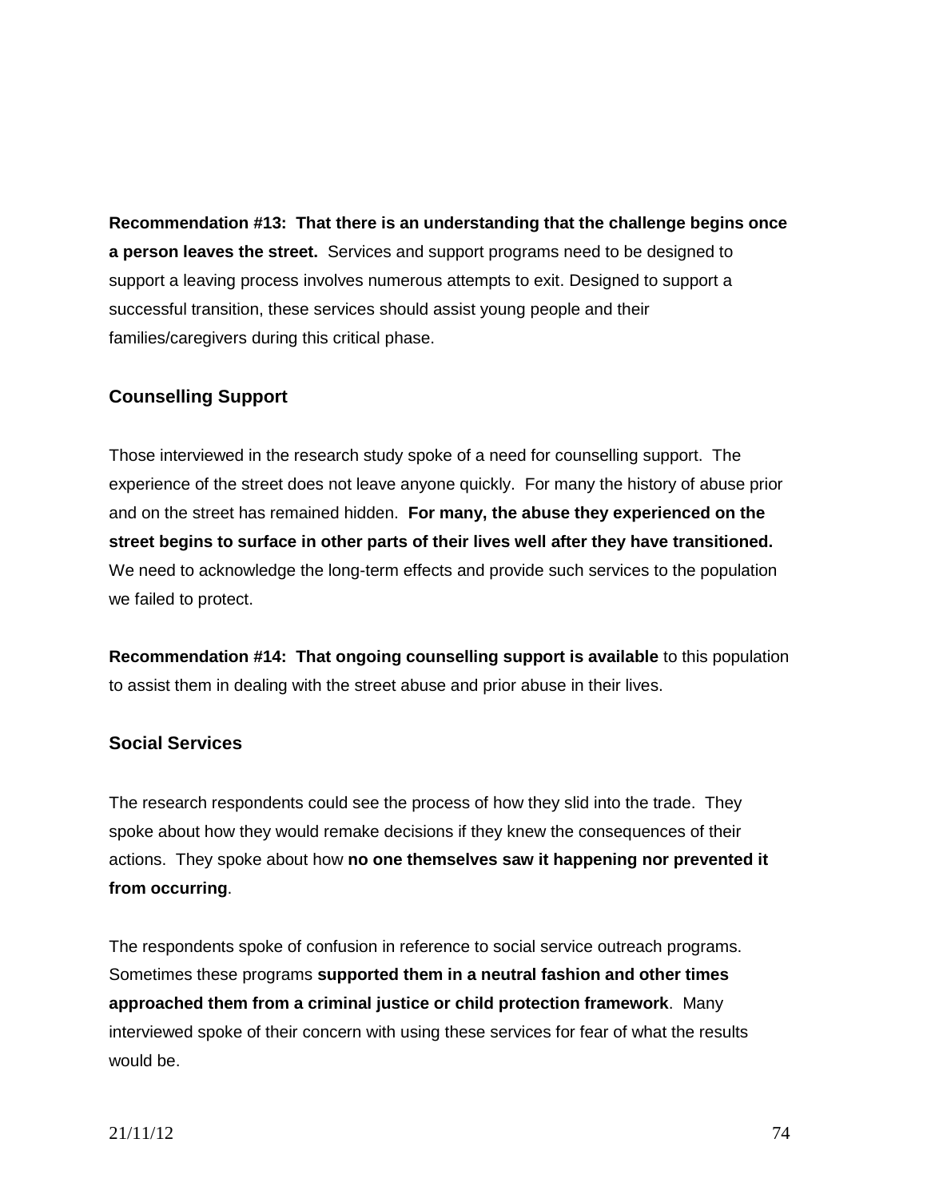**Recommendation #13: That there is an understanding that the challenge begins once a person leaves the street.** Services and support programs need to be designed to support a leaving process involves numerous attempts to exit. Designed to support a successful transition, these services should assist young people and their families/caregivers during this critical phase.

## Counselling Support

Those interviewed in the research study spoke of a need for counselling support. The experience of the street does not leave anyone quickly. For many the history of abuse prior and on the street has remained hidden. **For many, the abuse they experienced on the street begins to surface in other parts of their lives well after they have transitioned.** We need to acknowledge the long-term effects and provide such services to the population we failed to protect.

**Recommendation #14: That ongoing counselling support is available** to this population to assist them in dealing with the street abuse and prior abuse in their lives.

## Social Services

The research respondents could see the process of how they slid into the trade. They spoke about how they would remake decisions if they knew the consequences of their actions. They spoke about how **no one themselves saw it happening nor prevented it from occurring**.

The respondents spoke of confusion in reference to social service outreach programs. Sometimes these programs **supported them in a neutral fashion and other times approached them from a criminal justice or child protection framework**. Many interviewed spoke of their concern with using these services for fear of what the results would be.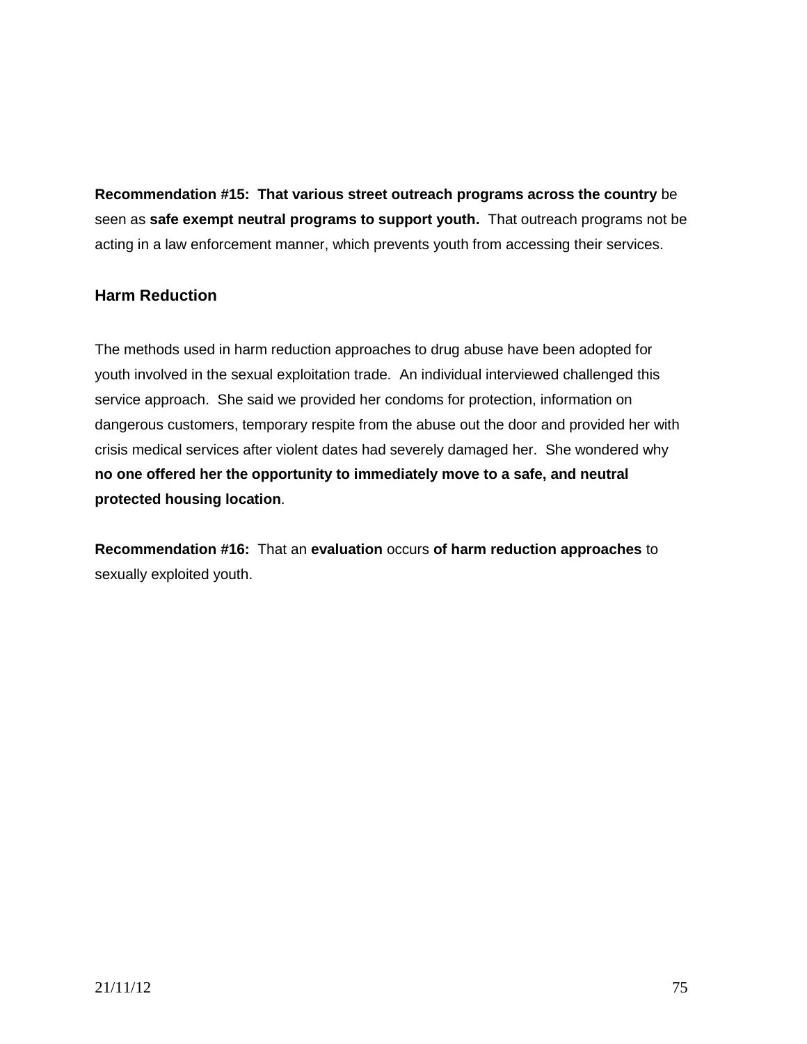**Recommendation #15: That various street outreach programs across the country** be seen as **safe exempt neutral programs to support youth.** That outreach programs not be acting in a law enforcement manner, which prevents youth from accessing their services.

## Harm Reduction

The methods used in harm reduction approaches to drug abuse have been adopted for youth involved in the sexual exploitation trade. An individual interviewed challenged this service approach. She said we provided her condoms for protection, information on dangerous customers, temporary respite from the abuse out the door and provided her with crisis medical services after violent dates had severely damaged her. She wondered why **no one offered her the opportunity to immediately move to a safe, and neutral protected housing location**.

**Recommendation #16:** That an **evaluation** occurs **of harm reduction approaches** to sexually exploited youth.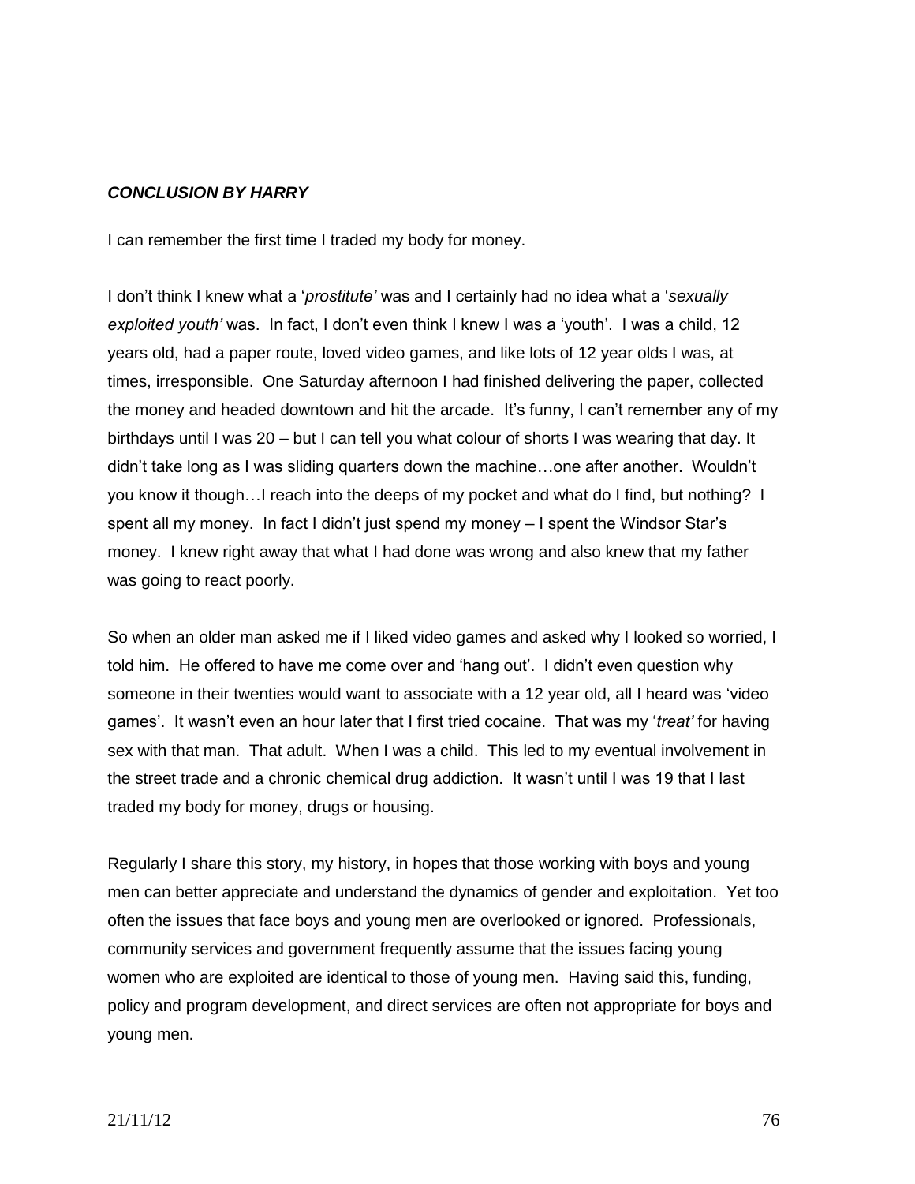***CONCLUSION BY HARRY***

I can remember the first time I traded my body for money.

I don't think I knew what a '*prostitute'* was and I certainly had no idea what a '*sexually exploited youth'* was. In fact, I don't even think I knew I was a 'youth'. I was a child, 12 years old, had a paper route, loved video games, and like lots of 12 year olds I was, at times, irresponsible. One Saturday afternoon I had finished delivering the paper, collected the money and headed downtown and hit the arcade. It's funny, I can't remember any of my birthdays until I was 20 – but I can tell you what colour of shorts I was wearing that day. It didn't take long as I was sliding quarters down the machine…one after another. Wouldn't you know it though…I reach into the deeps of my pocket and what do I find, but nothing? I spent all my money. In fact I didn't just spend my money – I spent the Windsor Star's money. I knew right away that what I had done was wrong and also knew that my father was going to react poorly.

So when an older man asked me if I liked video games and asked why I looked so worried, I told him. He offered to have me come over and 'hang out'. I didn't even question why someone in their twenties would want to associate with a 12 year old, all I heard was 'video games'. It wasn't even an hour later that I first tried cocaine. That was my '*treat'* for having sex with that man. That adult. When I was a child. This led to my eventual involvement in the street trade and a chronic chemical drug addiction. It wasn't until I was 19 that I last traded my body for money, drugs or housing.

Regularly I share this story, my history, in hopes that those working with boys and young men can better appreciate and understand the dynamics of gender and exploitation. Yet too often the issues that face boys and young men are overlooked or ignored. Professionals, community services and government frequently assume that the issues facing young women who are exploited are identical to those of young men. Having said this, funding, policy and program development, and direct services are often not appropriate for boys and young men.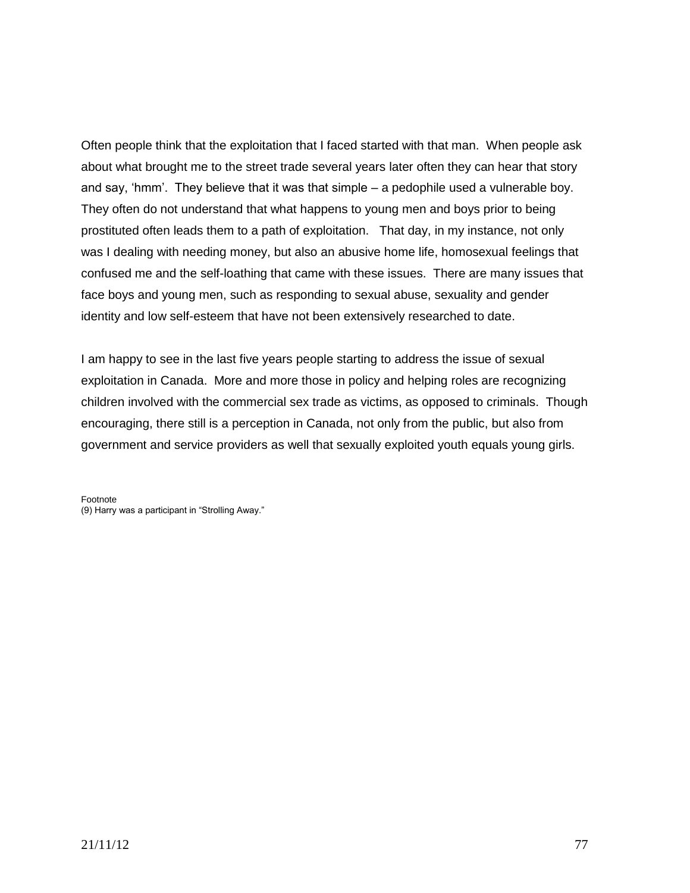Often people think that the exploitation that I faced started with that man. When people ask about what brought me to the street trade several years later often they can hear that story and say, 'hmm'. They believe that it was that simple – a pedophile used a vulnerable boy. They often do not understand that what happens to young men and boys prior to being prostituted often leads them to a path of exploitation. That day, in my instance, not only was I dealing with needing money, but also an abusive home life, homosexual feelings that confused me and the self-loathing that came with these issues. There are many issues that face boys and young men, such as responding to sexual abuse, sexuality and gender identity and low self-esteem that have not been extensively researched to date.

I am happy to see in the last five years people starting to address the issue of sexual exploitation in Canada. More and more those in policy and helping roles are recognizing children involved with the commercial sex trade as victims, as opposed to criminals. Though encouraging, there still is a perception in Canada, not only from the public, but also from government and service providers as well that sexually exploited youth equals young girls.

Footnote
(9) Harry was a participant in "Strolling Away."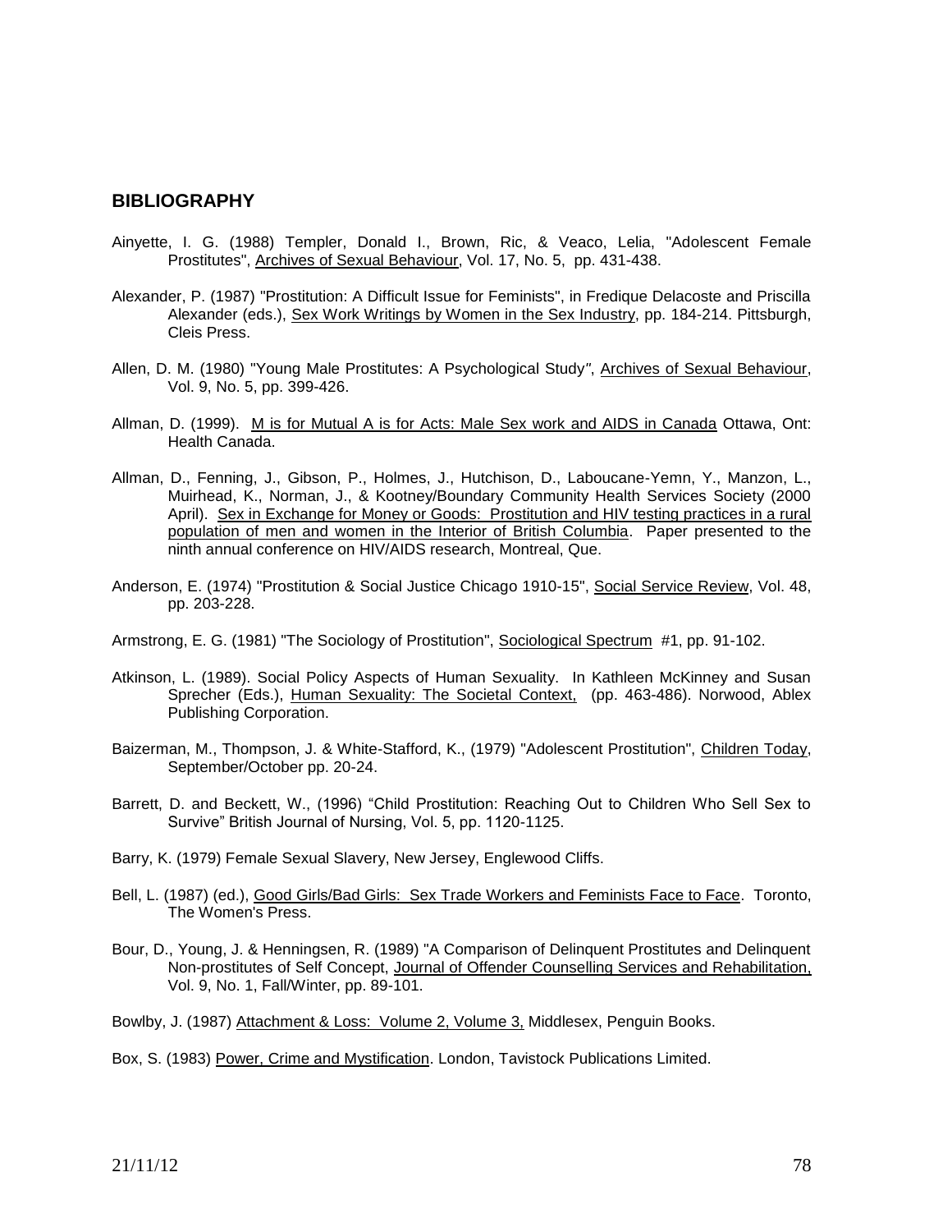## BIBLIOGRAPHY

Ainyette, I. G. (1988) Templer, Donald I., Brown, Ric, & Veaco, Lelia, "Adolescent Female Prostitutes", Archives of Sexual Behaviour, Vol. 17, No. 5, pp. 431-438.

Alexander, P. (1987) "Prostitution: A Difficult Issue for Feminists", in Fredique Delacoste and Priscilla Alexander (eds.), Sex Work Writings by Women in the Sex Industry, pp. 184-214. Pittsburgh, Cleis Press.

Allen, D. M. (1980) "Young Male Prostitutes: A Psychological Study", Archives of Sexual Behaviour, Vol. 9, No. 5, pp. 399-426.

Allman, D. (1999). M is for Mutual A is for Acts: Male Sex work and AIDS in Canada Ottawa, Ont: Health Canada.

Allman, D., Fenning, J., Gibson, P., Holmes, J., Hutchison, D., Laboucane-Yemn, Y., Manzon, L., Muirhead, K., Norman, J., & Kootney/Boundary Community Health Services Society (2000 April). Sex in Exchange for Money or Goods: Prostitution and HIV testing practices in a rural population of men and women in the Interior of British Columbia. Paper presented to the ninth annual conference on HIV/AIDS research, Montreal, Que.

Anderson, E. (1974) "Prostitution & Social Justice Chicago 1910-15", Social Service Review, Vol. 48, pp. 203-228.

Armstrong, E. G. (1981) "The Sociology of Prostitution", Sociological Spectrum #1, pp. 91-102.

Atkinson, L. (1989). Social Policy Aspects of Human Sexuality. In Kathleen McKinney and Susan Sprecher (Eds.), Human Sexuality: The Societal Context, (pp. 463-486). Norwood, Ablex Publishing Corporation.

Baizerman, M., Thompson, J. & White-Stafford, K., (1979) "Adolescent Prostitution", Children Today, September/October pp. 20-24.

Barrett, D. and Beckett, W., (1996) "Child Prostitution: Reaching Out to Children Who Sell Sex to Survive" British Journal of Nursing, Vol. 5, pp. 1120-1125.

Barry, K. (1979) Female Sexual Slavery, New Jersey, Englewood Cliffs.

Bell, L. (1987) (ed.), Good Girls/Bad Girls: Sex Trade Workers and Feminists Face to Face. Toronto, The Women's Press.

Bour, D., Young, J. & Henningsen, R. (1989) "A Comparison of Delinquent Prostitutes and Delinquent Non-prostitutes of Self Concept, Journal of Offender Counselling Services and Rehabilitation, Vol. 9, No. 1, Fall/Winter, pp. 89-101.

Bowlby, J. (1987) Attachment & Loss: Volume 2, Volume 3, Middlesex, Penguin Books.

Box, S. (1983) Power, Crime and Mystification. London, Tavistock Publications Limited.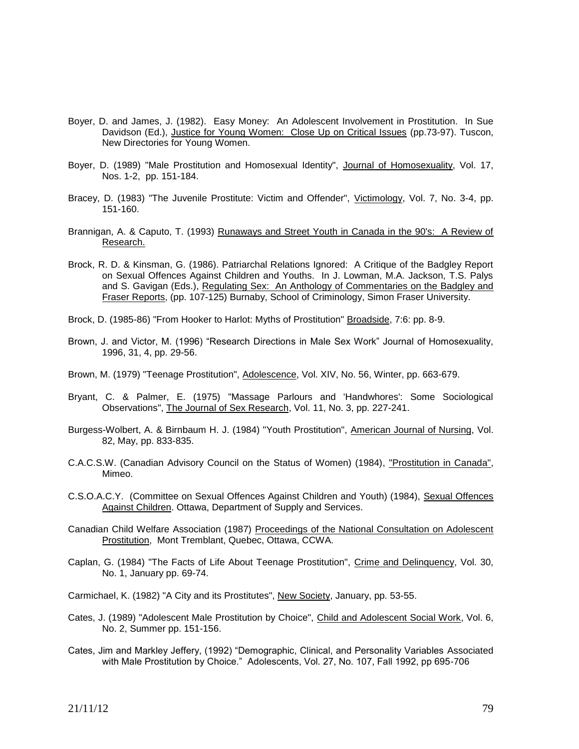Boyer, D. and James, J. (1982). Easy Money: An Adolescent Involvement in Prostitution. In Sue Davidson (Ed.), Justice for Young Women: Close Up on Critical Issues (pp.73-97). Tuscon, New Directories for Young Women.

Boyer, D. (1989) "Male Prostitution and Homosexual Identity", Journal of Homosexuality, Vol. 17, Nos. 1-2, pp. 151-184.

Bracey, D. (1983) "The Juvenile Prostitute: Victim and Offender", Victimology, Vol. 7, No. 3-4, pp. 151-160.

Brannigan, A. & Caputo, T. (1993) Runaways and Street Youth in Canada in the 90's: A Review of Research.

Brock, R. D. & Kinsman, G. (1986). Patriarchal Relations Ignored: A Critique of the Badgley Report on Sexual Offences Against Children and Youths. In J. Lowman, M.A. Jackson, T.S. Palys and S. Gavigan (Eds.), Regulating Sex: An Anthology of Commentaries on the Badgley and Fraser Reports, (pp. 107-125) Burnaby, School of Criminology, Simon Fraser University.

Brock, D. (1985-86) "From Hooker to Harlot: Myths of Prostitution" Broadside, 7:6: pp. 8-9.

Brown, J. and Victor, M. (1996) "Research Directions in Male Sex Work" Journal of Homosexuality, 1996, 31, 4, pp. 29-56.

Brown, M. (1979) "Teenage Prostitution", Adolescence, Vol. XIV, No. 56, Winter, pp. 663-679.

Bryant, C. & Palmer, E. (1975) "Massage Parlours and 'Handwhores': Some Sociological Observations", The Journal of Sex Research, Vol. 11, No. 3, pp. 227-241.

Burgess-Wolbert, A. & Birnbaum H. J. (1984) "Youth Prostitution", American Journal of Nursing, Vol. 82, May, pp. 833-835.

C.A.C.S.W. (Canadian Advisory Council on the Status of Women) (1984), "Prostitution in Canada", Mimeo.

C.S.O.A.C.Y. (Committee on Sexual Offences Against Children and Youth) (1984), Sexual Offences Against Children. Ottawa, Department of Supply and Services.

Canadian Child Welfare Association (1987) Proceedings of the National Consultation on Adolescent Prostitution, Mont Tremblant, Quebec, Ottawa, CCWA.

Caplan, G. (1984) "The Facts of Life About Teenage Prostitution", Crime and Delinquency, Vol. 30, No. 1, January pp. 69-74.

Carmichael, K. (1982) "A City and its Prostitutes", New Society, January, pp. 53-55.

Cates, J. (1989) "Adolescent Male Prostitution by Choice", Child and Adolescent Social Work, Vol. 6, No. 2, Summer pp. 151-156.

Cates, Jim and Markley Jeffery, (1992) "Demographic, Clinical, and Personality Variables Associated with Male Prostitution by Choice." Adolescents, Vol. 27, No. 107, Fall 1992, pp 695-706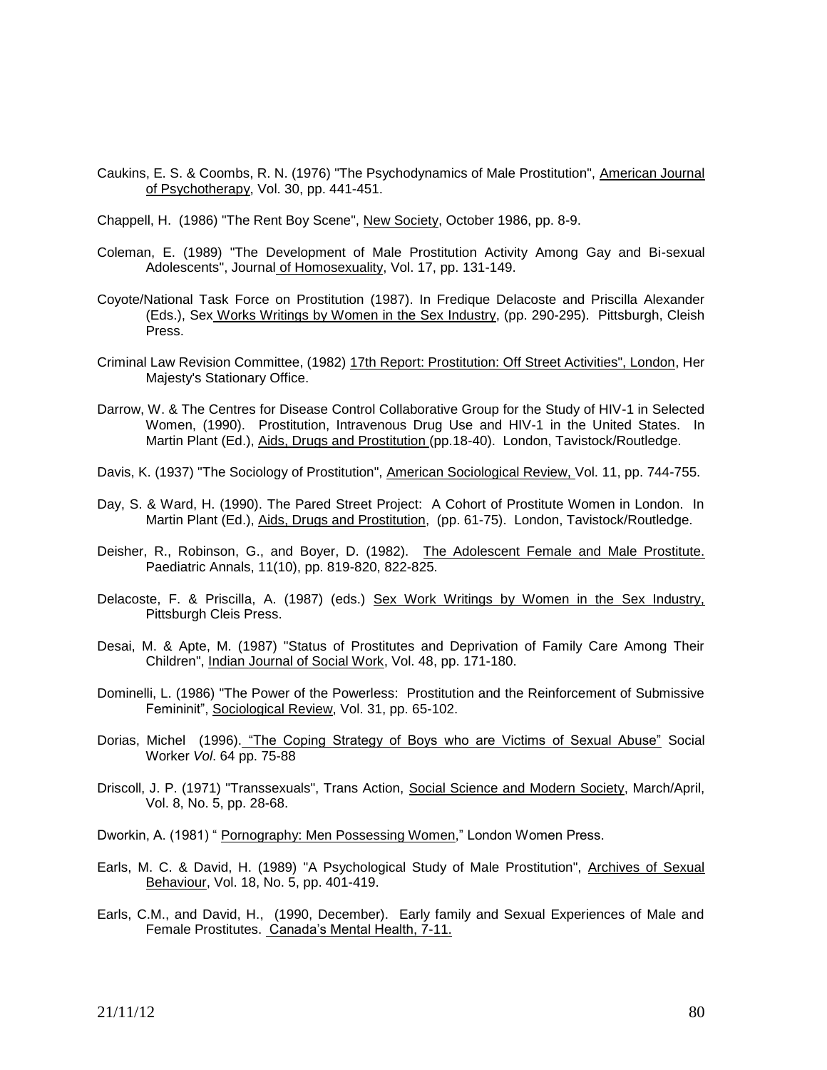Caukins, E. S. & Coombs, R. N. (1976) "The Psychodynamics of Male Prostitution", American Journal of Psychotherapy, Vol. 30, pp. 441-451.

Chappell, H. (1986) "The Rent Boy Scene", New Society, October 1986, pp. 8-9.

Coleman, E. (1989) "The Development of Male Prostitution Activity Among Gay and Bi-sexual Adolescents", Journal of Homosexuality, Vol. 17, pp. 131-149.

Coyote/National Task Force on Prostitution (1987). In Fredique Delacoste and Priscilla Alexander (Eds.), Sex Works Writings by Women in the Sex Industry, (pp. 290-295). Pittsburgh, Cleish Press.

Criminal Law Revision Committee, (1982) 17th Report: Prostitution: Off Street Activities", London, Her Majesty's Stationary Office.

Darrow, W. & The Centres for Disease Control Collaborative Group for the Study of HIV-1 in Selected Women, (1990). Prostitution, Intravenous Drug Use and HIV-1 in the United States. In Martin Plant (Ed.), Aids, Drugs and Prostitution (pp.18-40). London, Tavistock/Routledge.

Davis, K. (1937) "The Sociology of Prostitution", American Sociological Review, Vol. 11, pp. 744-755.

Day, S. & Ward, H. (1990). The Pared Street Project: A Cohort of Prostitute Women in London. In Martin Plant (Ed.), Aids, Drugs and Prostitution, (pp. 61-75). London, Tavistock/Routledge.

Deisher, R., Robinson, G., and Boyer, D. (1982). The Adolescent Female and Male Prostitute. Paediatric Annals, 11(10), pp. 819-820, 822-825.

Delacoste, F. & Priscilla, A. (1987) (eds.) Sex Work Writings by Women in the Sex Industry, Pittsburgh Cleis Press.

Desai, M. & Apte, M. (1987) "Status of Prostitutes and Deprivation of Family Care Among Their Children", Indian Journal of Social Work, Vol. 48, pp. 171-180.

Dominelli, L. (1986) "The Power of the Powerless: Prostitution and the Reinforcement of Submissive Femininit", Sociological Review, Vol. 31, pp. 65-102.

Dorias, Michel (1996). "The Coping Strategy of Boys who are Victims of Sexual Abuse" Social Worker *Vol*. 64 pp. 75-88

Driscoll, J. P. (1971) "Transsexuals", Trans Action, Social Science and Modern Society, March/April, Vol. 8, No. 5, pp. 28-68.

Dworkin, A. (1981) " Pornography: Men Possessing Women," London Women Press.

Earls, M. C. & David, H. (1989) "A Psychological Study of Male Prostitution", Archives of Sexual Behaviour, Vol. 18, No. 5, pp. 401-419.

Earls, C.M., and David, H., (1990, December). Early family and Sexual Experiences of Male and Female Prostitutes. Canada's Mental Health, 7-11.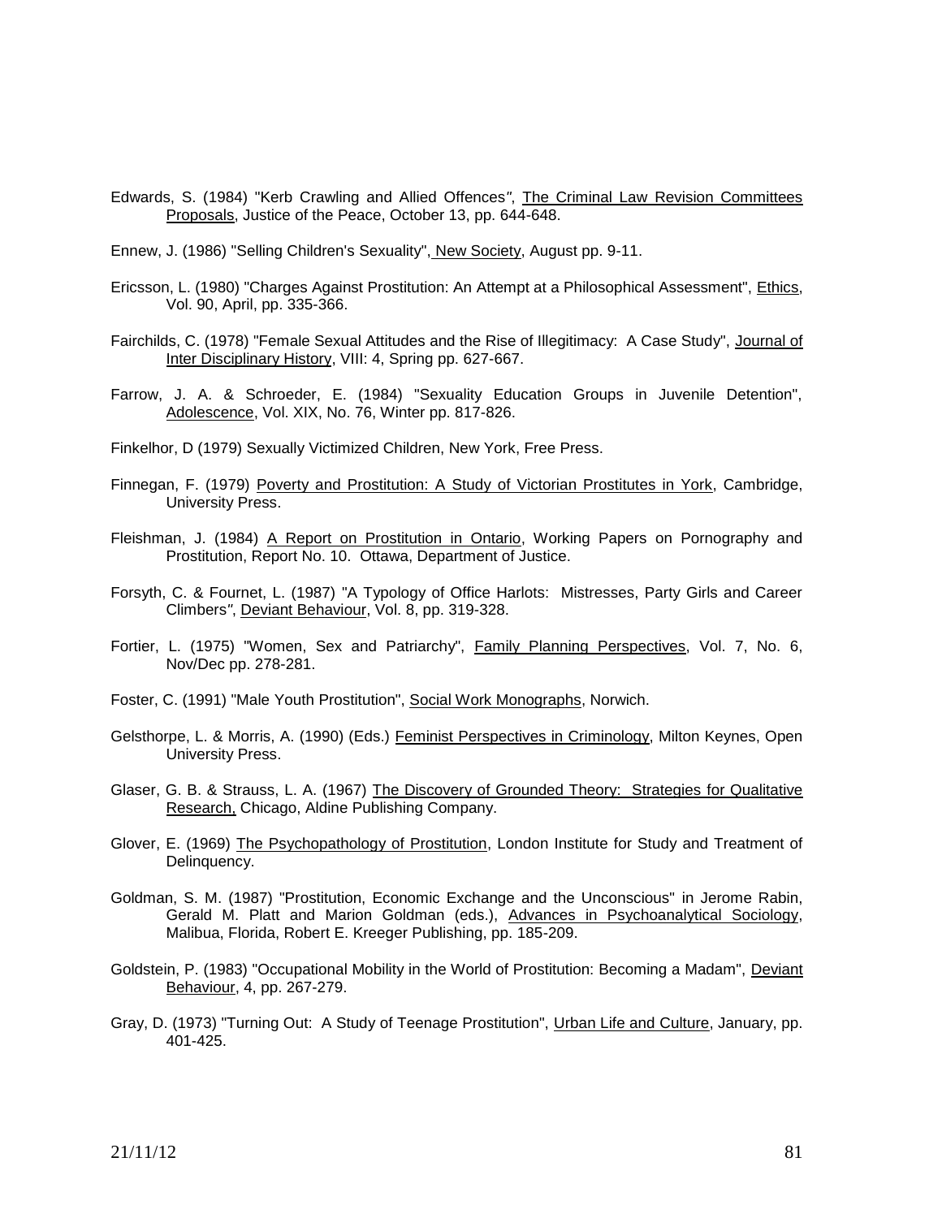Edwards, S. (1984) "Kerb Crawling and Allied Offences", <u>The Criminal Law Revision Committees Proposals</u>, Justice of the Peace, October 13, pp. 644-648.

Ennew, J. (1986) "Selling Children's Sexuality", <u>New Society</u>, August pp. 9-11.

Ericsson, L. (1980) "Charges Against Prostitution: An Attempt at a Philosophical Assessment", <u>Ethics</u>, Vol. 90, April, pp. 335-366.

Fairchilds, C. (1978) "Female Sexual Attitudes and the Rise of Illegitimacy: A Case Study", <u>Journal of Inter Disciplinary History</u>, VIII: 4, Spring pp. 627-667.

Farrow, J. A. & Schroeder, E. (1984) "Sexuality Education Groups in Juvenile Detention", <u>Adolescence</u>, Vol. XIX, No. 76, Winter pp. 817-826.

Finkelhor, D (1979) Sexually Victimized Children, New York, Free Press.

Finnegan, F. (1979) <u>Poverty and Prostitution: A Study of Victorian Prostitutes in York</u>, Cambridge, University Press.

Fleishman, J. (1984) <u>A Report on Prostitution in Ontario</u>, Working Papers on Pornography and Prostitution, Report No. 10. Ottawa, Department of Justice.

Forsyth, C. & Fournet, L. (1987) "A Typology of Office Harlots: Mistresses, Party Girls and Career Climbers", <u>Deviant Behaviour</u>, Vol. 8, pp. 319-328.

Fortier, L. (1975) "Women, Sex and Patriarchy", <u>Family Planning Perspectives</u>, Vol. 7, No. 6, Nov/Dec pp. 278-281.

Foster, C. (1991) "Male Youth Prostitution", <u>Social Work Monographs</u>, Norwich.

Gelsthorpe, L. & Morris, A. (1990) (Eds.) <u>Feminist Perspectives in Criminology</u>, Milton Keynes, Open University Press.

Glaser, G. B. & Strauss, L. A. (1967) <u>The Discovery of Grounded Theory: Strategies for Qualitative Research,</u> Chicago, Aldine Publishing Company.

Glover, E. (1969) <u>The Psychopathology of Prostitution</u>, London Institute for Study and Treatment of Delinquency.

Goldman, S. M. (1987) "Prostitution, Economic Exchange and the Unconscious" in Jerome Rabin, Gerald M. Platt and Marion Goldman (eds.), <u>Advances in Psychoanalytical Sociology</u>, Malibua, Florida, Robert E. Kreeger Publishing, pp. 185-209.

Goldstein, P. (1983) "Occupational Mobility in the World of Prostitution: Becoming a Madam", <u>Deviant Behaviour</u>, 4, pp. 267-279.

Gray, D. (1973) "Turning Out: A Study of Teenage Prostitution", <u>Urban Life and Culture</u>, January, pp. 401-425.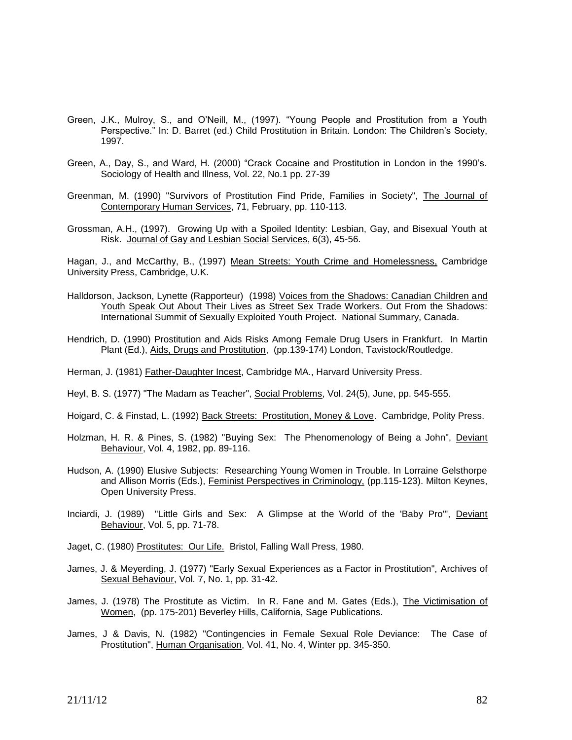Green, J.K., Mulroy, S., and O'Neill, M., (1997). "Young People and Prostitution from a Youth Perspective." In: D. Barret (ed.) Child Prostitution in Britain. London: The Children's Society, 1997.

Green, A., Day, S., and Ward, H. (2000) "Crack Cocaine and Prostitution in London in the 1990's. Sociology of Health and Illness, Vol. 22, No.1 pp. 27-39

Greenman, M. (1990) "Survivors of Prostitution Find Pride, Families in Society", The Journal of Contemporary Human Services, 71, February, pp. 110-113.

Grossman, A.H., (1997). Growing Up with a Spoiled Identity: Lesbian, Gay, and Bisexual Youth at Risk. Journal of Gay and Lesbian Social Services, 6(3), 45-56.

Hagan, J., and McCarthy, B., (1997) Mean Streets: Youth Crime and Homelessness, Cambridge University Press, Cambridge, U.K.

Halldorson, Jackson, Lynette (Rapporteur) (1998) Voices from the Shadows: Canadian Children and Youth Speak Out About Their Lives as Street Sex Trade Workers. Out From the Shadows: International Summit of Sexually Exploited Youth Project. National Summary, Canada.

Hendrich, D. (1990) Prostitution and Aids Risks Among Female Drug Users in Frankfurt. In Martin Plant (Ed.), Aids, Drugs and Prostitution, (pp.139-174) London, Tavistock/Routledge.

Herman, J. (1981) Father-Daughter Incest, Cambridge MA., Harvard University Press.

Heyl, B. S. (1977) "The Madam as Teacher", Social Problems, Vol. 24(5), June, pp. 545-555.

Hoigard, C. & Finstad, L. (1992) Back Streets: Prostitution, Money & Love. Cambridge, Polity Press.

Holzman, H. R. & Pines, S. (1982) "Buying Sex: The Phenomenology of Being a John", Deviant Behaviour, Vol. 4, 1982, pp. 89-116.

Hudson, A. (1990) Elusive Subjects: Researching Young Women in Trouble. In Lorraine Gelsthorpe and Allison Morris (Eds.), Feminist Perspectives in Criminology, (pp.115-123). Milton Keynes, Open University Press.

Inciardi, J. (1989) "Little Girls and Sex: A Glimpse at the World of the 'Baby Pro'", Deviant Behaviour, Vol. 5, pp. 71-78.

Jaget, C. (1980) Prostitutes: Our Life. Bristol, Falling Wall Press, 1980.

James, J. & Meyerding, J. (1977) "Early Sexual Experiences as a Factor in Prostitution", Archives of Sexual Behaviour, Vol. 7, No. 1, pp. 31-42.

James, J. (1978) The Prostitute as Victim. In R. Fane and M. Gates (Eds.), The Victimisation of Women, (pp. 175-201) Beverley Hills, California, Sage Publications.

James, J & Davis, N. (1982) "Contingencies in Female Sexual Role Deviance: The Case of Prostitution", Human Organisation, Vol. 41, No. 4, Winter pp. 345-350.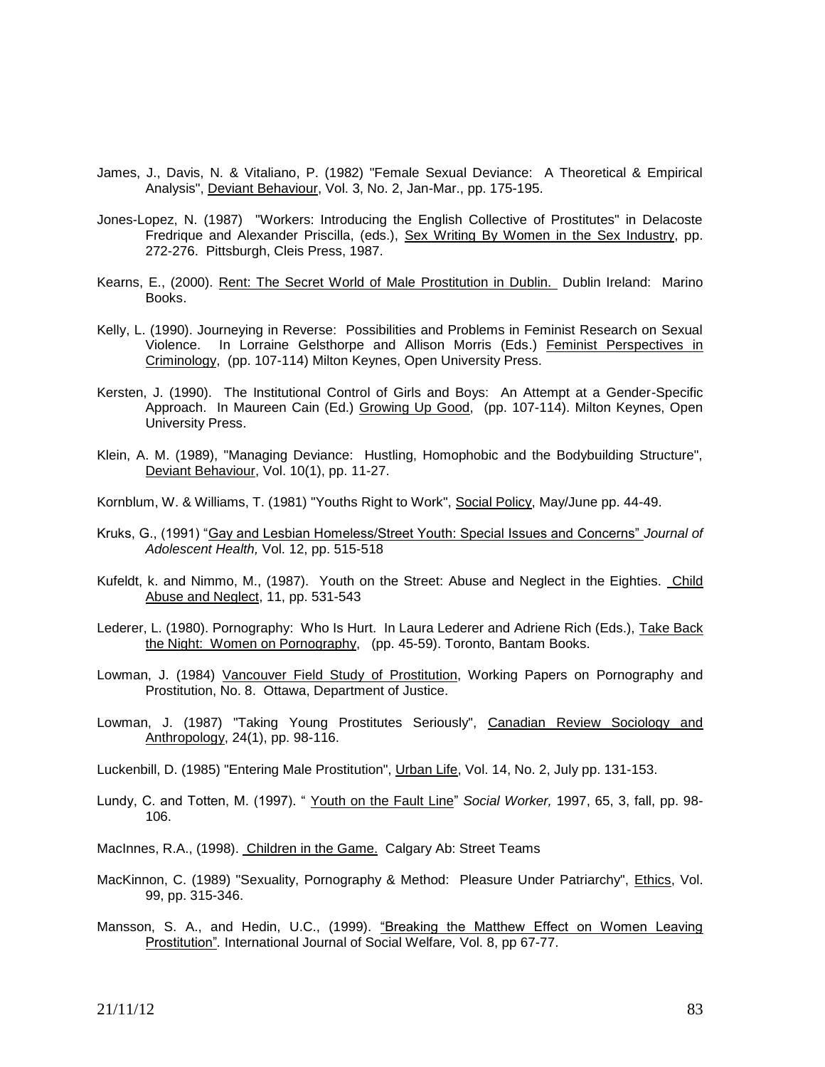James, J., Davis, N. & Vitaliano, P. (1982) "Female Sexual Deviance: A Theoretical & Empirical Analysis", Deviant Behaviour, Vol. 3, No. 2, Jan-Mar., pp. 175-195.

Jones-Lopez, N. (1987) "Workers: Introducing the English Collective of Prostitutes" in Delacoste Fredrique and Alexander Priscilla, (eds.), Sex Writing By Women in the Sex Industry, pp. 272-276. Pittsburgh, Cleis Press, 1987.

Kearns, E., (2000). Rent: The Secret World of Male Prostitution in Dublin. Dublin Ireland: Marino Books.

Kelly, L. (1990). Journeying in Reverse: Possibilities and Problems in Feminist Research on Sexual Violence. In Lorraine Gelsthorpe and Allison Morris (Eds.) Feminist Perspectives in Criminology, (pp. 107-114) Milton Keynes, Open University Press.

Kersten, J. (1990). The Institutional Control of Girls and Boys: An Attempt at a Gender-Specific Approach. In Maureen Cain (Ed.) Growing Up Good, (pp. 107-114). Milton Keynes, Open University Press.

Klein, A. M. (1989), "Managing Deviance: Hustling, Homophobic and the Bodybuilding Structure", Deviant Behaviour, Vol. 10(1), pp. 11-27.

Kornblum, W. & Williams, T. (1981) "Youths Right to Work", Social Policy, May/June pp. 44-49.

Kruks, G., (1991) "Gay and Lesbian Homeless/Street Youth: Special Issues and Concerns" *Journal of Adolescent Health,* Vol. 12, pp. 515-518

Kufeldt, k. and Nimmo, M., (1987). Youth on the Street: Abuse and Neglect in the Eighties. Child Abuse and Neglect, 11, pp. 531-543

Lederer, L. (1980). Pornography: Who Is Hurt. In Laura Lederer and Adriene Rich (Eds.), Take Back the Night: Women on Pornography, (pp. 45-59). Toronto, Bantam Books.

Lowman, J. (1984) Vancouver Field Study of Prostitution, Working Papers on Pornography and Prostitution, No. 8. Ottawa, Department of Justice.

Lowman, J. (1987) "Taking Young Prostitutes Seriously", Canadian Review Sociology and Anthropology, 24(1), pp. 98-116.

Luckenbill, D. (1985) "Entering Male Prostitution", Urban Life, Vol. 14, No. 2, July pp. 131-153.

Lundy, C. and Totten, M. (1997). " Youth on the Fault Line" *Social Worker,* 1997, 65, 3, fall, pp. 98-106.

MacInnes, R.A., (1998). Children in the Game. Calgary Ab: Street Teams

MacKinnon, C. (1989) "Sexuality, Pornography & Method: Pleasure Under Patriarchy", Ethics, Vol. 99, pp. 315-346.

Mansson, S. A., and Hedin, U.C., (1999). "Breaking the Matthew Effect on Women Leaving Prostitution". International Journal of Social Welfare*,* Vol. 8, pp 67-77.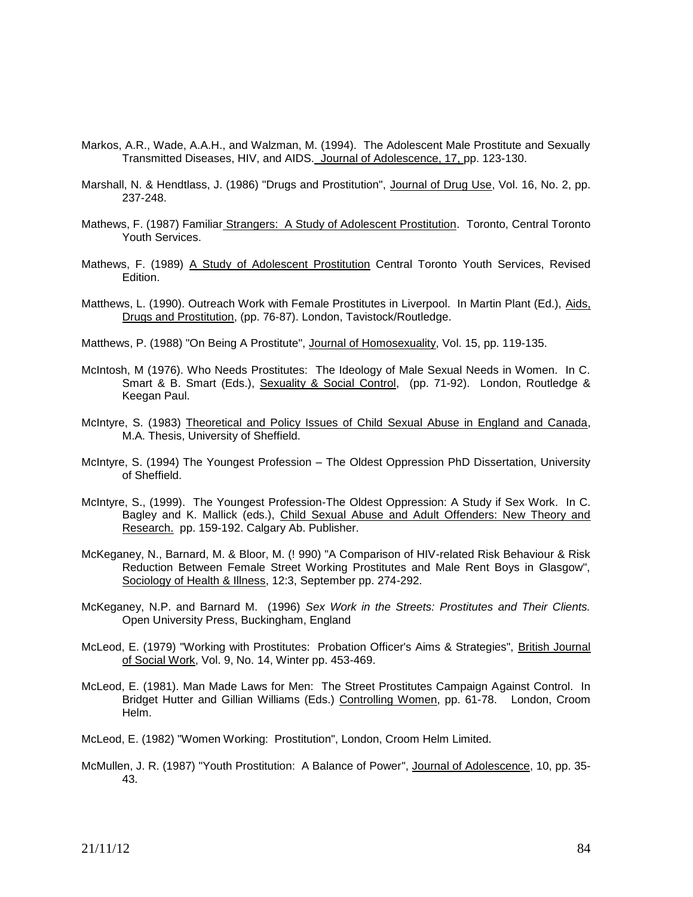Markos, A.R., Wade, A.A.H., and Walzman, M. (1994). The Adolescent Male Prostitute and Sexually Transmitted Diseases, HIV, and AIDS. Journal of Adolescence, 17, pp. 123-130.

Marshall, N. & Hendtlass, J. (1986) "Drugs and Prostitution", Journal of Drug Use, Vol. 16, No. 2, pp. 237-248.

Mathews, F. (1987) Familiar Strangers: A Study of Adolescent Prostitution. Toronto, Central Toronto Youth Services.

Mathews, F. (1989) A Study of Adolescent Prostitution Central Toronto Youth Services, Revised Edition.

Matthews, L. (1990). Outreach Work with Female Prostitutes in Liverpool. In Martin Plant (Ed.), Aids, Drugs and Prostitution, (pp. 76-87). London, Tavistock/Routledge.

Matthews, P. (1988) "On Being A Prostitute", Journal of Homosexuality, Vol. 15, pp. 119-135.

McIntosh, M (1976). Who Needs Prostitutes: The Ideology of Male Sexual Needs in Women. In C. Smart & B. Smart (Eds.), Sexuality & Social Control, (pp. 71-92). London, Routledge & Keegan Paul.

McIntyre, S. (1983) Theoretical and Policy Issues of Child Sexual Abuse in England and Canada, M.A. Thesis, University of Sheffield.

McIntyre, S. (1994) The Youngest Profession – The Oldest Oppression PhD Dissertation, University of Sheffield.

McIntyre, S., (1999). The Youngest Profession-The Oldest Oppression: A Study if Sex Work. In C. Bagley and K. Mallick (eds.), Child Sexual Abuse and Adult Offenders: New Theory and Research. pp. 159-192. Calgary Ab. Publisher.

McKeganey, N., Barnard, M. & Bloor, M. (! 990) "A Comparison of HIV-related Risk Behaviour & Risk Reduction Between Female Street Working Prostitutes and Male Rent Boys in Glasgow", Sociology of Health & Illness, 12:3, September pp. 274-292.

McKeganey, N.P. and Barnard M. (1996) *Sex Work in the Streets: Prostitutes and Their Clients.* Open University Press, Buckingham, England

McLeod, E. (1979) "Working with Prostitutes: Probation Officer's Aims & Strategies", British Journal of Social Work, Vol. 9, No. 14, Winter pp. 453-469.

McLeod, E. (1981). Man Made Laws for Men: The Street Prostitutes Campaign Against Control. In Bridget Hutter and Gillian Williams (Eds.) Controlling Women, pp. 61-78. London, Croom Helm.

McLeod, E. (1982) "Women Working: Prostitution", London, Croom Helm Limited.

McMullen, J. R. (1987) "Youth Prostitution: A Balance of Power", Journal of Adolescence, 10, pp. 35-43.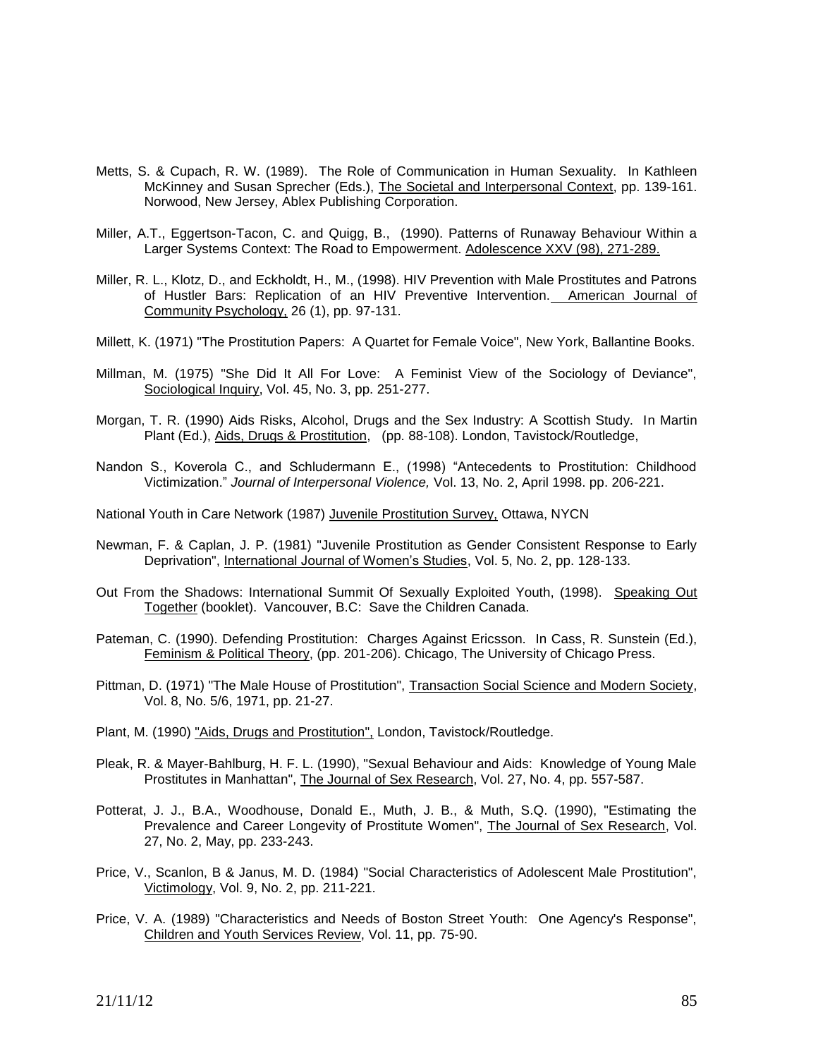Metts, S. & Cupach, R. W. (1989). The Role of Communication in Human Sexuality. In Kathleen McKinney and Susan Sprecher (Eds.), The Societal and Interpersonal Context, pp. 139-161. Norwood, New Jersey, Ablex Publishing Corporation.

Miller, A.T., Eggertson-Tacon, C. and Quigg, B., (1990). Patterns of Runaway Behaviour Within a Larger Systems Context: The Road to Empowerment. Adolescence XXV (98), 271-289.

Miller, R. L., Klotz, D., and Eckholdt, H., M., (1998). HIV Prevention with Male Prostitutes and Patrons of Hustler Bars: Replication of an HIV Preventive Intervention. American Journal of Community Psychology, 26 (1), pp. 97-131.

Millett, K. (1971) "The Prostitution Papers: A Quartet for Female Voice", New York, Ballantine Books.

Millman, M. (1975) "She Did It All For Love: A Feminist View of the Sociology of Deviance", Sociological Inquiry, Vol. 45, No. 3, pp. 251-277.

Morgan, T. R. (1990) Aids Risks, Alcohol, Drugs and the Sex Industry: A Scottish Study. In Martin Plant (Ed.), Aids, Drugs & Prostitution, (pp. 88-108). London, Tavistock/Routledge,

Nandon S., Koverola C., and Schludermann E., (1998) "Antecedents to Prostitution: Childhood Victimization." *Journal of Interpersonal Violence,* Vol. 13, No. 2, April 1998. pp. 206-221.

National Youth in Care Network (1987) Juvenile Prostitution Survey, Ottawa, NYCN

Newman, F. & Caplan, J. P. (1981) "Juvenile Prostitution as Gender Consistent Response to Early Deprivation", International Journal of Women's Studies, Vol. 5, No. 2, pp. 128-133.

Out From the Shadows: International Summit Of Sexually Exploited Youth, (1998). Speaking Out Together (booklet). Vancouver, B.C: Save the Children Canada.

Pateman, C. (1990). Defending Prostitution: Charges Against Ericsson. In Cass, R. Sunstein (Ed.), Feminism & Political Theory, (pp. 201-206). Chicago, The University of Chicago Press.

Pittman, D. (1971) "The Male House of Prostitution", Transaction Social Science and Modern Society, Vol. 8, No. 5/6, 1971, pp. 21-27.

Plant, M. (1990) "Aids, Drugs and Prostitution", London, Tavistock/Routledge.

Pleak, R. & Mayer-Bahlburg, H. F. L. (1990), "Sexual Behaviour and Aids: Knowledge of Young Male Prostitutes in Manhattan", The Journal of Sex Research, Vol. 27, No. 4, pp. 557-587.

Potterat, J. J., B.A., Woodhouse, Donald E., Muth, J. B., & Muth, S.Q. (1990), "Estimating the Prevalence and Career Longevity of Prostitute Women", The Journal of Sex Research, Vol. 27, No. 2, May, pp. 233-243.

Price, V., Scanlon, B & Janus, M. D. (1984) "Social Characteristics of Adolescent Male Prostitution", Victimology, Vol. 9, No. 2, pp. 211-221.

Price, V. A. (1989) "Characteristics and Needs of Boston Street Youth: One Agency's Response", Children and Youth Services Review, Vol. 11, pp. 75-90.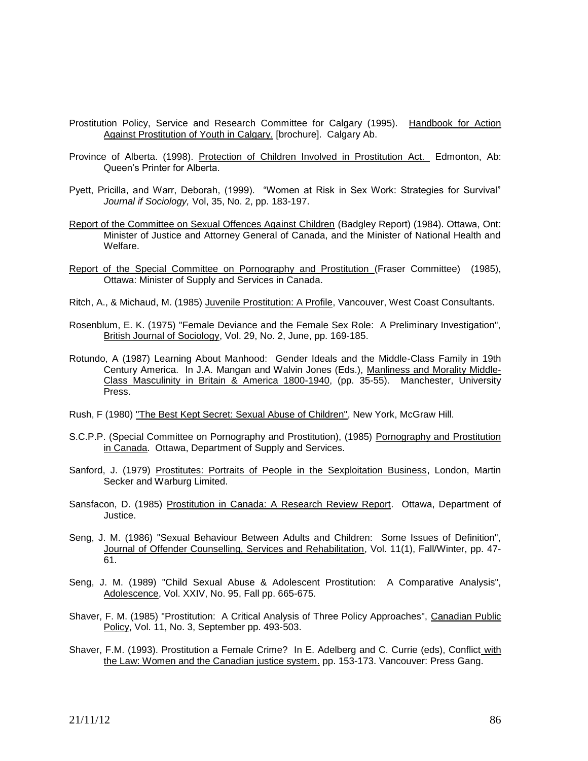Prostitution Policy, Service and Research Committee for Calgary (1995). <u>Handbook for Action Against Prostitution of Youth in Calgary.</u> [brochure]. Calgary Ab.

Province of Alberta. (1998). <u>Protection of Children Involved in Prostitution Act.</u> Edmonton, Ab: Queen's Printer for Alberta.

Pyett, Pricilla, and Warr, Deborah, (1999). "Women at Risk in Sex Work: Strategies for Survival" *Journal if Sociology,* Vol, 35, No. 2, pp. 183-197.

<u>Report of the Committee on Sexual Offences Against Children</u> (Badgley Report) (1984). Ottawa, Ont: Minister of Justice and Attorney General of Canada, and the Minister of National Health and Welfare.

<u>Report of the Special Committee on Pornography and Prostitution</u> (Fraser Committee) (1985), Ottawa: Minister of Supply and Services in Canada.

Ritch, A., & Michaud, M. (1985) <u>Juvenile Prostitution: A Profile</u>, Vancouver, West Coast Consultants.

Rosenblum, E. K. (1975) "Female Deviance and the Female Sex Role: A Preliminary Investigation", <u>British Journal of Sociology</u>, Vol. 29, No. 2, June, pp. 169-185.

Rotundo, A (1987) Learning About Manhood: Gender Ideals and the Middle-Class Family in 19th Century America. In J.A. Mangan and Walvin Jones (Eds.), <u>Manliness and Morality Middle-Class Masculinity in Britain & America 1800-1940</u>, (pp. 35-55). Manchester, University Press.

Rush, F (1980) <u>"The Best Kept Secret: Sexual Abuse of Children"</u>, New York, McGraw Hill.

S.C.P.P. (Special Committee on Pornography and Prostitution), (1985) <u>Pornography and Prostitution in Canada</u>. Ottawa, Department of Supply and Services.

Sanford, J. (1979) <u>Prostitutes: Portraits of People in the Sexploitation Business</u>, London, Martin Secker and Warburg Limited.

Sansfacon, D. (1985) <u>Prostitution in Canada: A Research Review Report</u>. Ottawa, Department of Justice.

Seng, J. M. (1986) "Sexual Behaviour Between Adults and Children: Some Issues of Definition", <u>Journal of Offender Counselling, Services and Rehabilitation</u>, Vol. 11(1), Fall/Winter, pp. 47-61.

Seng, J. M. (1989) "Child Sexual Abuse & Adolescent Prostitution: A Comparative Analysis", <u>Adolescence</u>, Vol. XXIV, No. 95, Fall pp. 665-675.

Shaver, F. M. (1985) "Prostitution: A Critical Analysis of Three Policy Approaches", <u>Canadian Public Policy</u>, Vol. 11, No. 3, September pp. 493-503.

Shaver, F.M. (1993). Prostitution a Female Crime? In E. Adelberg and C. Currie (eds), Conflict <u>with the Law: Women and the Canadian justice system.</u> pp. 153-173. Vancouver: Press Gang.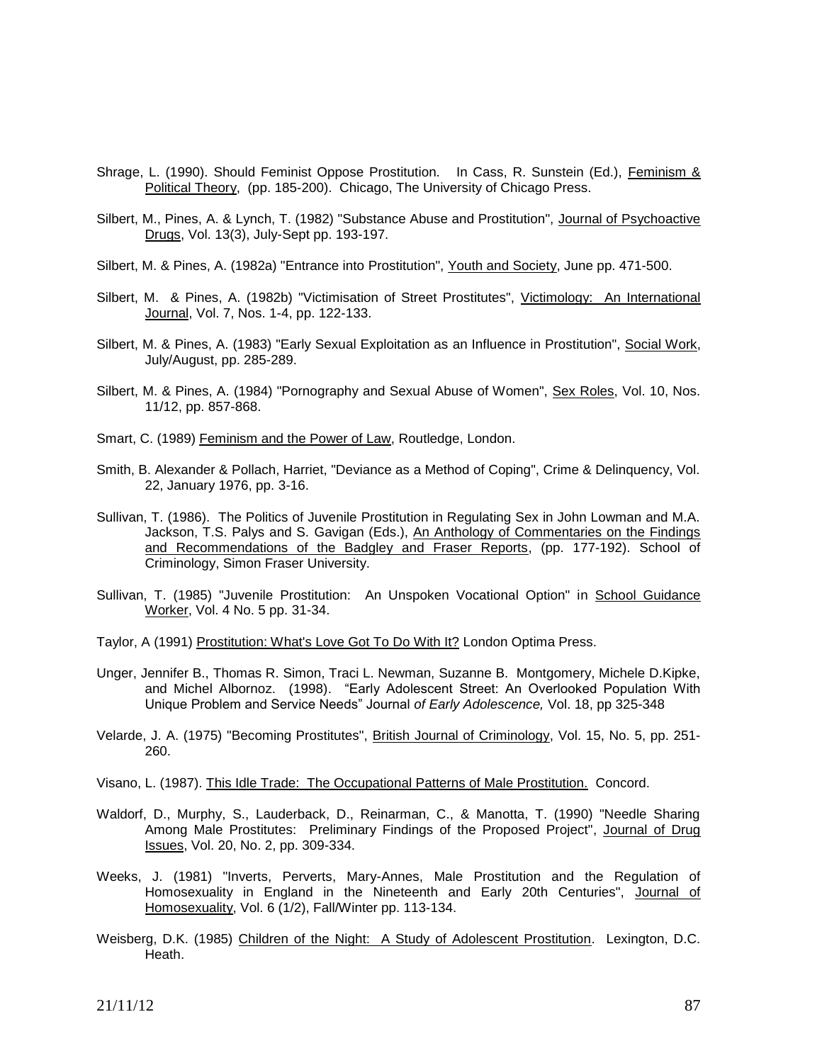Shrage, L. (1990). Should Feminist Oppose Prostitution. In Cass, R. Sunstein (Ed.), Feminism & Political Theory, (pp. 185-200). Chicago, The University of Chicago Press.

Silbert, M., Pines, A. & Lynch, T. (1982) "Substance Abuse and Prostitution", Journal of Psychoactive Drugs, Vol. 13(3), July-Sept pp. 193-197.

Silbert, M. & Pines, A. (1982a) "Entrance into Prostitution", Youth and Society, June pp. 471-500.

Silbert, M. & Pines, A. (1982b) "Victimisation of Street Prostitutes", Victimology: An International Journal, Vol. 7, Nos. 1-4, pp. 122-133.

Silbert, M. & Pines, A. (1983) "Early Sexual Exploitation as an Influence in Prostitution", Social Work, July/August, pp. 285-289.

Silbert, M. & Pines, A. (1984) "Pornography and Sexual Abuse of Women", Sex Roles, Vol. 10, Nos. 11/12, pp. 857-868.

Smart, C. (1989) Feminism and the Power of Law, Routledge, London.

Smith, B. Alexander & Pollach, Harriet, "Deviance as a Method of Coping", Crime & Delinquency, Vol. 22, January 1976, pp. 3-16.

Sullivan, T. (1986). The Politics of Juvenile Prostitution in Regulating Sex in John Lowman and M.A. Jackson, T.S. Palys and S. Gavigan (Eds.), An Anthology of Commentaries on the Findings and Recommendations of the Badgley and Fraser Reports, (pp. 177-192). School of Criminology, Simon Fraser University.

Sullivan, T. (1985) "Juvenile Prostitution: An Unspoken Vocational Option" in School Guidance Worker, Vol. 4 No. 5 pp. 31-34.

Taylor, A (1991) Prostitution: What's Love Got To Do With It? London Optima Press.

Unger, Jennifer B., Thomas R. Simon, Traci L. Newman, Suzanne B. Montgomery, Michele D.Kipke, and Michel Albornoz. (1998). "Early Adolescent Street: An Overlooked Population With Unique Problem and Service Needs" Journal *of Early Adolescence,* Vol. 18, pp 325-348

Velarde, J. A. (1975) "Becoming Prostitutes", British Journal of Criminology, Vol. 15, No. 5, pp. 251-260.

Visano, L. (1987). This Idle Trade: The Occupational Patterns of Male Prostitution. Concord.

Waldorf, D., Murphy, S., Lauderback, D., Reinarman, C., & Manotta, T. (1990) "Needle Sharing Among Male Prostitutes: Preliminary Findings of the Proposed Project", Journal of Drug Issues, Vol. 20, No. 2, pp. 309-334.

Weeks, J. (1981) "Inverts, Perverts, Mary-Annes, Male Prostitution and the Regulation of Homosexuality in England in the Nineteenth and Early 20th Centuries", Journal of Homosexuality, Vol. 6 (1/2), Fall/Winter pp. 113-134.

Weisberg, D.K. (1985) Children of the Night: A Study of Adolescent Prostitution. Lexington, D.C. Heath.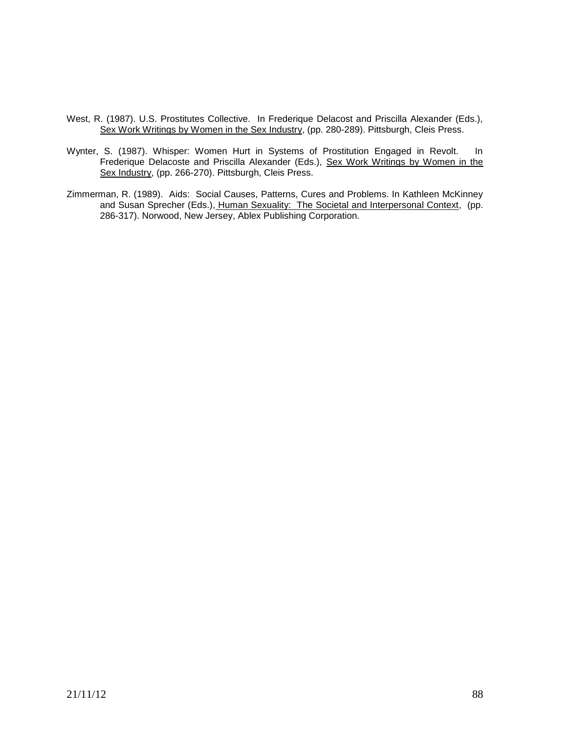West, R. (1987). U.S. Prostitutes Collective. In Frederique Delacost and Priscilla Alexander (Eds.), Sex Work Writings by Women in the Sex Industry, (pp. 280-289). Pittsburgh, Cleis Press.

Wynter, S. (1987). Whisper: Women Hurt in Systems of Prostitution Engaged in Revolt. In Frederique Delacoste and Priscilla Alexander (Eds.), Sex Work Writings by Women in the Sex Industry, (pp. 266-270). Pittsburgh, Cleis Press.

Zimmerman, R. (1989). Aids: Social Causes, Patterns, Cures and Problems. In Kathleen McKinney and Susan Sprecher (Eds.), Human Sexuality: The Societal and Interpersonal Context, (pp. 286-317). Norwood, New Jersey, Ablex Publishing Corporation.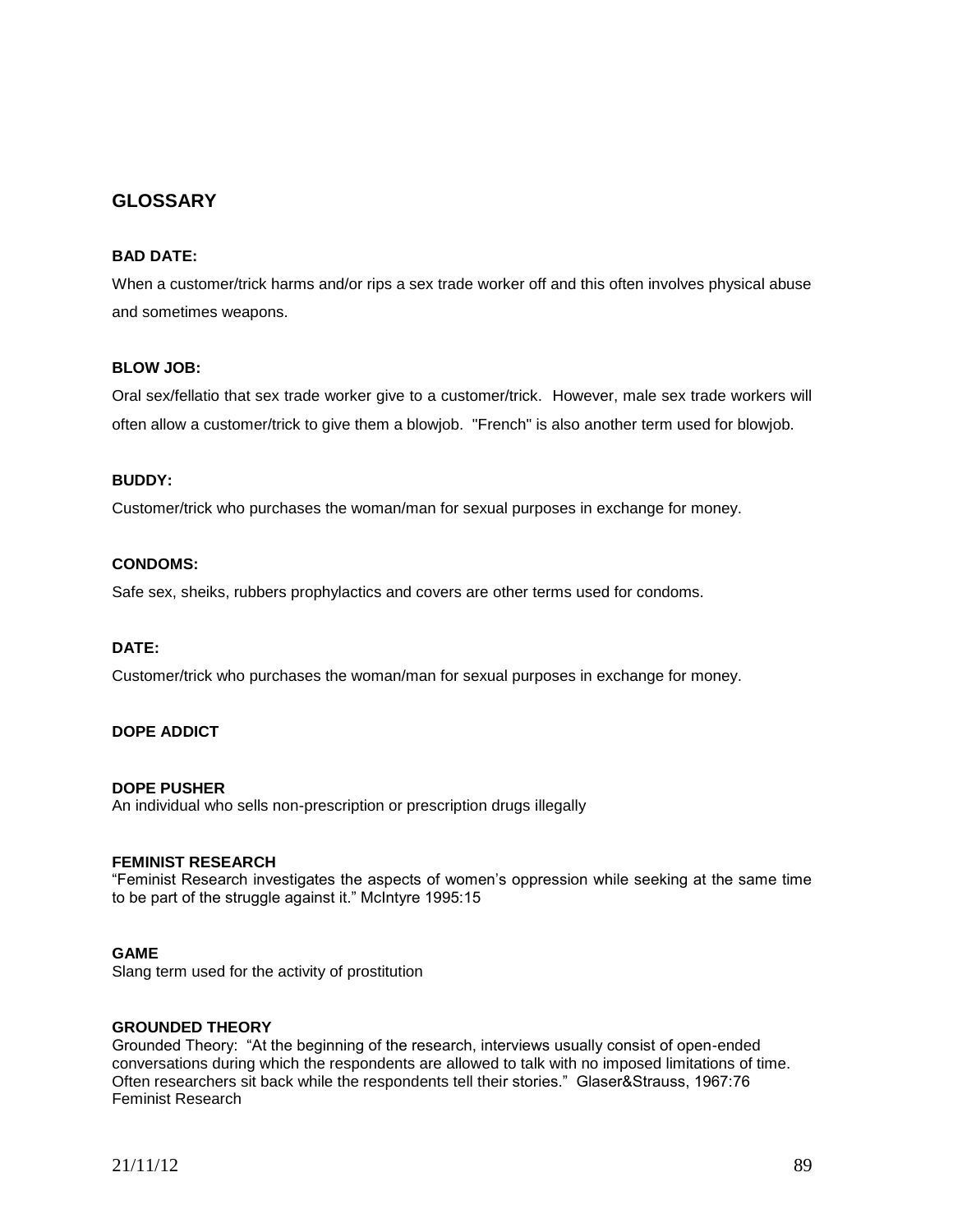## GLOSSARY

**BAD DATE:**

When a customer/trick harms and/or rips a sex trade worker off and this often involves physical abuse and sometimes weapons.

**BLOW JOB:**

Oral sex/fellatio that sex trade worker give to a customer/trick. However, male sex trade workers will often allow a customer/trick to give them a blowjob. "French" is also another term used for blowjob.

**BUDDY:**

Customer/trick who purchases the woman/man for sexual purposes in exchange for money.

**CONDOMS:**

Safe sex, sheiks, rubbers prophylactics and covers are other terms used for condoms.

**DATE:**

Customer/trick who purchases the woman/man for sexual purposes in exchange for money.

**DOPE ADDICT**

**DOPE PUSHER**

An individual who sells non-prescription or prescription drugs illegally

**FEMINIST RESEARCH**

"Feminist Research investigates the aspects of women's oppression while seeking at the same time to be part of the struggle against it." McIntyre 1995:15

**GAME**

Slang term used for the activity of prostitution

**GROUNDED THEORY**

Grounded Theory: "At the beginning of the research, interviews usually consist of open-ended conversations during which the respondents are allowed to talk with no imposed limitations of time. Often researchers sit back while the respondents tell their stories." Glaser&Strauss, 1967:76
Feminist Research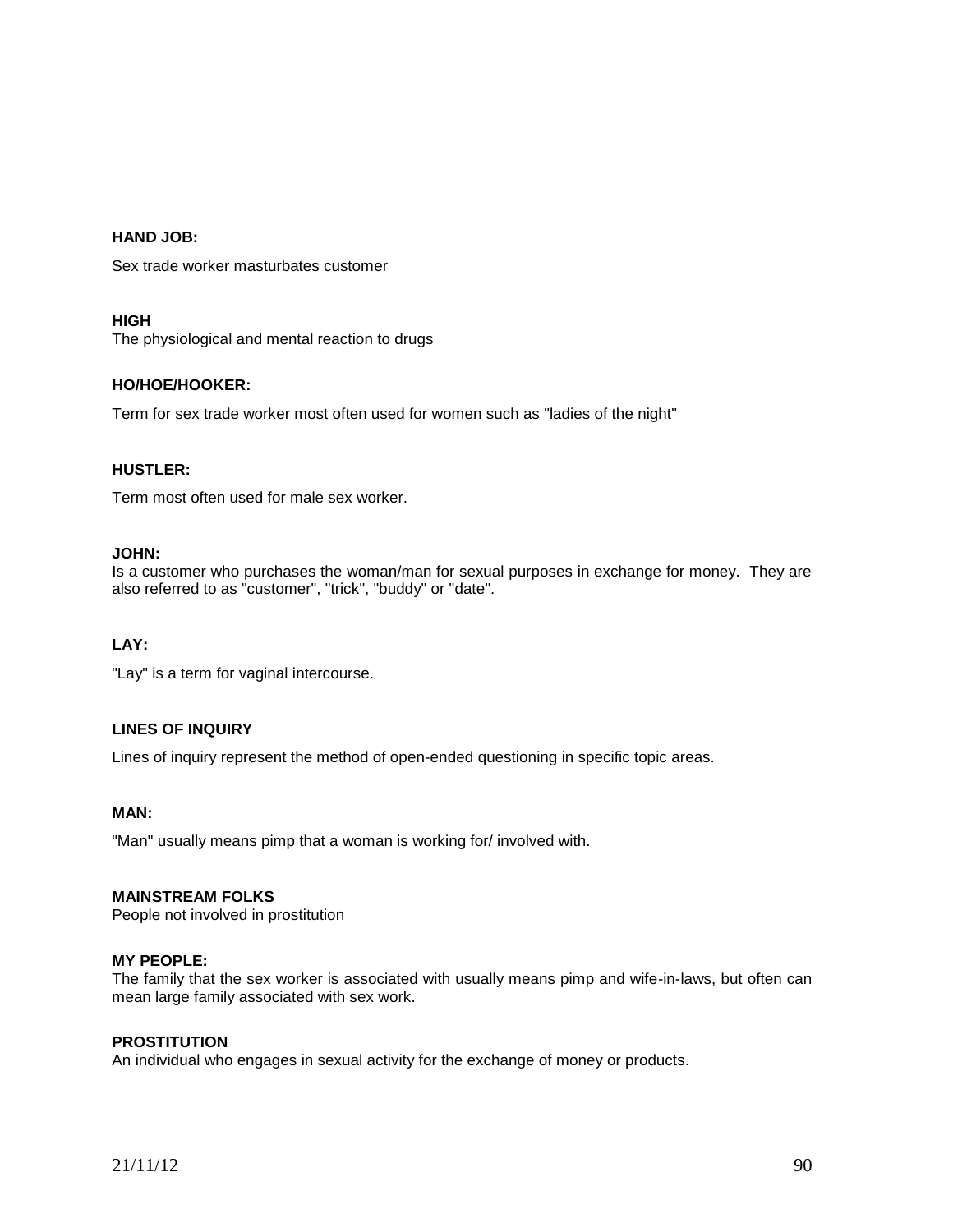**HAND JOB:**

Sex trade worker masturbates customer

**HIGH**

The physiological and mental reaction to drugs

**HO/HOE/HOOKER:**

Term for sex trade worker most often used for women such as "ladies of the night"

**HUSTLER:**

Term most often used for male sex worker.

**JOHN:**

Is a customer who purchases the woman/man for sexual purposes in exchange for money. They are also referred to as "customer", "trick", "buddy" or "date".

**LAY:**

"Lay" is a term for vaginal intercourse.

**LINES OF INQUIRY**

Lines of inquiry represent the method of open-ended questioning in specific topic areas.

**MAN:**

"Man" usually means pimp that a woman is working for/ involved with.

**MAINSTREAM FOLKS**

People not involved in prostitution

**MY PEOPLE:**

The family that the sex worker is associated with usually means pimp and wife-in-laws, but often can mean large family associated with sex work.

**PROSTITUTION**

An individual who engages in sexual activity for the exchange of money or products.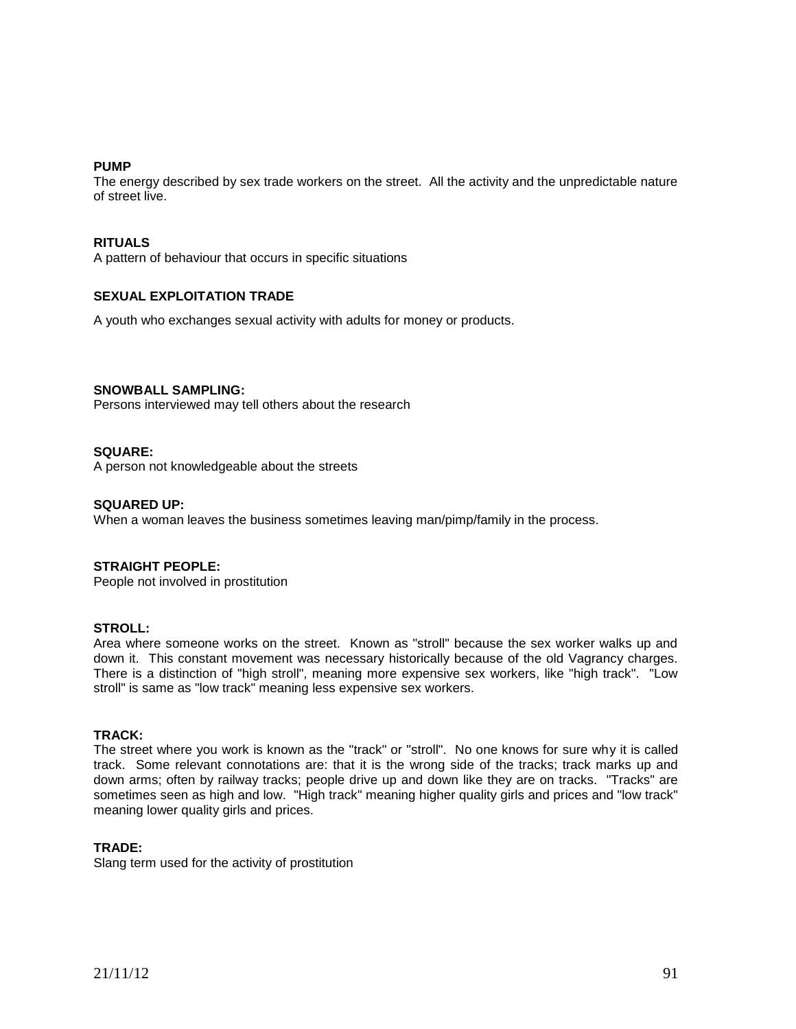**PUMP**
The energy described by sex trade workers on the street. All the activity and the unpredictable nature of street live.

**RITUALS**
A pattern of behaviour that occurs in specific situations

**SEXUAL EXPLOITATION TRADE**

A youth who exchanges sexual activity with adults for money or products.

**SNOWBALL SAMPLING:**
Persons interviewed may tell others about the research

**SQUARE:**
A person not knowledgeable about the streets

**SQUARED UP:**
When a woman leaves the business sometimes leaving man/pimp/family in the process.

**STRAIGHT PEOPLE:**
People not involved in prostitution

**STROLL:**
Area where someone works on the street. Known as "stroll" because the sex worker walks up and down it. This constant movement was necessary historically because of the old Vagrancy charges. There is a distinction of "high stroll", meaning more expensive sex workers, like "high track". "Low stroll" is same as "low track" meaning less expensive sex workers.

**TRACK:**
The street where you work is known as the "track" or "stroll". No one knows for sure why it is called track. Some relevant connotations are: that it is the wrong side of the tracks; track marks up and down arms; often by railway tracks; people drive up and down like they are on tracks. "Tracks" are sometimes seen as high and low. "High track" meaning higher quality girls and prices and "low track" meaning lower quality girls and prices.

**TRADE:**
Slang term used for the activity of prostitution

21/11/12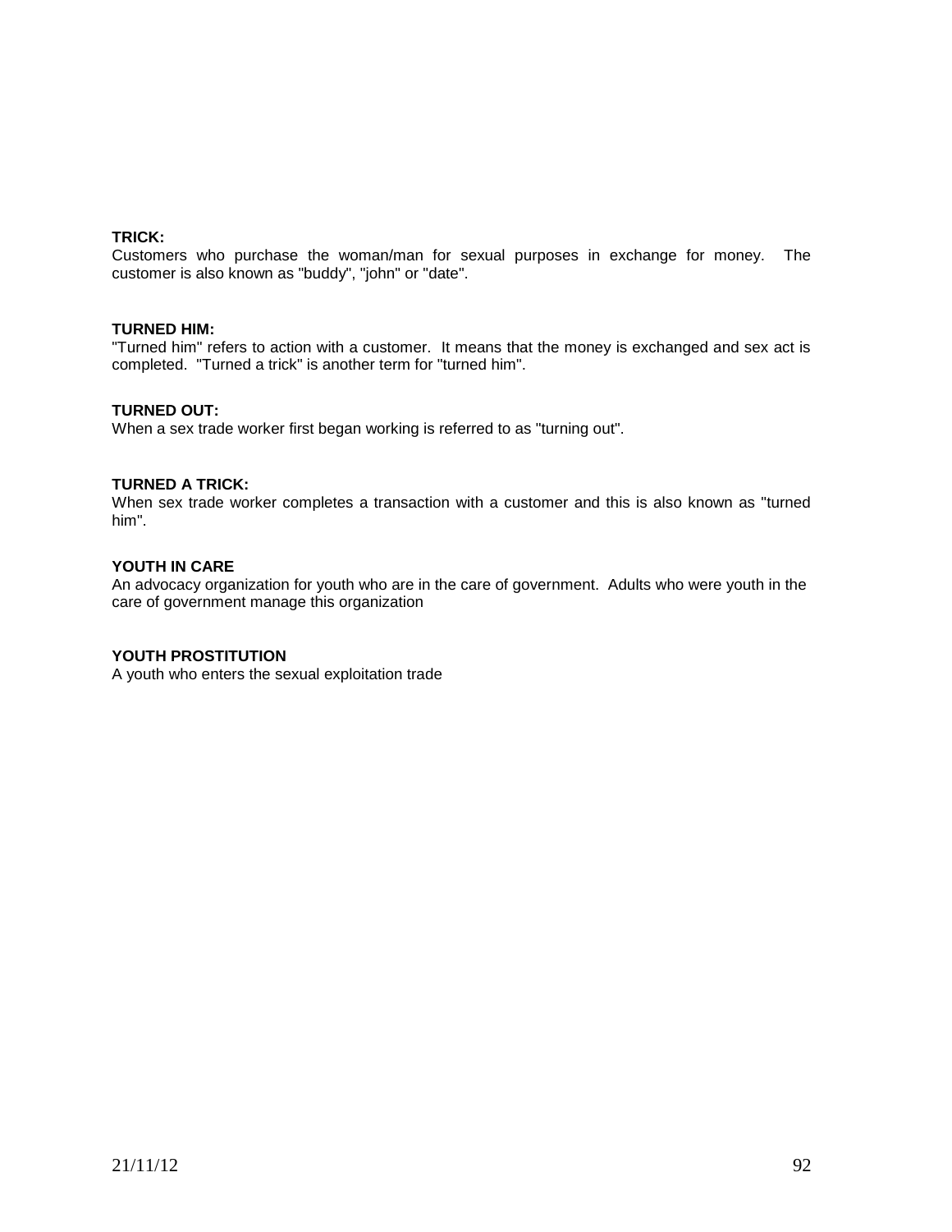**TRICK:**
Customers who purchase the woman/man for sexual purposes in exchange for money. The customer is also known as "buddy", "john" or "date".

**TURNED HIM:**
"Turned him" refers to action with a customer. It means that the money is exchanged and sex act is completed. "Turned a trick" is another term for "turned him".

**TURNED OUT:**
When a sex trade worker first began working is referred to as "turning out".

**TURNED A TRICK:**
When sex trade worker completes a transaction with a customer and this is also known as "turned him".

**YOUTH IN CARE**
An advocacy organization for youth who are in the care of government. Adults who were youth in the care of government manage this organization

**YOUTH PROSTITUTION**
A youth who enters the sexual exploitation trade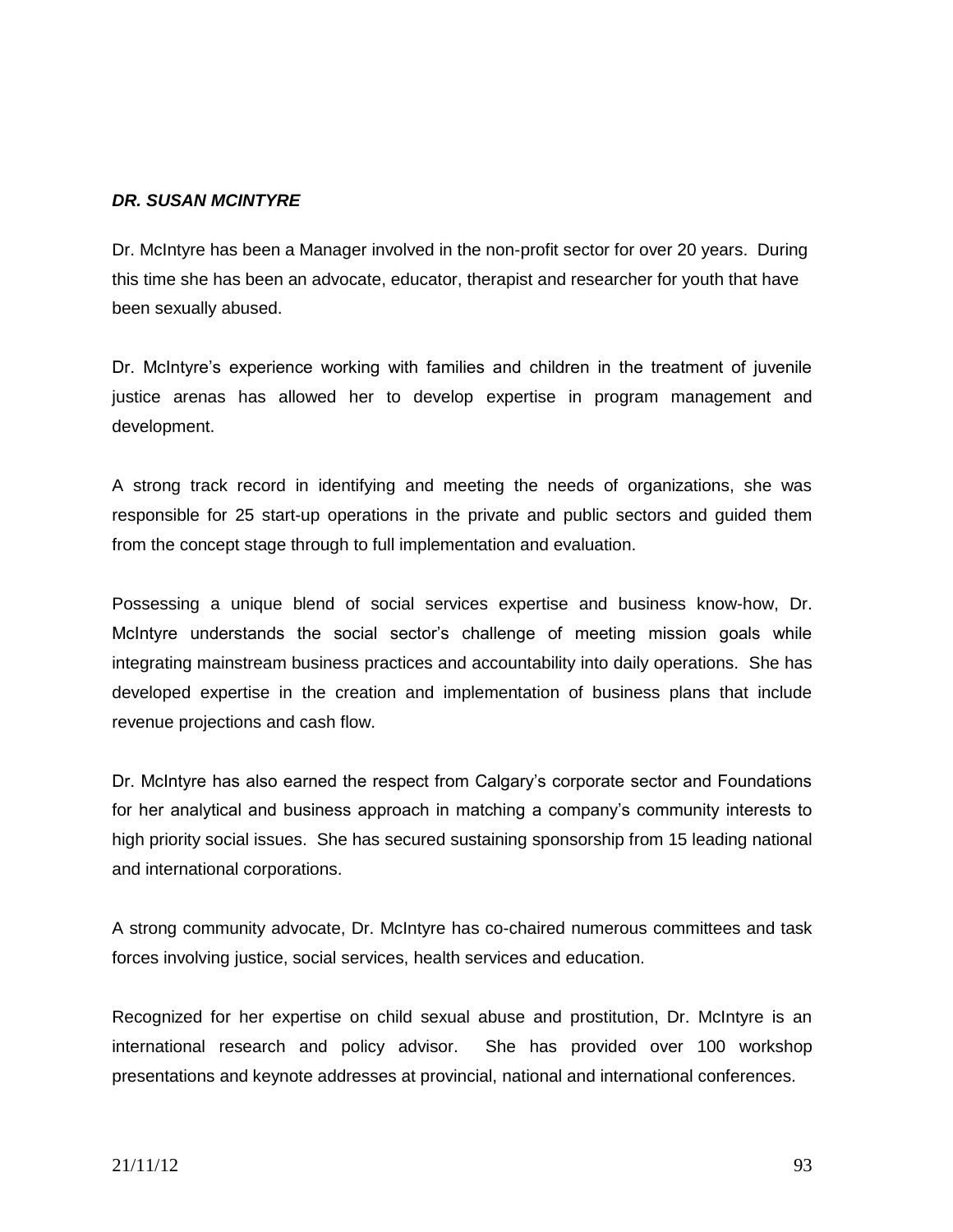***DR. SUSAN MCINTYRE***

Dr. McIntyre has been a Manager involved in the non-profit sector for over 20 years. During this time she has been an advocate, educator, therapist and researcher for youth that have been sexually abused.

Dr. McIntyre's experience working with families and children in the treatment of juvenile justice arenas has allowed her to develop expertise in program management and development.

A strong track record in identifying and meeting the needs of organizations, she was responsible for 25 start-up operations in the private and public sectors and guided them from the concept stage through to full implementation and evaluation.

Possessing a unique blend of social services expertise and business know-how, Dr. McIntyre understands the social sector's challenge of meeting mission goals while integrating mainstream business practices and accountability into daily operations. She has developed expertise in the creation and implementation of business plans that include revenue projections and cash flow.

Dr. McIntyre has also earned the respect from Calgary's corporate sector and Foundations for her analytical and business approach in matching a company's community interests to high priority social issues. She has secured sustaining sponsorship from 15 leading national and international corporations.

A strong community advocate, Dr. McIntyre has co-chaired numerous committees and task forces involving justice, social services, health services and education.

Recognized for her expertise on child sexual abuse and prostitution, Dr. McIntyre is an international research and policy advisor. She has provided over 100 workshop presentations and keynote addresses at provincial, national and international conferences.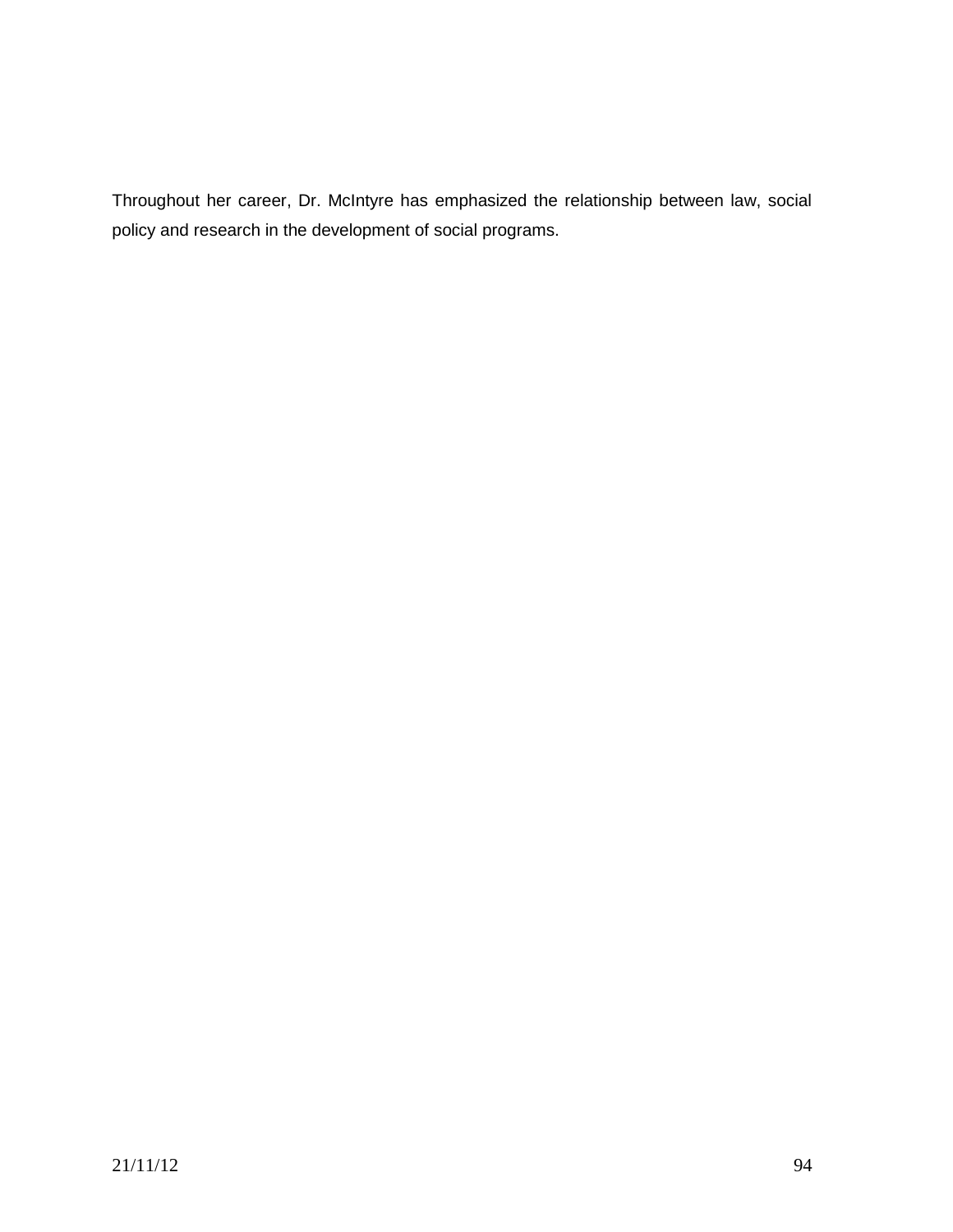Throughout her career, Dr. McIntyre has emphasized the relationship between law, social policy and research in the development of social programs.